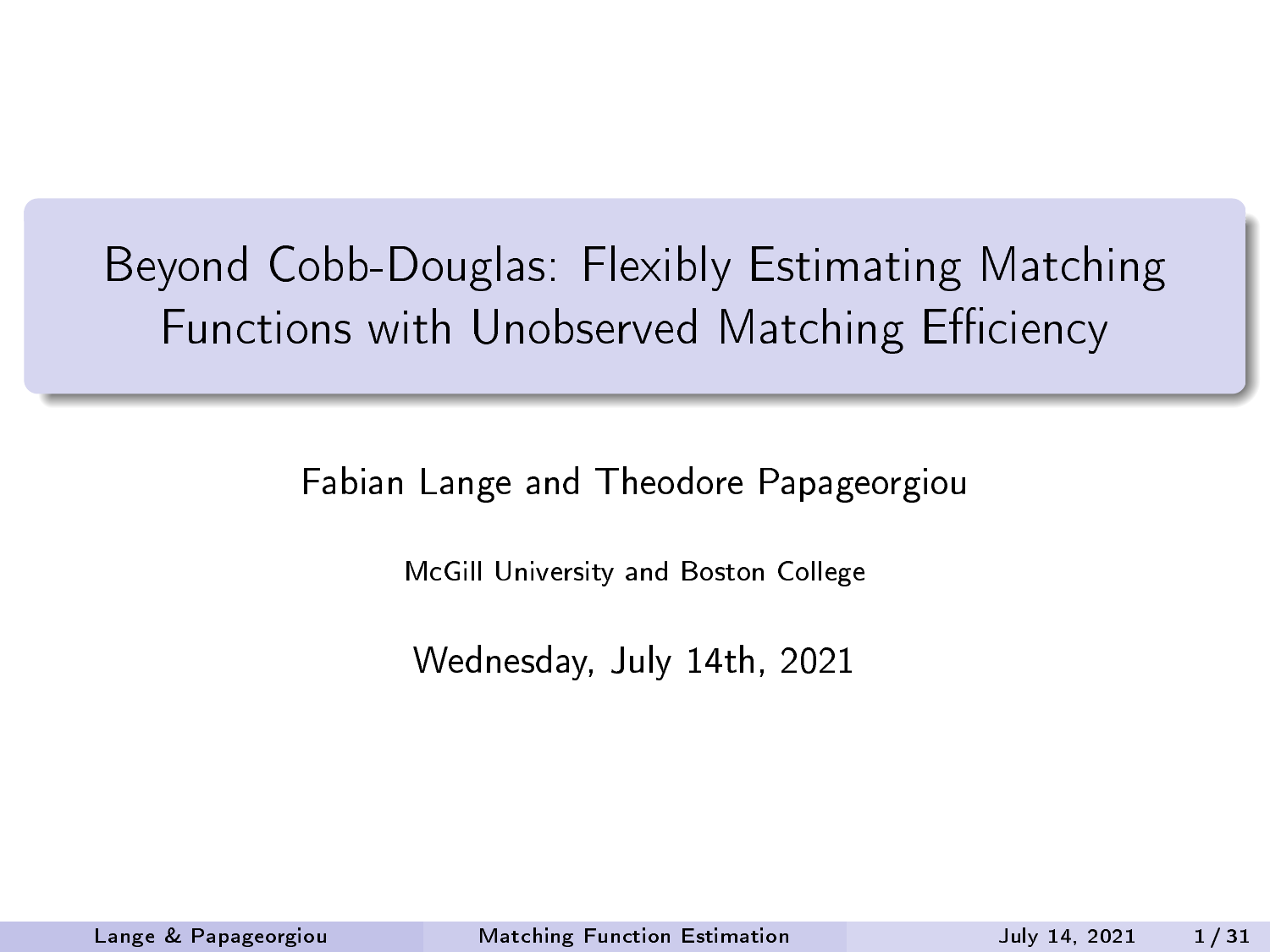# Beyond Cobb-Douglas: Flexibly Estimating Matching Functions with Unobserved Matching Efficiency

Fabian Lange and Theodore Papageorgiou

McGill University and Boston College

Wednesday, July 14th, 2021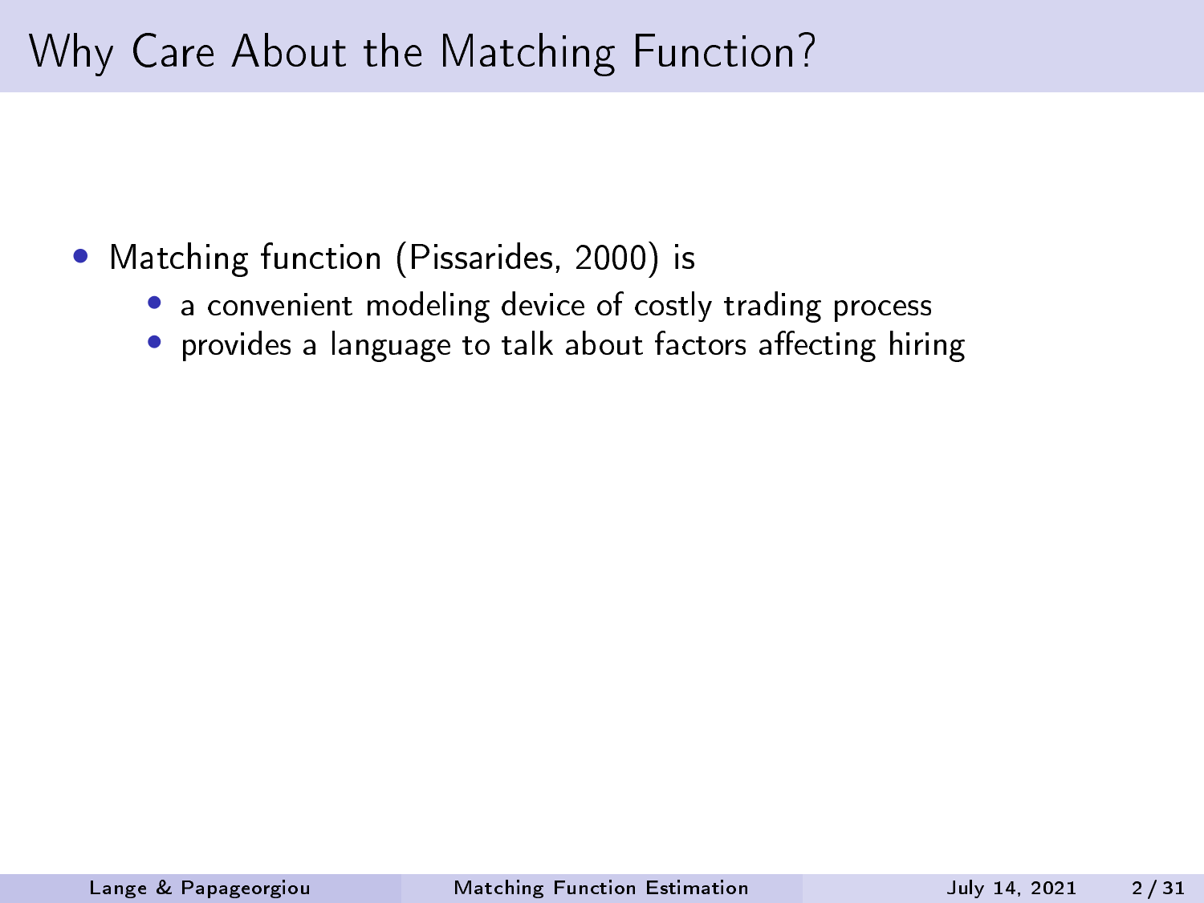# Why Care About the Matching Function?

- Matching function (Pissarides, 2000) is
  - a convenient modeling device of costly trading process
  - provides a language to talk about factors affecting hiring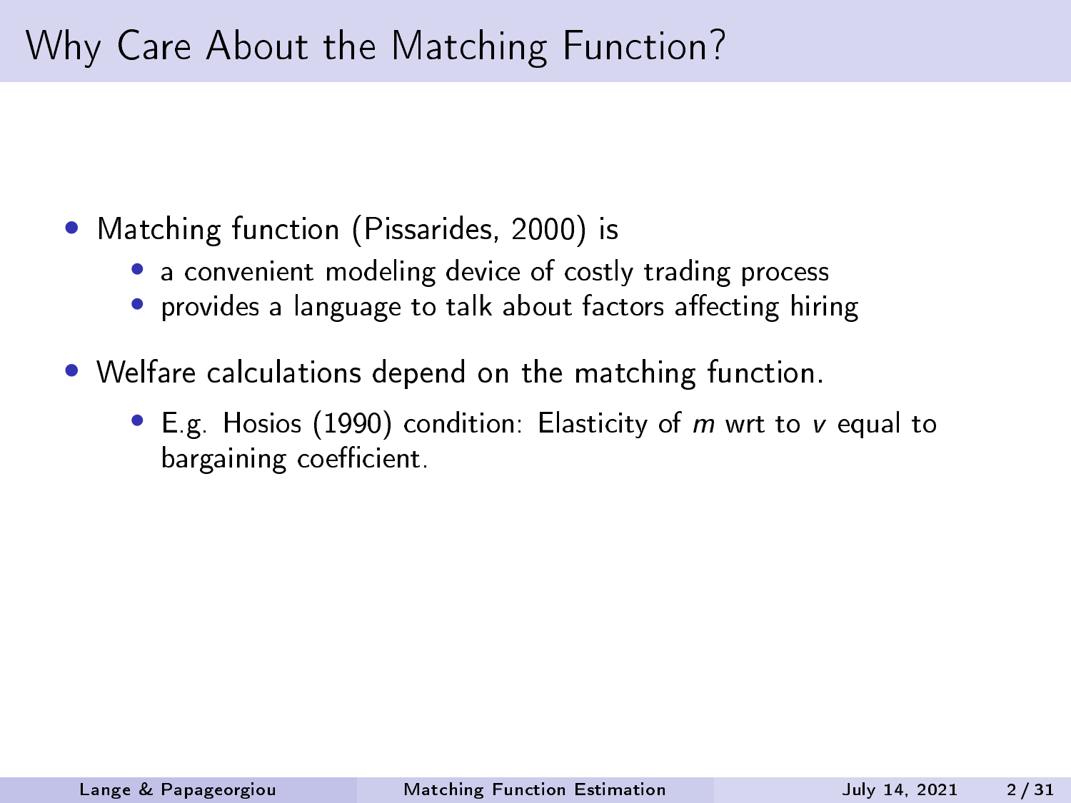# Why Care About the Matching Function?

- Matching function (Pissarides, 2000) is
  - a convenient modeling device of costly trading process
  - provides a language to talk about factors affecting hiring
- Welfare calculations depend on the matching function.
  - E.g. Hosios (1990) condition: Elasticity of $m$ wrt to $v$ equal to bargaining coefficient.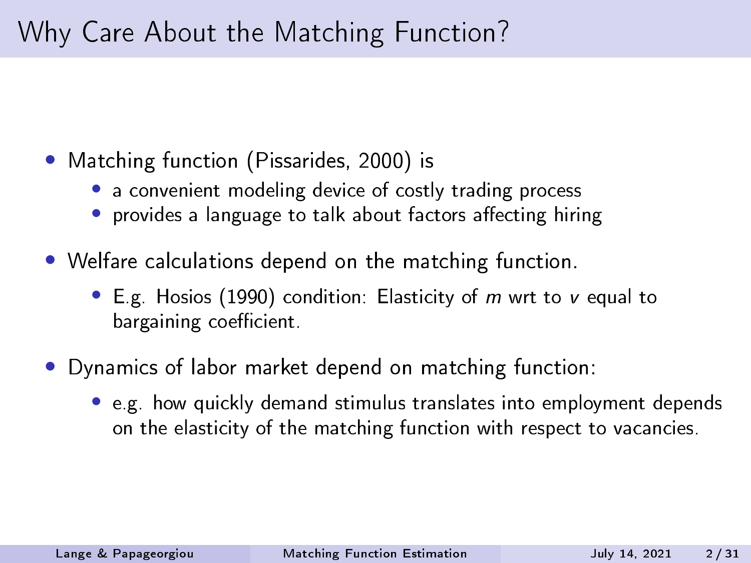# Why Care About the Matching Function?

- Matching function (Pissarides, 2000) is
  - a convenient modeling device of costly trading process
  - provides a language to talk about factors affecting hiring
- Welfare calculations depend on the matching function.
  - E.g. Hosios (1990) condition: Elasticity of $m$ wrt to $v$ equal to bargaining coefficient.
- Dynamics of labor market depend on matching function:
  - e.g. how quickly demand stimulus translates into employment depends on the elasticity of the matching function with respect to vacancies.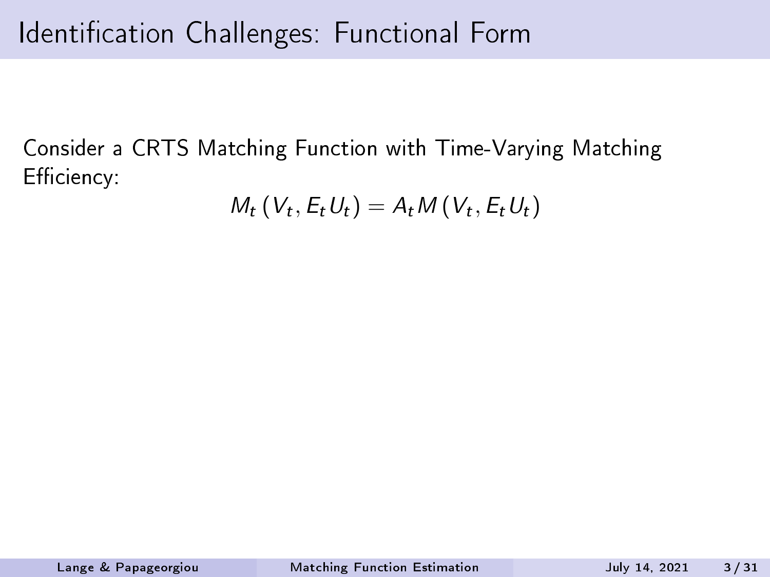# Identification Challenges: Functional Form

Consider a CRTS Matching Function with Time-Varying Matching Efficiency:

$$M_t\left(V_t, E_t U_t\right) = A_t M\left(V_t, E_t U_t\right)$$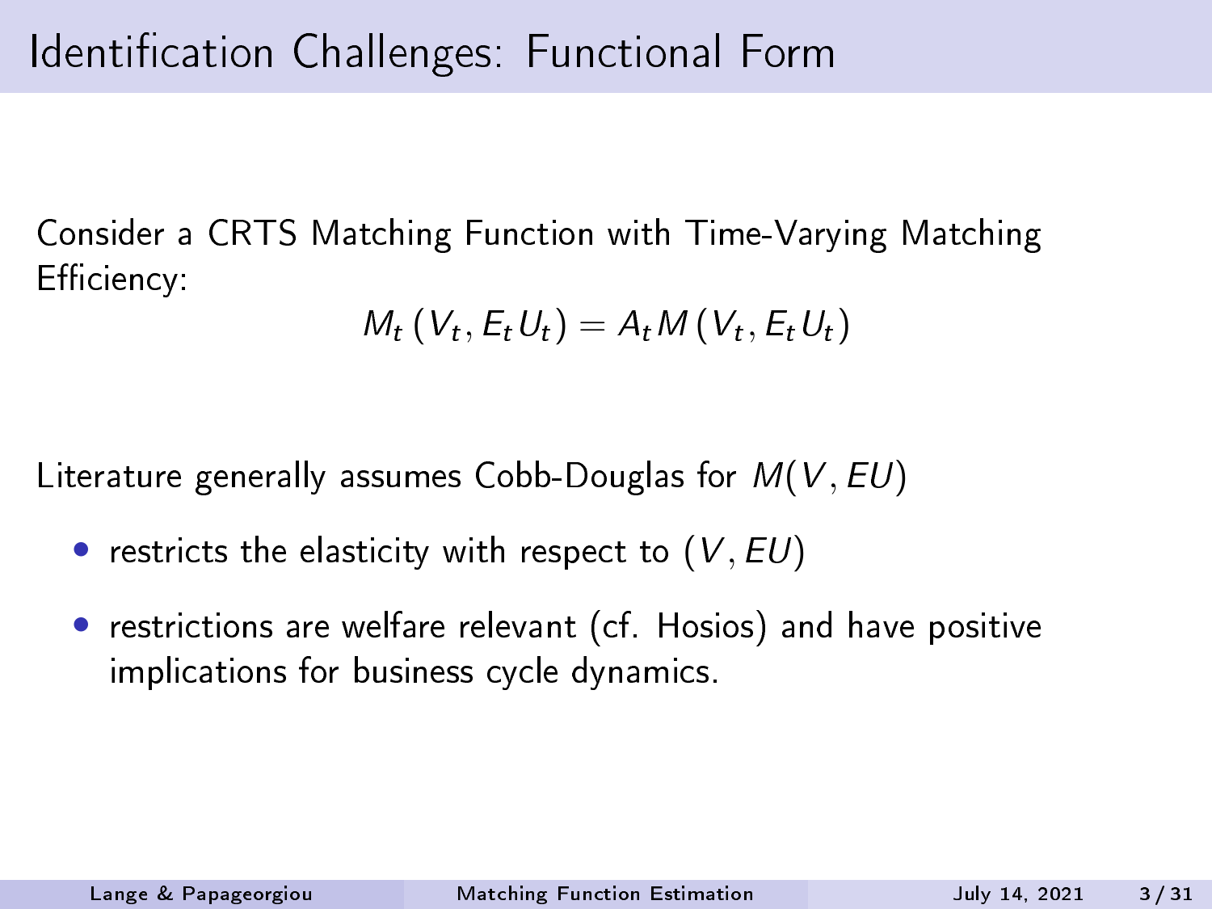# Identification Challenges: Functional Form

Consider a CRTS Matching Function with Time-Varying Matching Efficiency:

$$M_t\left(V_t, E_t U_t\right) = A_t M\left(V_t, E_t U_t\right)$$

Literature generally assumes Cobb-Douglas for $M(V, EU)$

- restricts the elasticity with respect to $(V, EU)$
- restrictions are welfare relevant (cf. Hosios) and have positive implications for business cycle dynamics.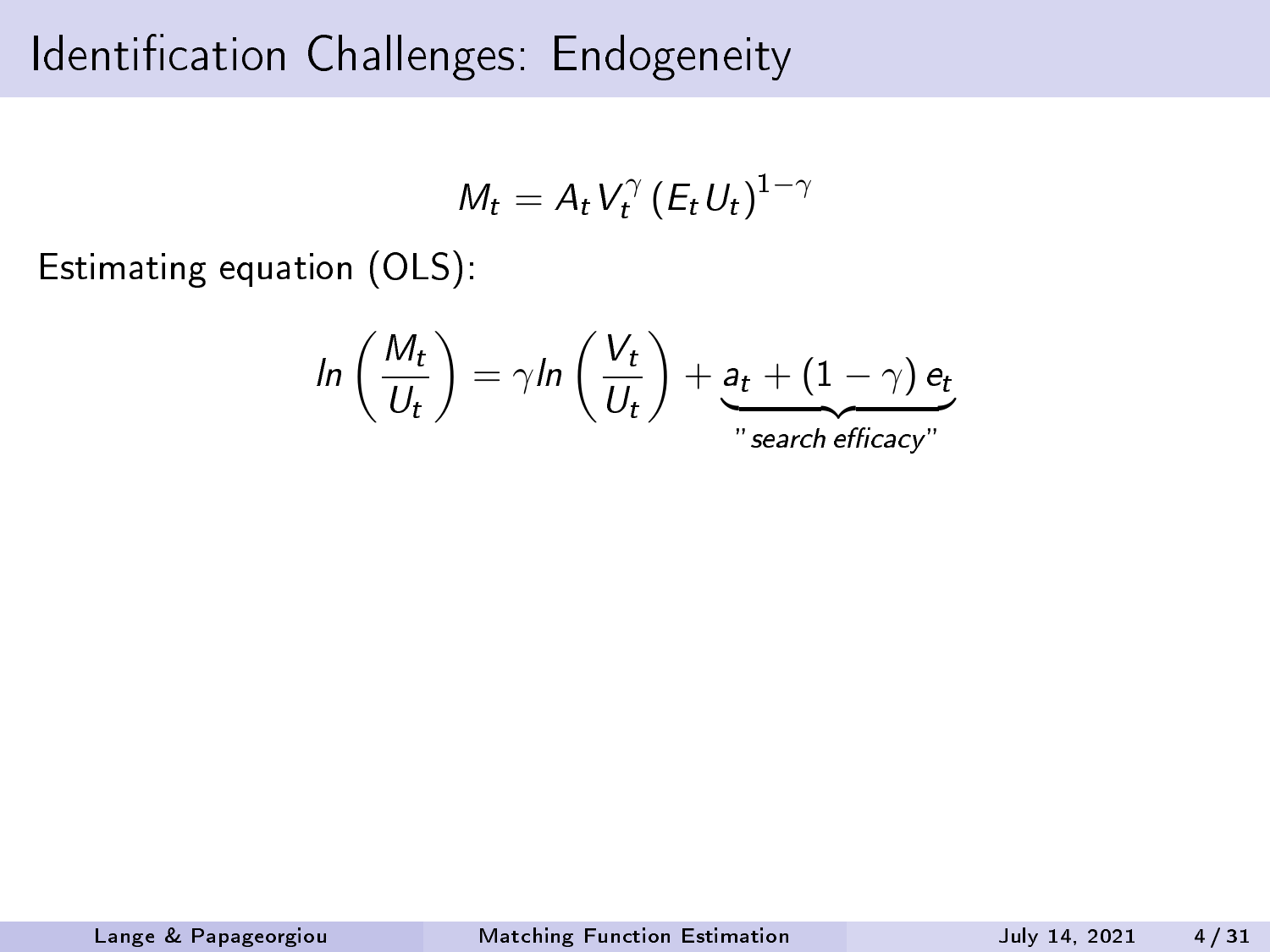# Identification Challenges: Endogeneity

$$M_t = A_t V_t^{\gamma} \left(E_t U_t\right)^{1-\gamma}$$

Estimating equation (OLS):

$$ln\left(\frac{M_t}{U_t}\right) = \gamma ln\left(\frac{V_t}{U_t}\right) + \underbrace{a_t + (1-\gamma)\, e_t}_{\text{"search efficacy"}}$$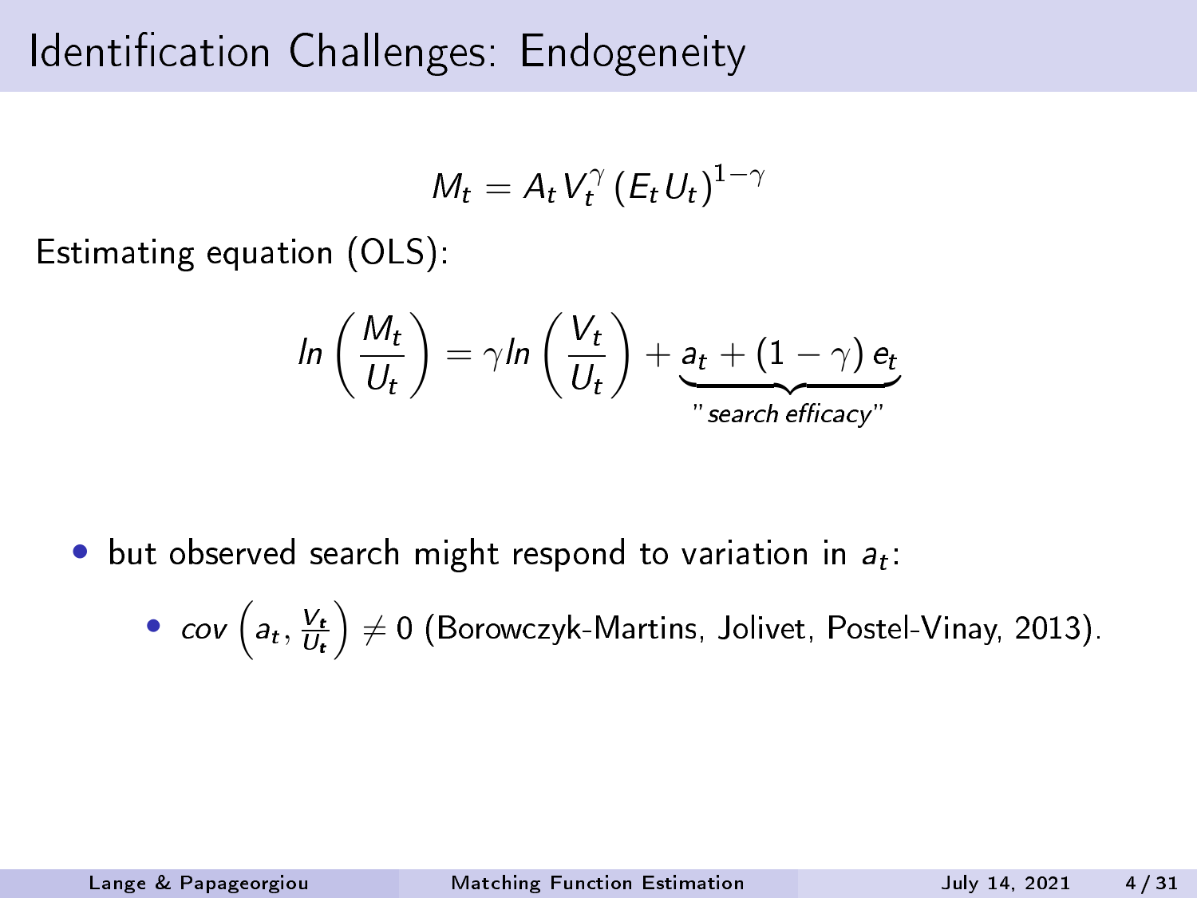# Identification Challenges: Endogeneity

$$M_t = A_t V_t^{\gamma} \left(E_t U_t\right)^{1-\gamma}$$

Estimating equation (OLS):

$$ln\left(\frac{M_t}{U_t}\right) = \gamma ln\left(\frac{V_t}{U_t}\right) + \underbrace{a_t + (1-\gamma)\, e_t}_{\text{"search efficacy"}}$$

- but observed search might respond to variation in $a_t$:
  - $cov\left(a_t, \frac{V_t}{U_t}\right) \neq 0$ (Borowczyk-Martins, Jolivet, Postel-Vinay, 2013).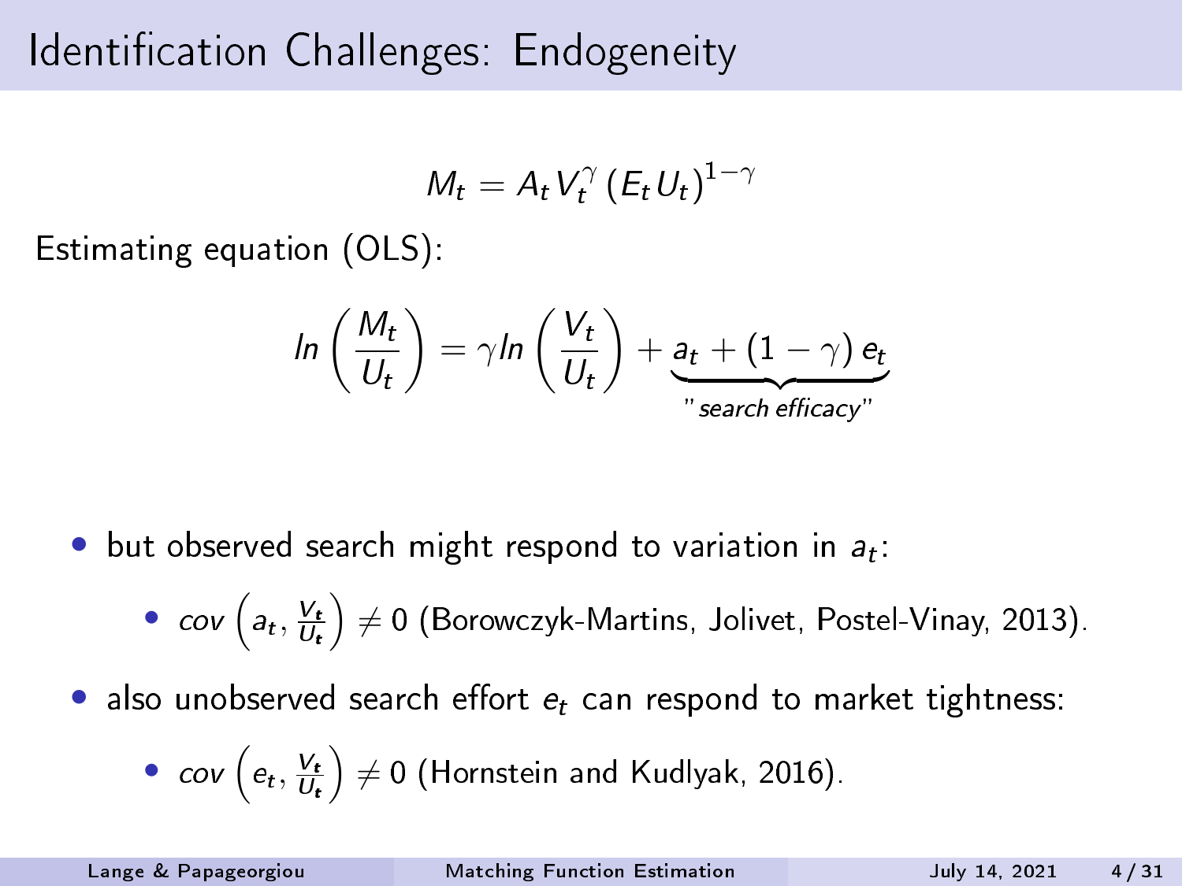# Identification Challenges: Endogeneity

$$M_t = A_t V_t^{\gamma} \left(E_t U_t\right)^{1-\gamma}$$

Estimating equation (OLS):

$$ln\left(\frac{M_t}{U_t}\right) = \gamma ln\left(\frac{V_t}{U_t}\right) + \underbrace{a_t + (1-\gamma)\, e_t}_{\text{"search efficacy"}}$$

- but observed search might respond to variation in $a_t$:
  - $cov\left(a_t, \frac{V_t}{U_t}\right) \neq 0$ (Borowczyk-Martins, Jolivet, Postel-Vinay, 2013).
- also unobserved search effort $e_t$ can respond to market tightness:
  - $cov\left(e_t, \frac{V_t}{U_t}\right) \neq 0$ (Hornstein and Kudlyak, 2016).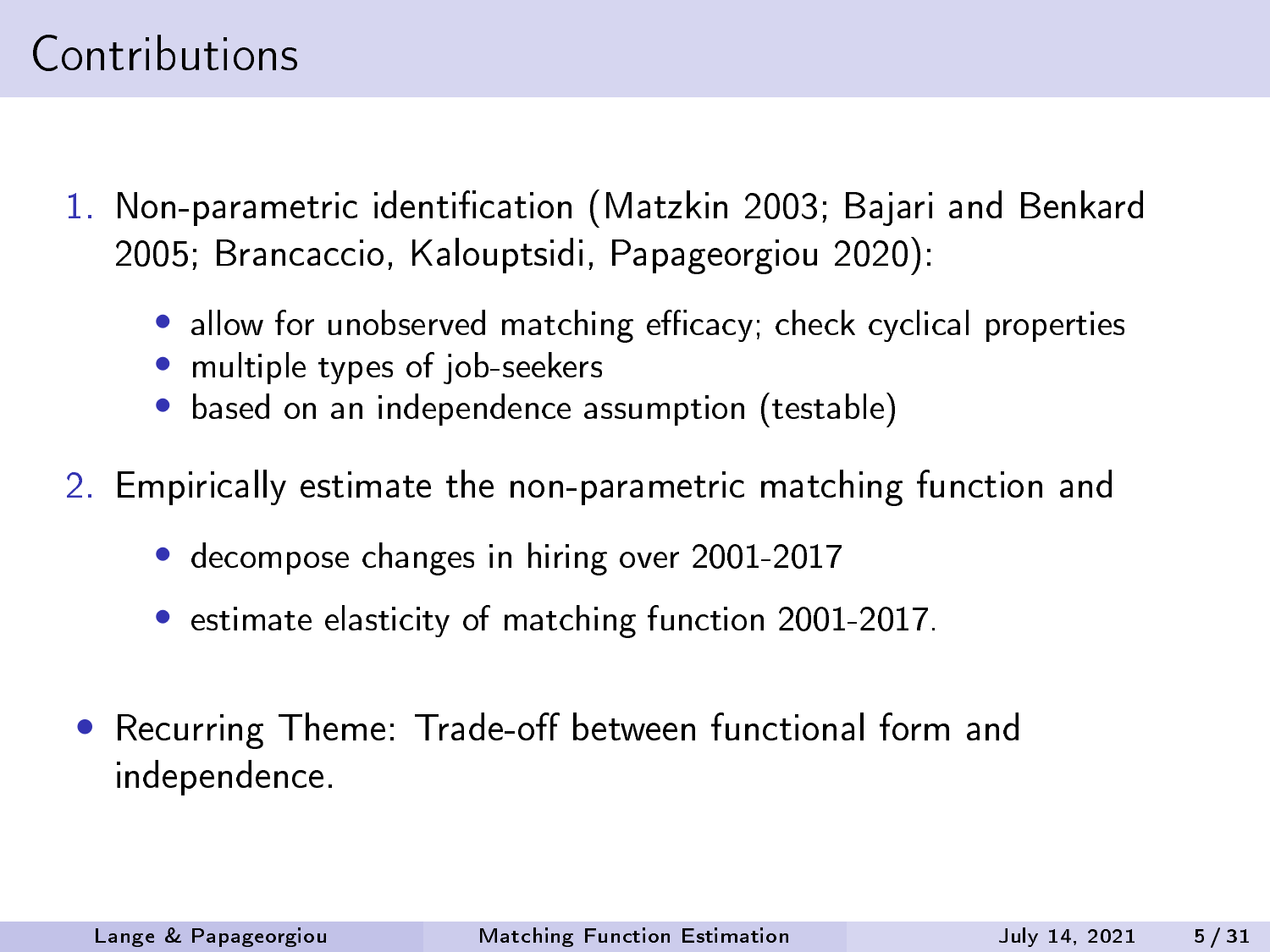# Contributions

1. Non-parametric identification (Matzkin 2003; Bajari and Benkard 2005; Brancaccio, Kalouptsidi, Papageorgiou 2020):
   - allow for unobserved matching efficacy; check cyclical properties
   - multiple types of job-seekers
   - based on an independence assumption (testable)
2. Empirically estimate the non-parametric matching function and
   - decompose changes in hiring over 2001-2017
   - estimate elasticity of matching function 2001-2017.

- Recurring Theme: Trade-off between functional form and independence.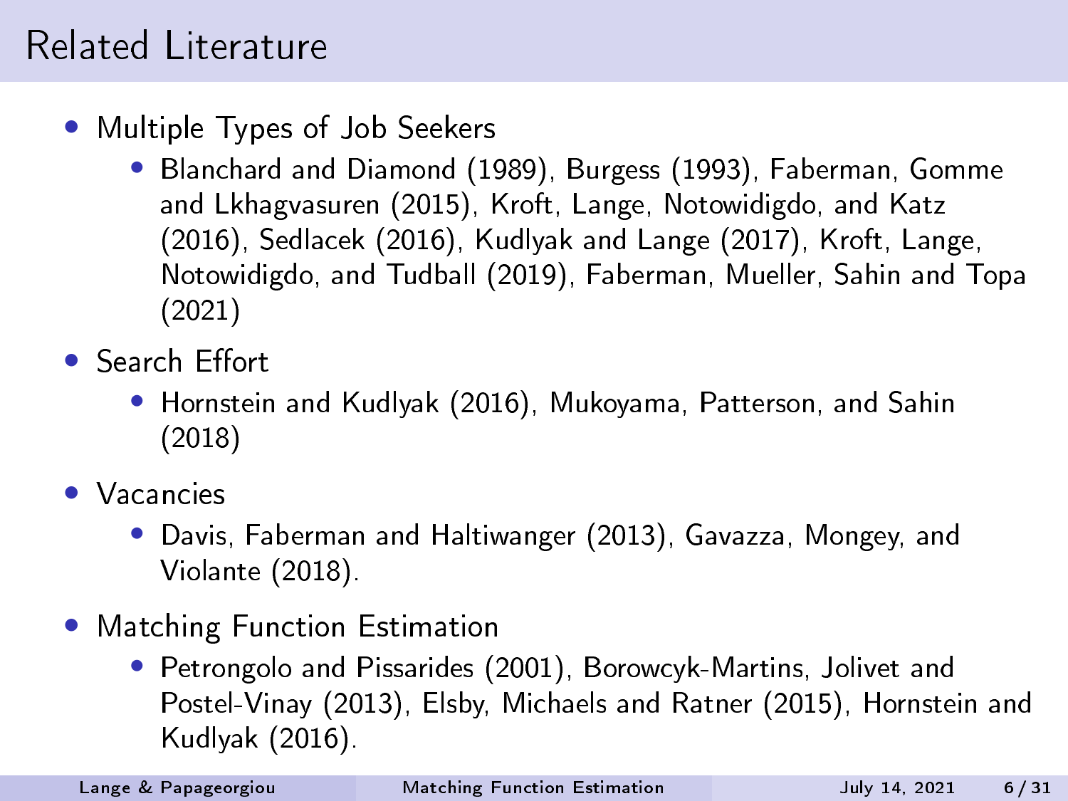# Related Literature

- Multiple Types of Job Seekers
  - Blanchard and Diamond (1989), Burgess (1993), Faberman, Gomme and Lkhagvasuren (2015), Kroft, Lange, Notowidigdo, and Katz (2016), Sedlacek (2016), Kudlyak and Lange (2017), Kroft, Lange, Notowidigdo, and Tudball (2019), Faberman, Mueller, Sahin and Topa (2021)
- Search Effort
  - Hornstein and Kudlyak (2016), Mukoyama, Patterson, and Sahin (2018)
- Vacancies
  - Davis, Faberman and Haltiwanger (2013), Gavazza, Mongey, and Violante (2018).
- Matching Function Estimation
  - Petrongolo and Pissarides (2001), Borowcyk-Martins, Jolivet and Postel-Vinay (2013), Elsby, Michaels and Ratner (2015), Hornstein and Kudlyak (2016).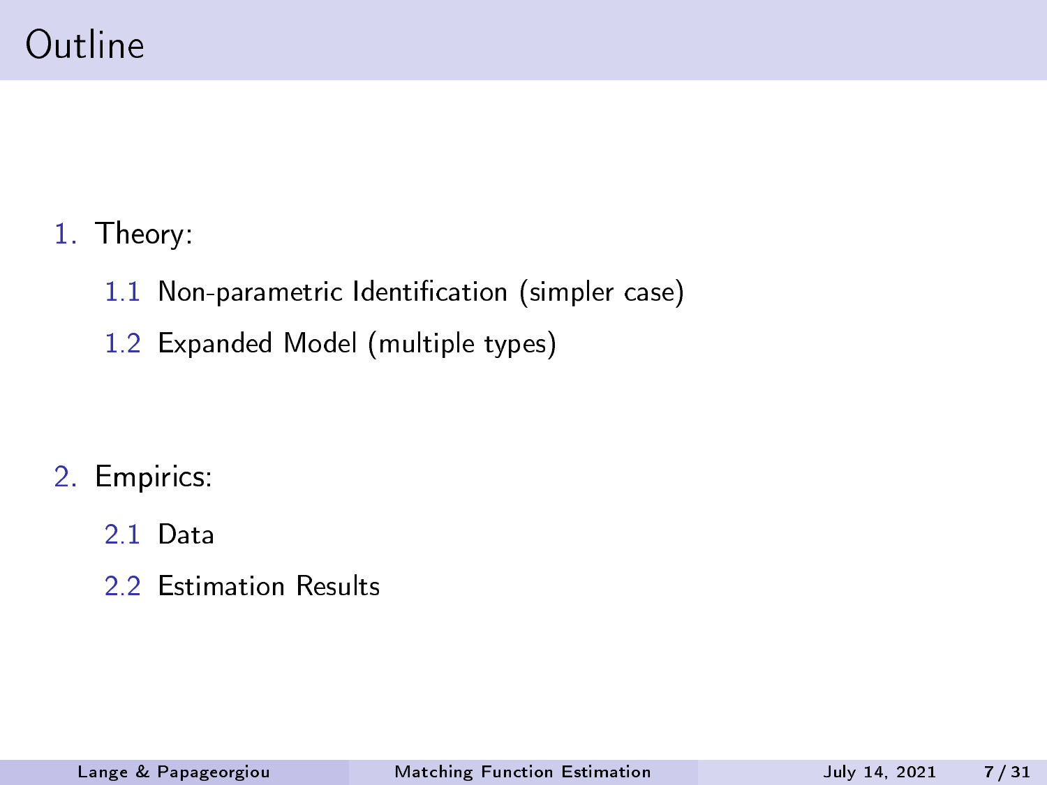# Outline

1. Theory:
   1.1 Non-parametric Identification (simpler case)
   1.2 Expanded Model (multiple types)

2. Empirics:
   2.1 Data
   2.2 Estimation Results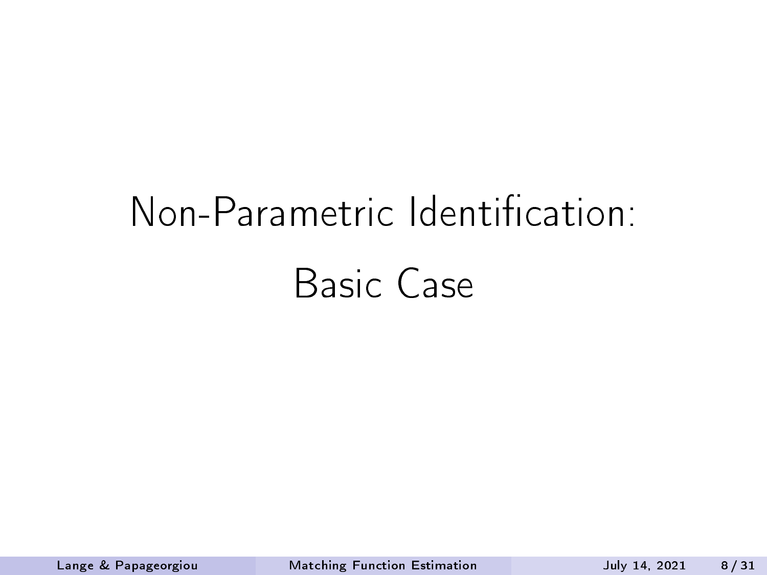# Non-Parametric Identification:

# Basic Case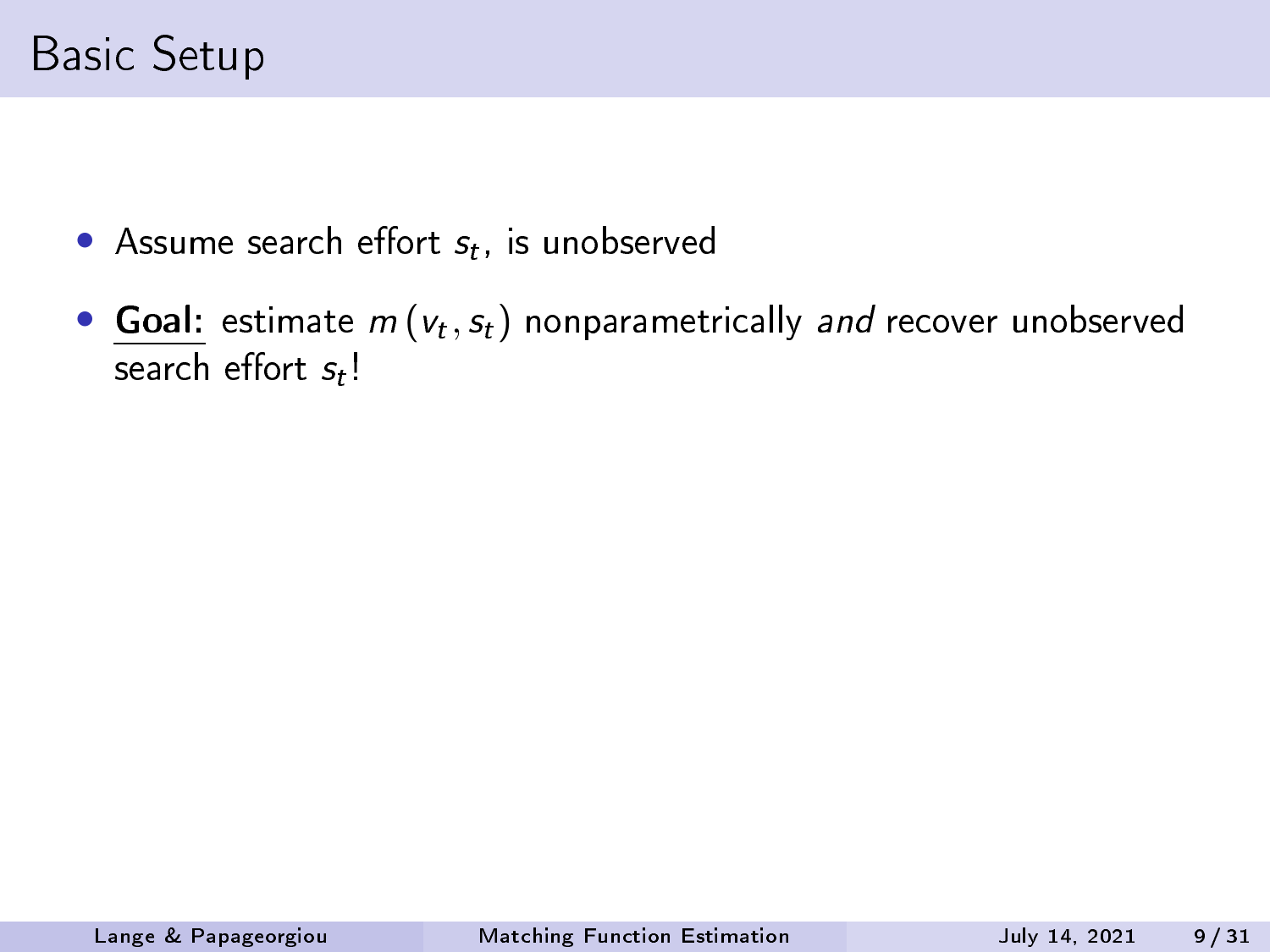# Basic Setup

- Assume search effort $s_t$, is unobserved
- **Goal:** estimate $m(v_t, s_t)$ nonparametrically *and* recover unobserved search effort $s_t$!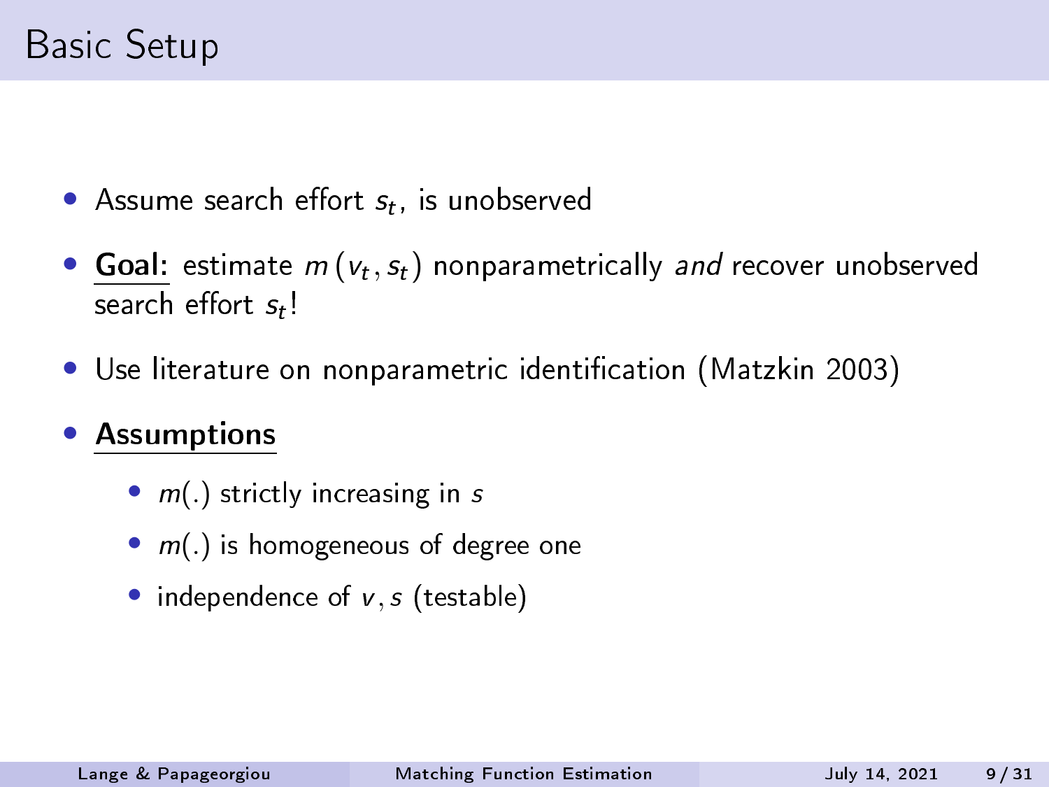# Basic Setup

- Assume search effort $s_t$, is unobserved
- **Goal:** estimate $m(v_t, s_t)$ nonparametrically *and* recover unobserved search effort $s_t$!
- Use literature on nonparametric identification (Matzkin 2003)
- **Assumptions**
  - $m(.)$ strictly increasing in $s$
  - $m(.)$ is homogeneous of degree one
  - independence of $v, s$ (testable)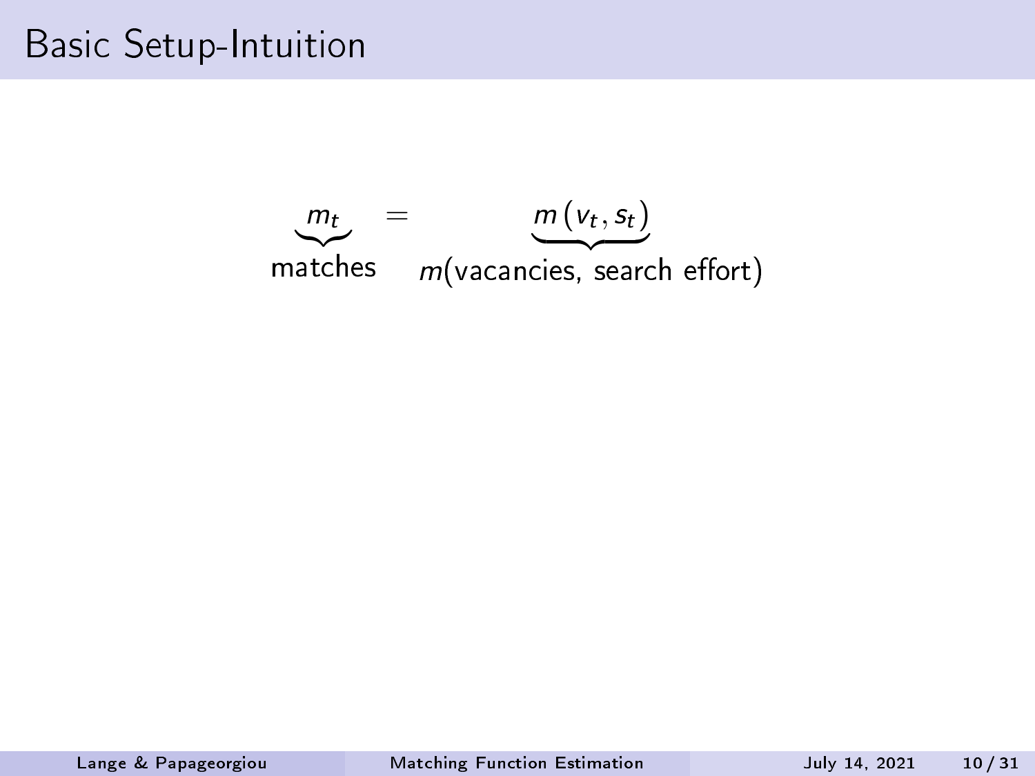# Basic Setup-Intuition

$$\underbrace{m_t}_{\text{matches}} = \underbrace{m\left(v_t, s_t\right)}_{m(\text{vacancies, search effort})}$$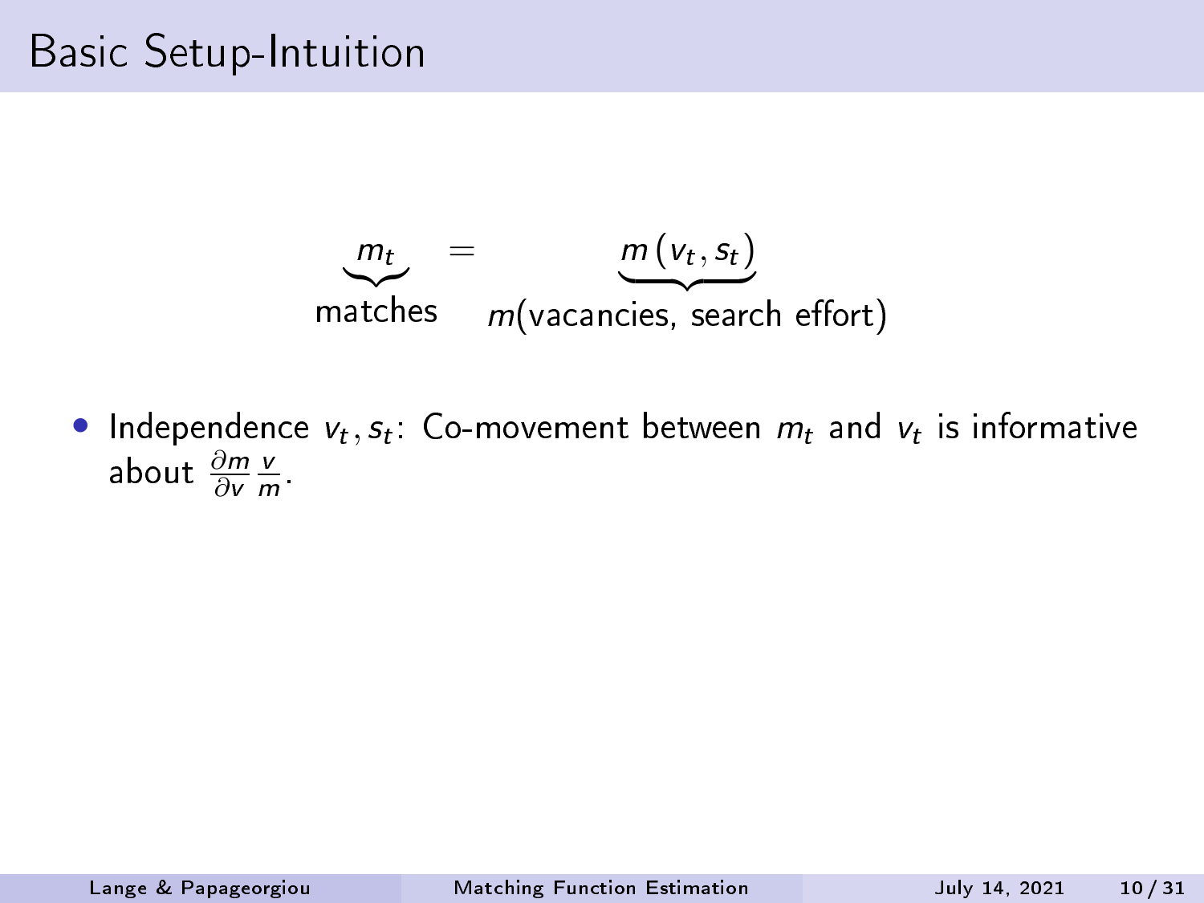# Basic Setup-Intuition

$$\underbrace{m_t}_{\text{matches}} = \underbrace{m\left(v_t, s_t\right)}_{m(\text{vacancies, search effort})}$$

- Independence $v_t, s_t$: Co-movement between $m_t$ and $v_t$ is informative about $\frac{\partial m}{\partial v}\frac{v}{m}$.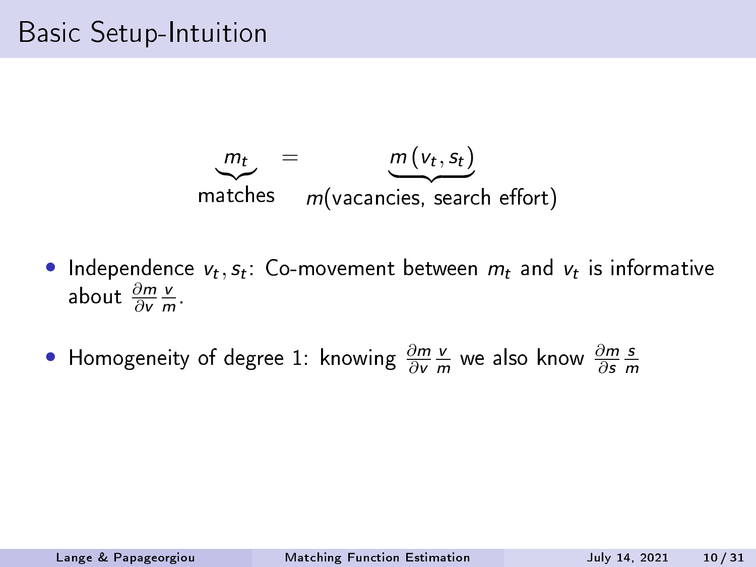# Basic Setup-Intuition

$$\underbrace{m_t}_{\text{matches}} = \underbrace{m\left(v_t, s_t\right)}_{m(\text{vacancies, search effort})}$$

- Independence $v_t, s_t$: Co-movement between $m_t$ and $v_t$ is informative about $\frac{\partial m}{\partial v}\frac{v}{m}$.
- Homogeneity of degree 1: knowing $\frac{\partial m}{\partial v}\frac{v}{m}$ we also know $\frac{\partial m}{\partial s}\frac{s}{m}$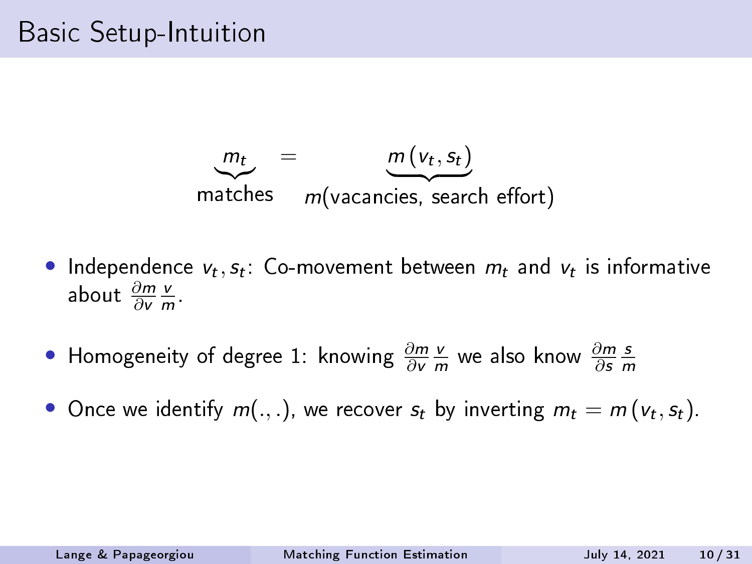# Basic Setup-Intuition

$$\underbrace{m_t}_{\text{matches}} = \underbrace{m\left(v_t, s_t\right)}_{m(\text{vacancies, search effort})}$$

- Independence $v_t, s_t$: Co-movement between $m_t$ and $v_t$ is informative about $\frac{\partial m}{\partial v}\frac{v}{m}$.
- Homogeneity of degree 1: knowing $\frac{\partial m}{\partial v}\frac{v}{m}$ we also know $\frac{\partial m}{\partial s}\frac{s}{m}$
- Once we identify $m(.,.)$, we recover $s_t$ by inverting $m_t = m\left(v_t, s_t\right)$.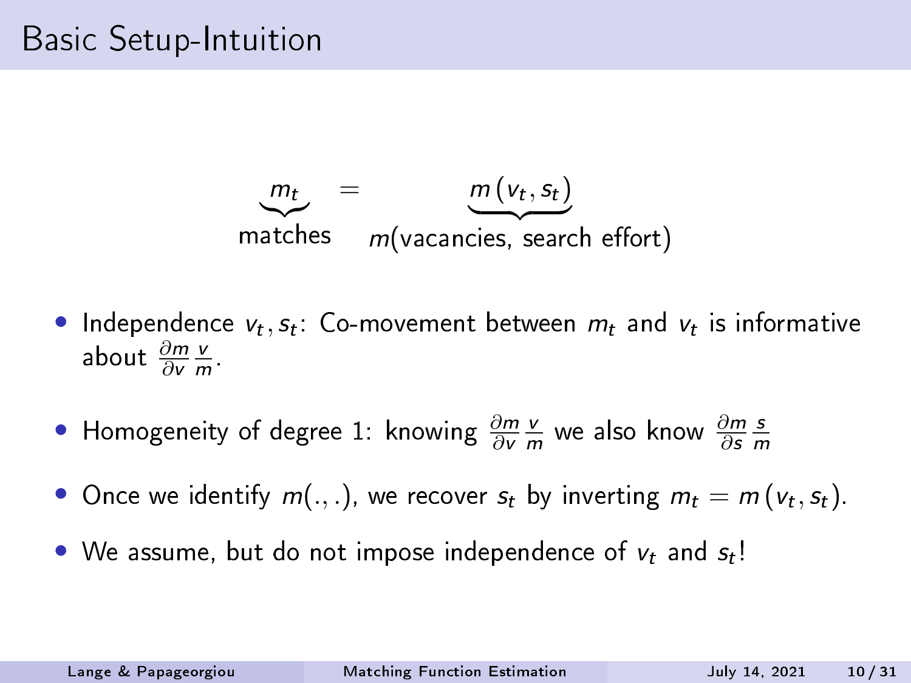# Basic Setup-Intuition

$$\underbrace{m_t}_{\text{matches}} = \underbrace{m\left(v_t, s_t\right)}_{m(\text{vacancies, search effort})}$$

- Independence $v_t, s_t$: Co-movement between $m_t$ and $v_t$ is informative about $\frac{\partial m}{\partial v}\frac{v}{m}$.
- Homogeneity of degree 1: knowing $\frac{\partial m}{\partial v}\frac{v}{m}$ we also know $\frac{\partial m}{\partial s}\frac{s}{m}$
- Once we identify $m(.,.)$, we recover $s_t$ by inverting $m_t = m\left(v_t, s_t\right)$.
- We assume, but do not impose independence of $v_t$ and $s_t$!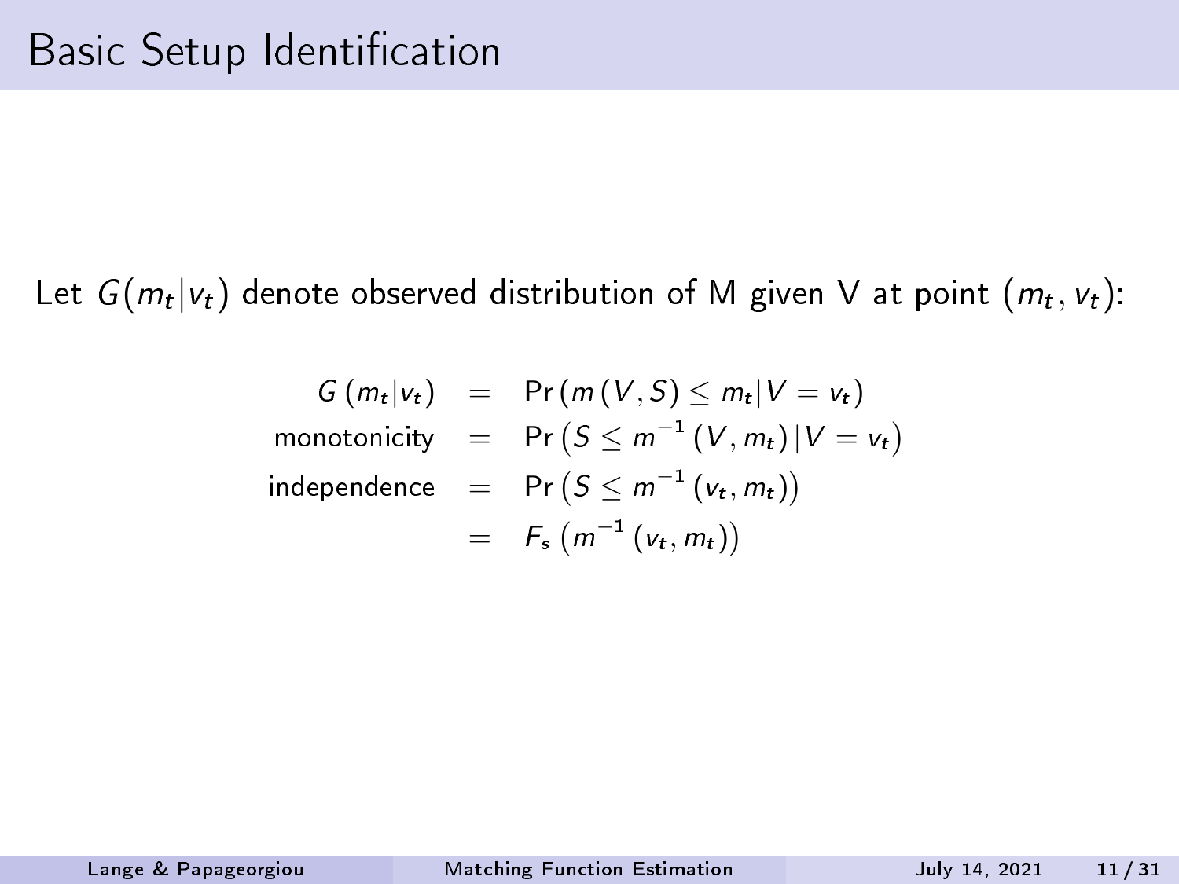# Basic Setup Identification

Let $G(m_t|v_t)$ denote observed distribution of M given V at point $(m_t, v_t)$:

$$
\begin{aligned}
G\left(m_t|v_t\right) &= \Pr\left(m\left(V,S\right) \leq m_t | V = v_t\right) \\
\text{monotonicity} &= \Pr\left(S \leq m^{-1}\left(V, m_t\right) | V = v_t\right) \\
\text{independence} &= \Pr\left(S \leq m^{-1}\left(v_t, m_t\right)\right) \\
&= F_s\left(m^{-1}\left(v_t, m_t\right)\right)
\end{aligned}
$$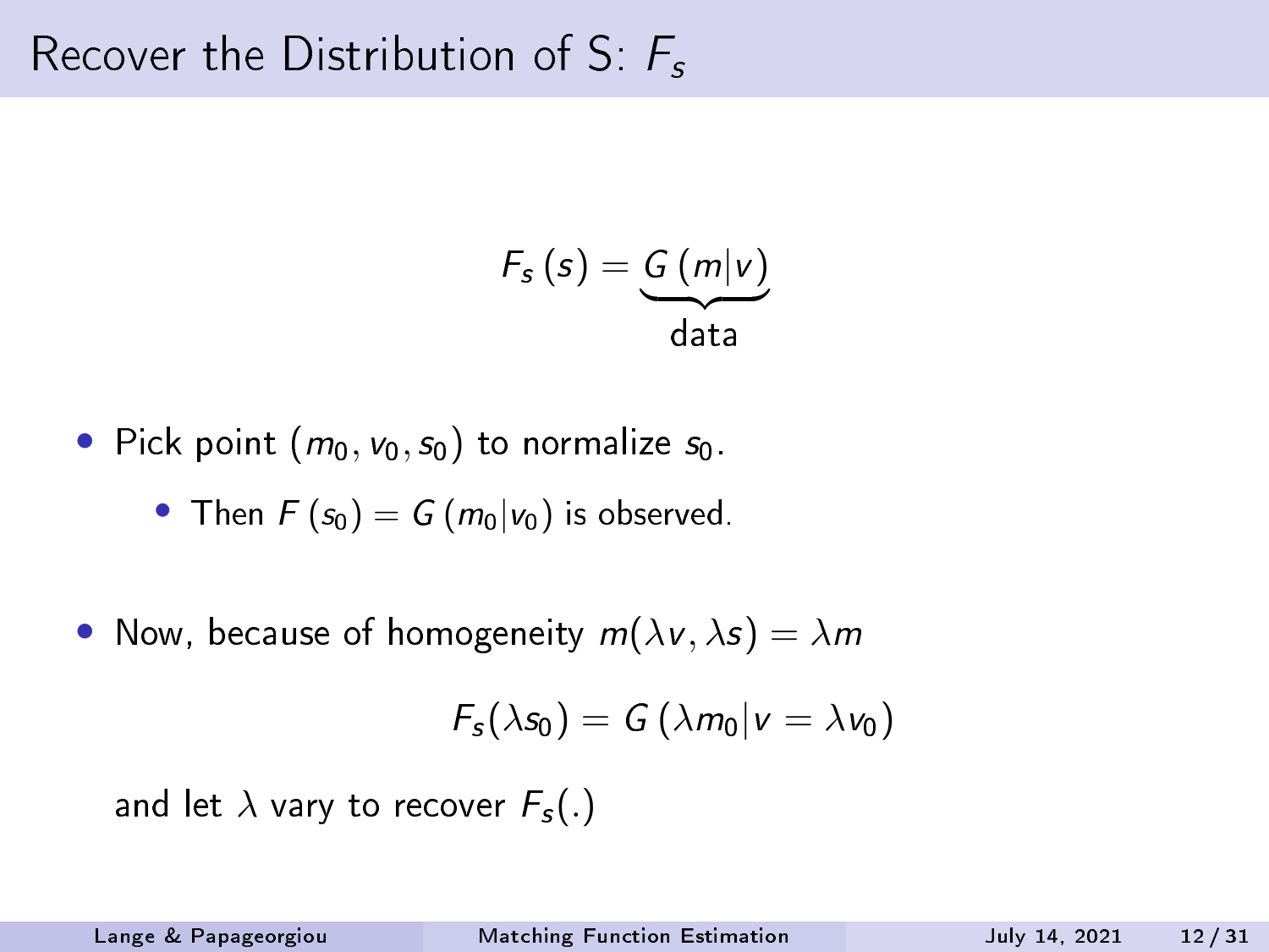# Recover the Distribution of S: $F_s$

$$F_s(s) = \underbrace{G(m|v)}_{\text{data}}$$

- Pick point $(m_0, v_0, s_0)$ to normalize $s_0$.
  - Then $F(s_0) = G(m_0|v_0)$ is observed.

- Now, because of homogeneity $m(\lambda v, \lambda s) = \lambda m$

$$F_s(\lambda s_0) = G(\lambda m_0 | v = \lambda v_0)$$

and let $\lambda$ vary to recover $F_s(.)$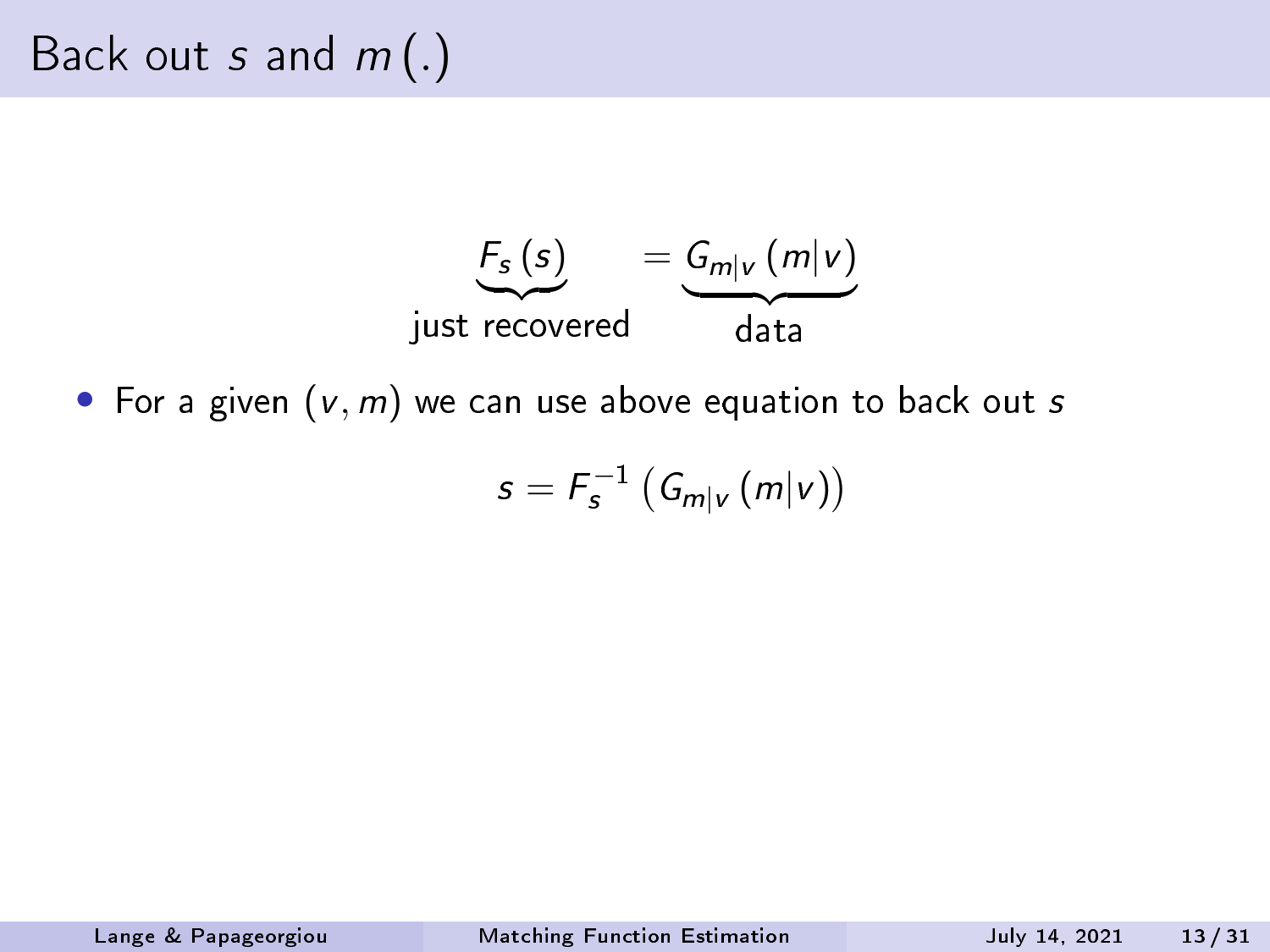# Back out $s$ and $m(.)$

$$\underbrace{F_s(s)}_{\text{just recovered}} = \underbrace{G_{m|v}(m|v)}_{\text{data}}$$

- For a given $(v, m)$ we can use above equation to back out $s$

$$s = F_s^{-1}\left(G_{m|v}(m|v)\right)$$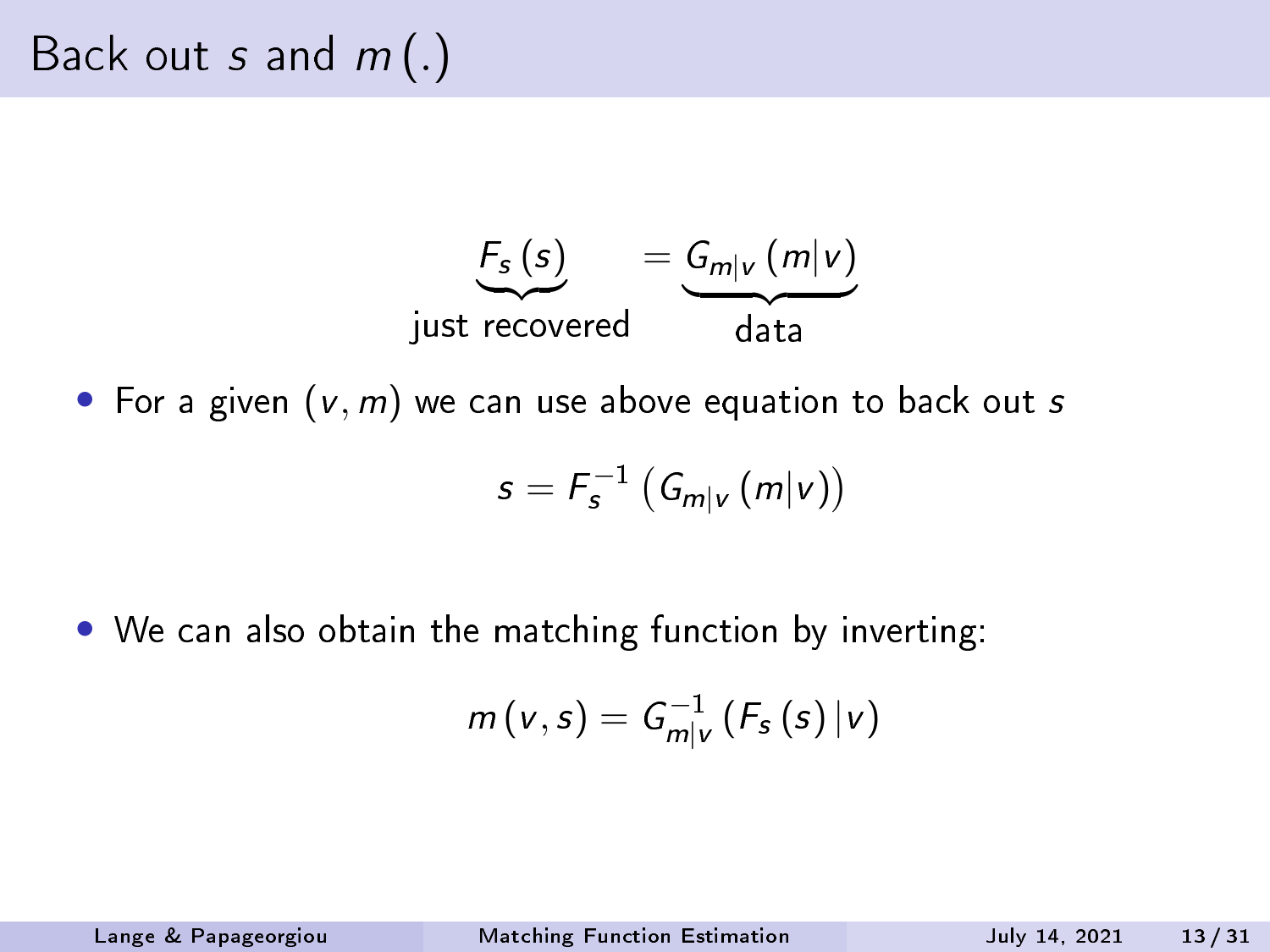# Back out $s$ and $m(.)$

$$\underbrace{F_s(s)}_{\text{just recovered}} = \underbrace{G_{m|v}(m|v)}_{\text{data}}$$

- For a given $(v, m)$ we can use above equation to back out $s$

$$s = F_s^{-1}\left(G_{m|v}(m|v)\right)$$

- We can also obtain the matching function by inverting:

$$m(v, s) = G_{m|v}^{-1}\left(F_s(s)\,|v\right)$$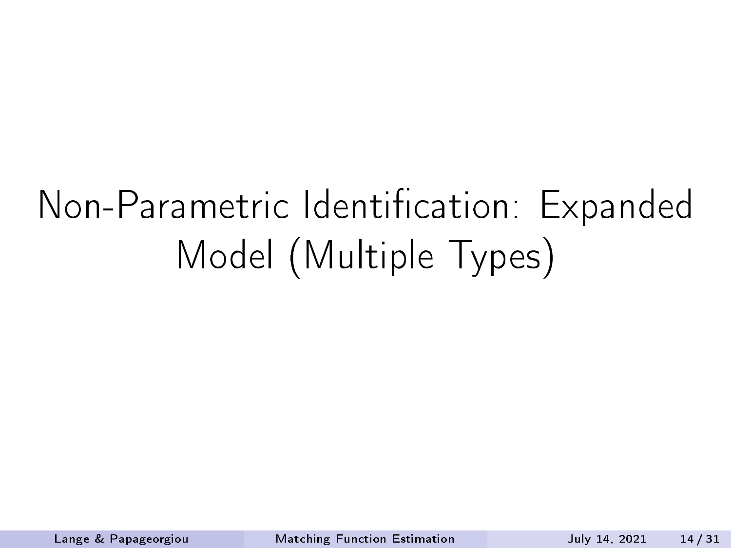# Non-Parametric Identification: Expanded Model (Multiple Types)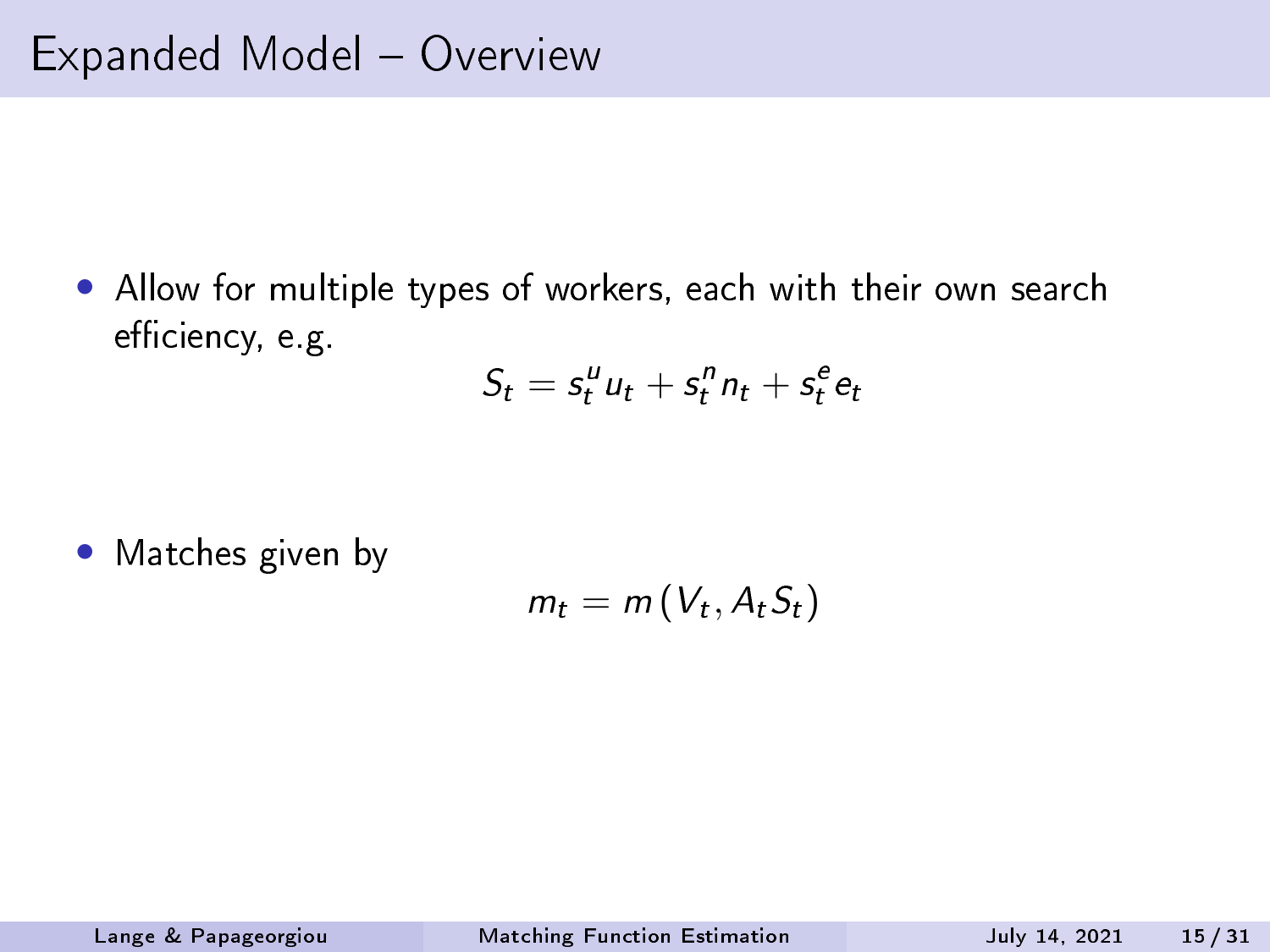# Expanded Model – Overview

- Allow for multiple types of workers, each with their own search efficiency, e.g.

$$S_t = s_t^u u_t + s_t^n n_t + s_t^e e_t$$

- Matches given by

$$m_t = m\left(V_t, A_t S_t\right)$$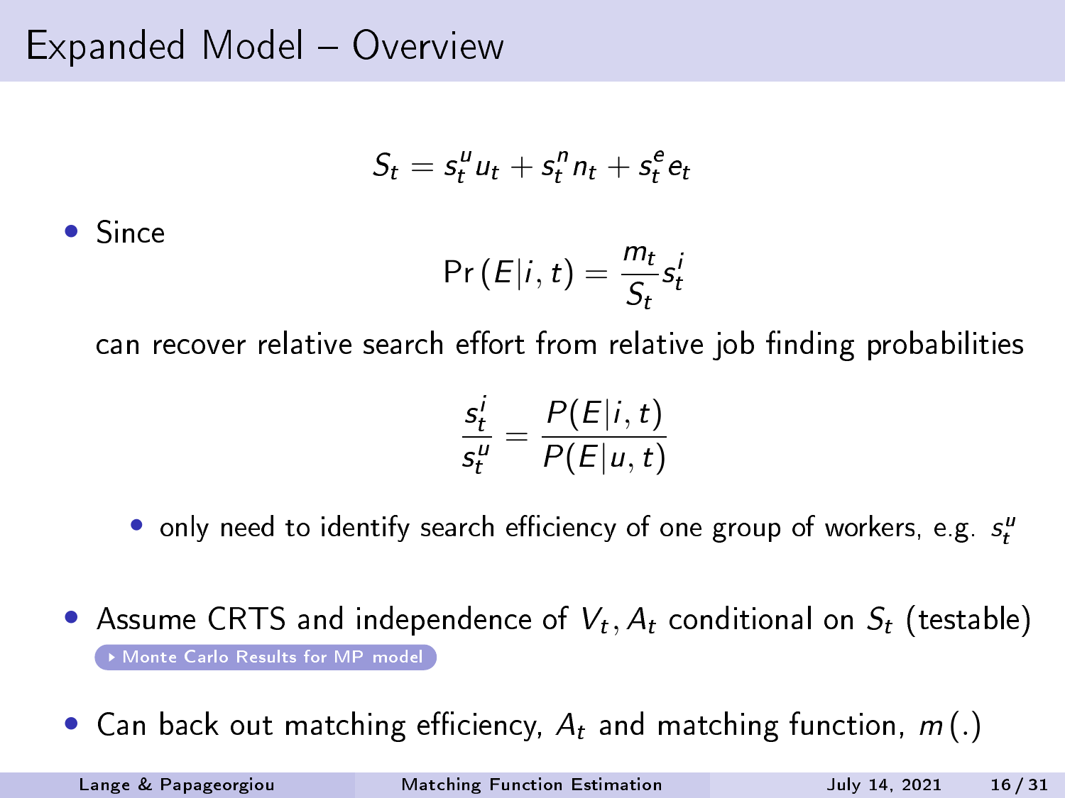# Expanded Model – Overview

$$S_t = s_t^u u_t + s_t^n n_t + s_t^e e_t$$

- Since

$$\Pr(E|i,t) = \frac{m_t}{S_t} s_t^i$$

can recover relative search effort from relative job finding probabilities

$$\frac{s_t^i}{s_t^u} = \frac{P(E|i,t)}{P(E|u,t)}$$

  - only need to identify search efficiency of one group of workers, e.g. $s_t^u$

- Assume CRTS and independence of $V_t, A_t$ conditional on $S_t$ (testable)

  Monte Carlo Results for MP model

- Can back out matching efficiency, $A_t$ and matching function, $m(.)$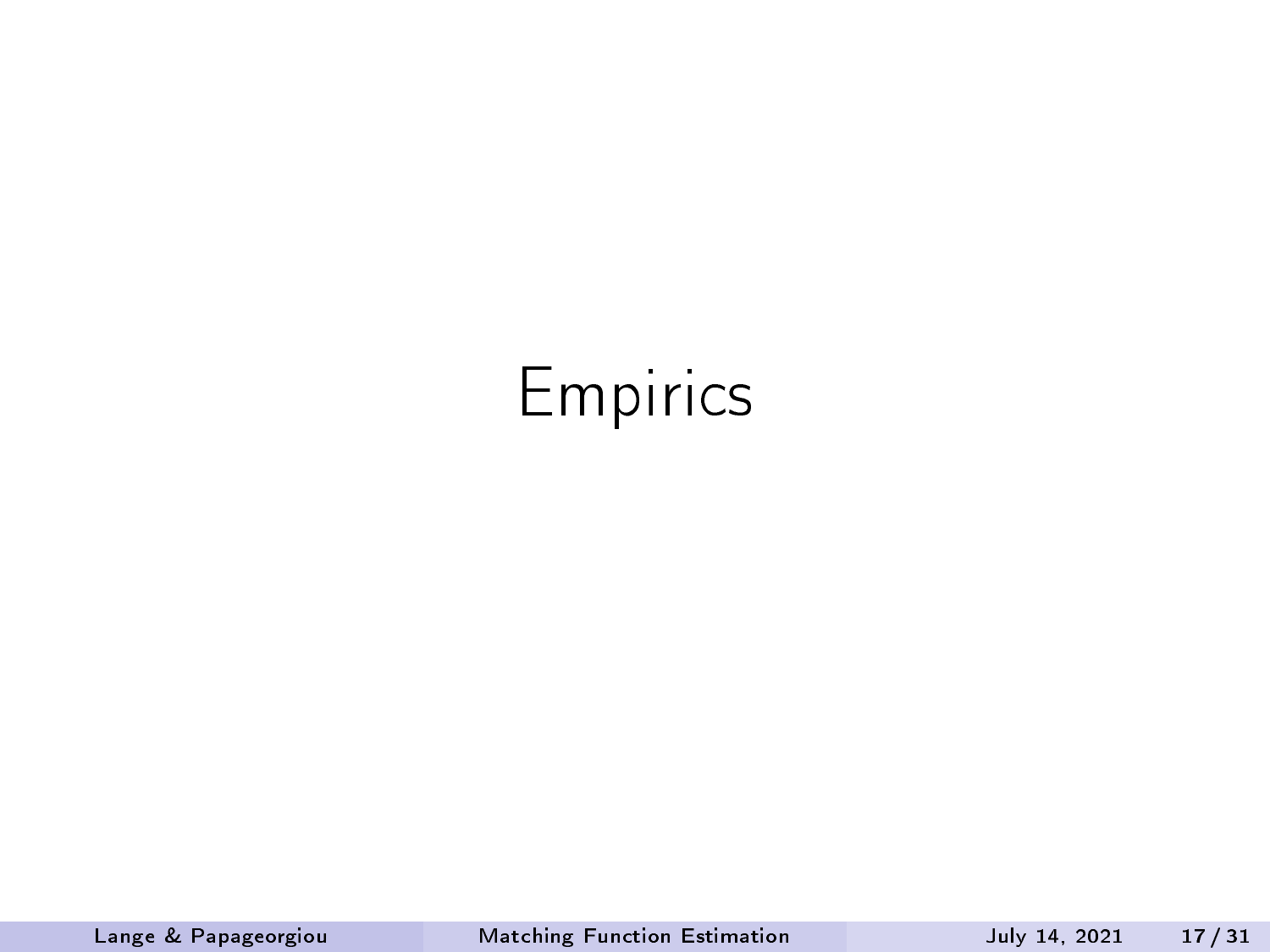# Empirics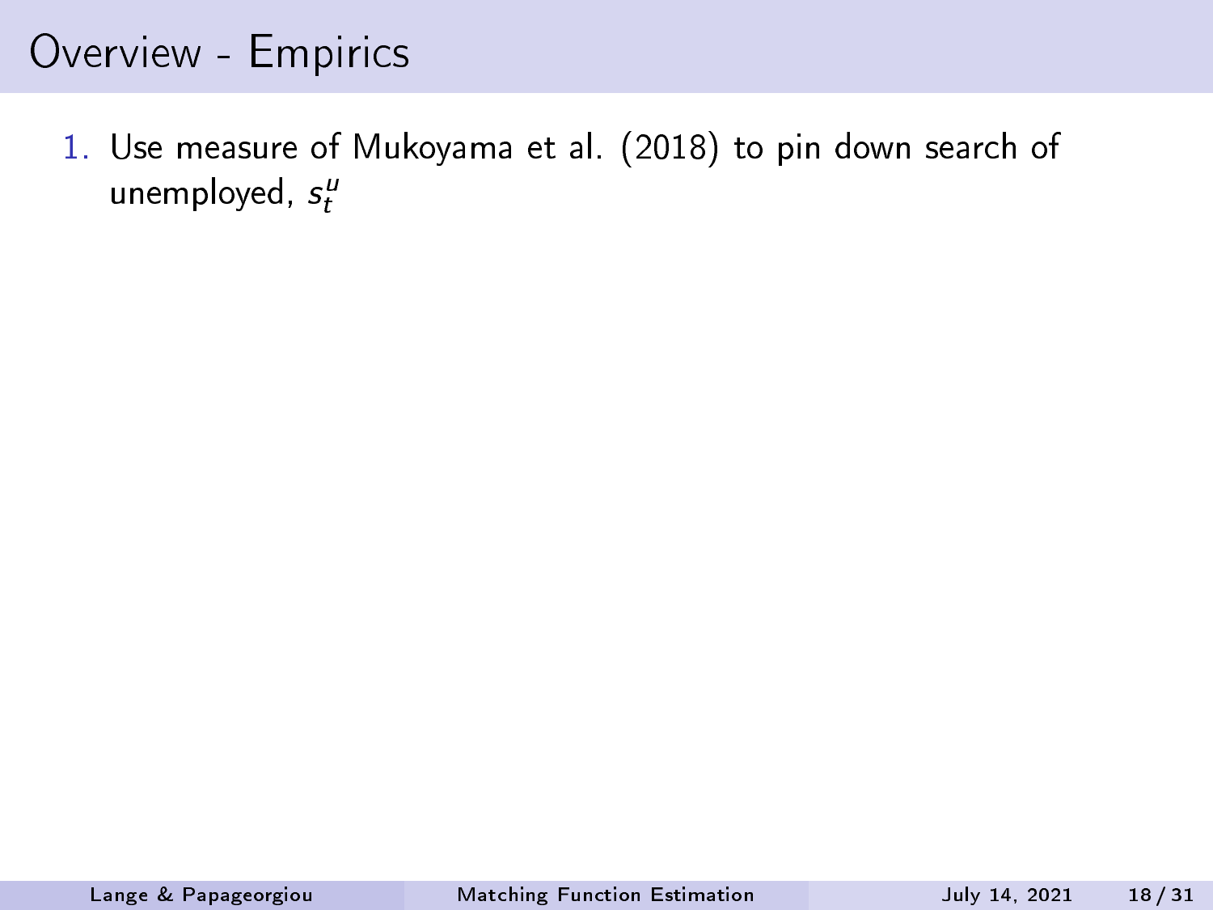# Overview - Empirics

1. Use measure of Mukoyama et al. (2018) to pin down search of unemployed, $s_t^u$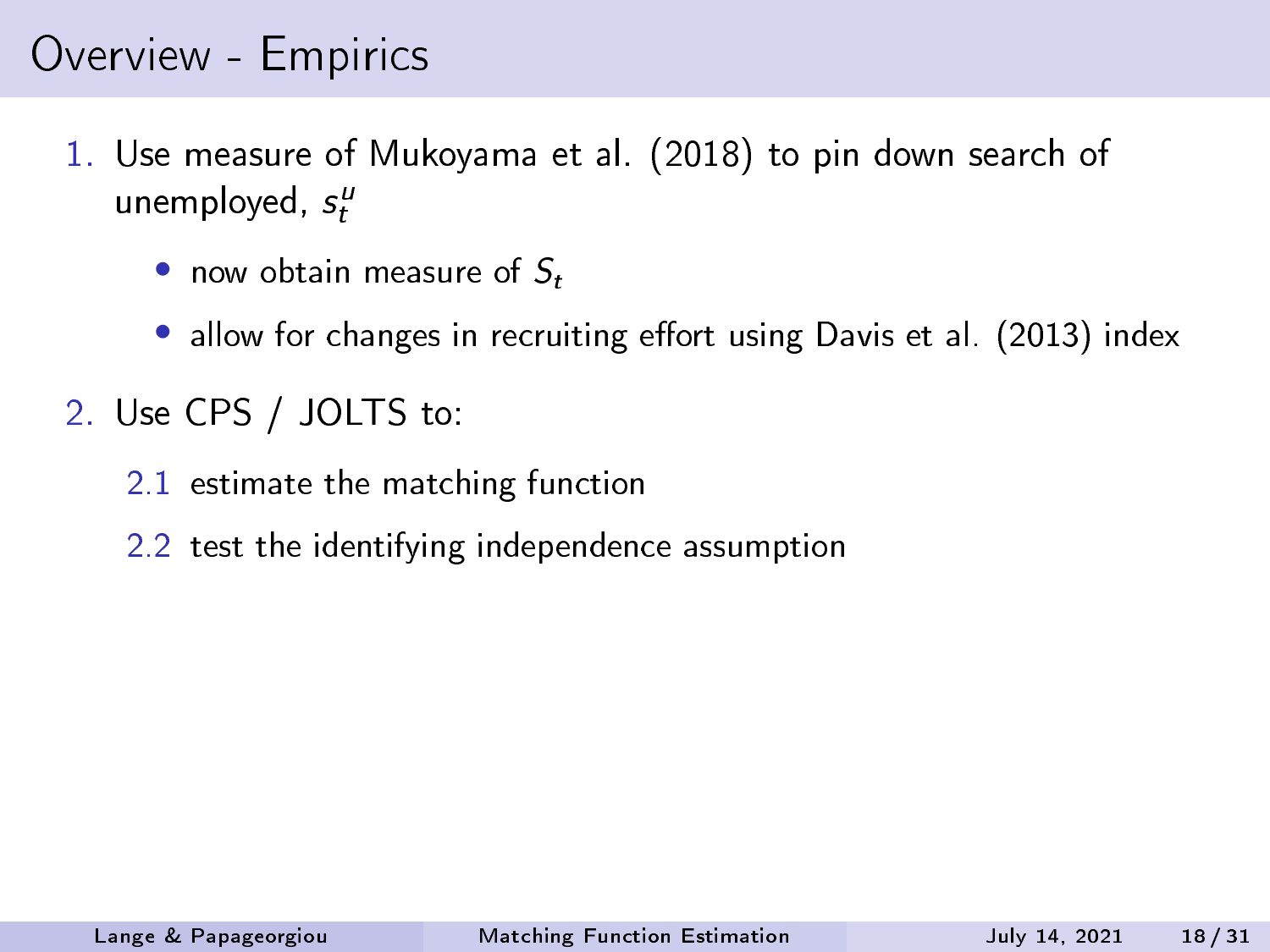# Overview - Empirics

1. Use measure of Mukoyama et al. (2018) to pin down search of unemployed, $s_t^u$
   - now obtain measure of $S_t$
   - allow for changes in recruiting effort using Davis et al. (2013) index
2. Use CPS / JOLTS to:
   - 2.1 estimate the matching function
   - 2.2 test the identifying independence assumption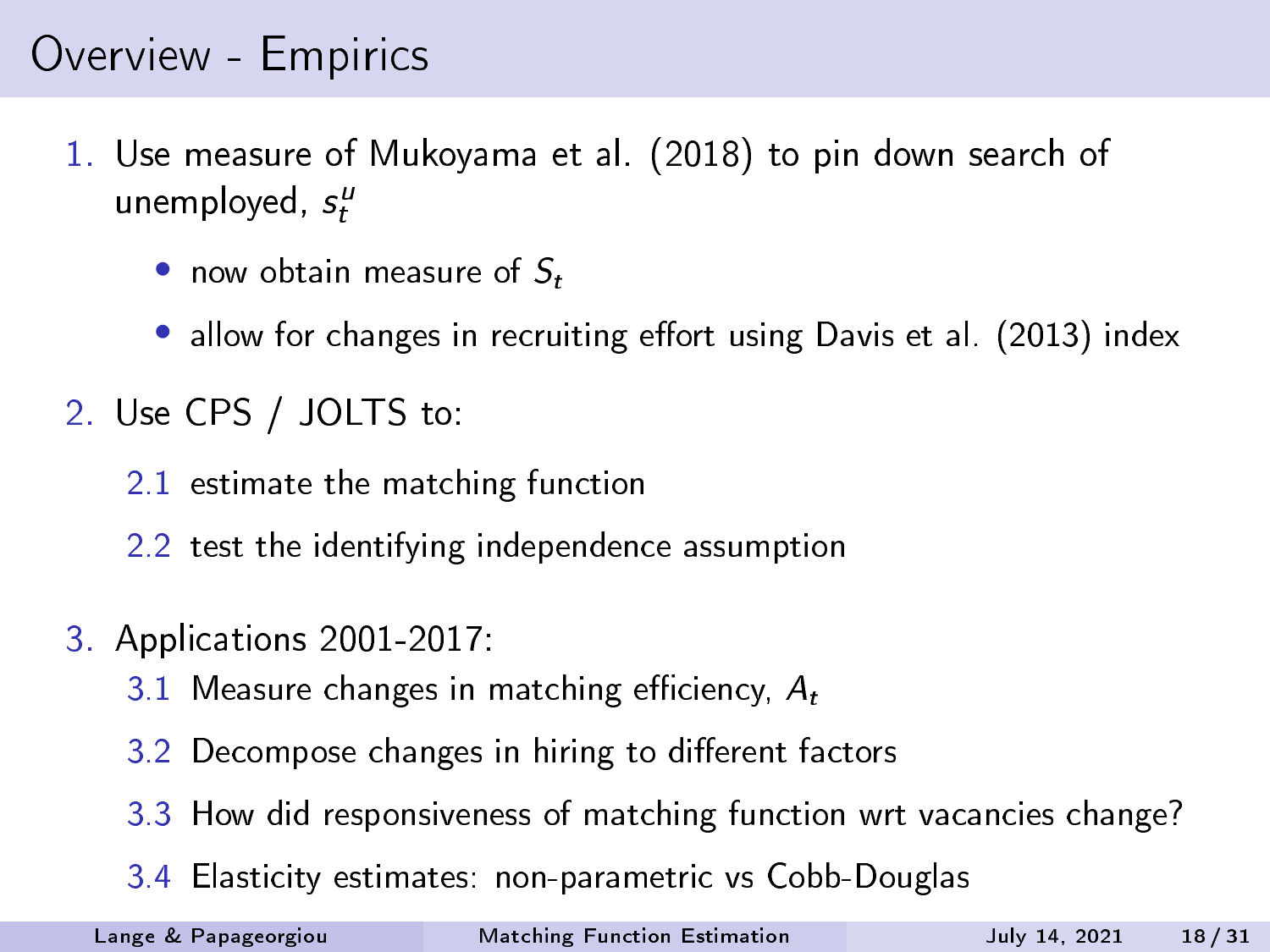# Overview - Empirics

1. Use measure of Mukoyama et al. (2018) to pin down search of unemployed, $s_t^u$
   - now obtain measure of $S_t$
   - allow for changes in recruiting effort using Davis et al. (2013) index
2. Use CPS / JOLTS to:
   - 2.1 estimate the matching function
   - 2.2 test the identifying independence assumption
3. Applications 2001-2017:
   - 3.1 Measure changes in matching efficiency, $A_t$
   - 3.2 Decompose changes in hiring to different factors
   - 3.3 How did responsiveness of matching function wrt vacancies change?
   - 3.4 Elasticity estimates: non-parametric vs Cobb-Douglas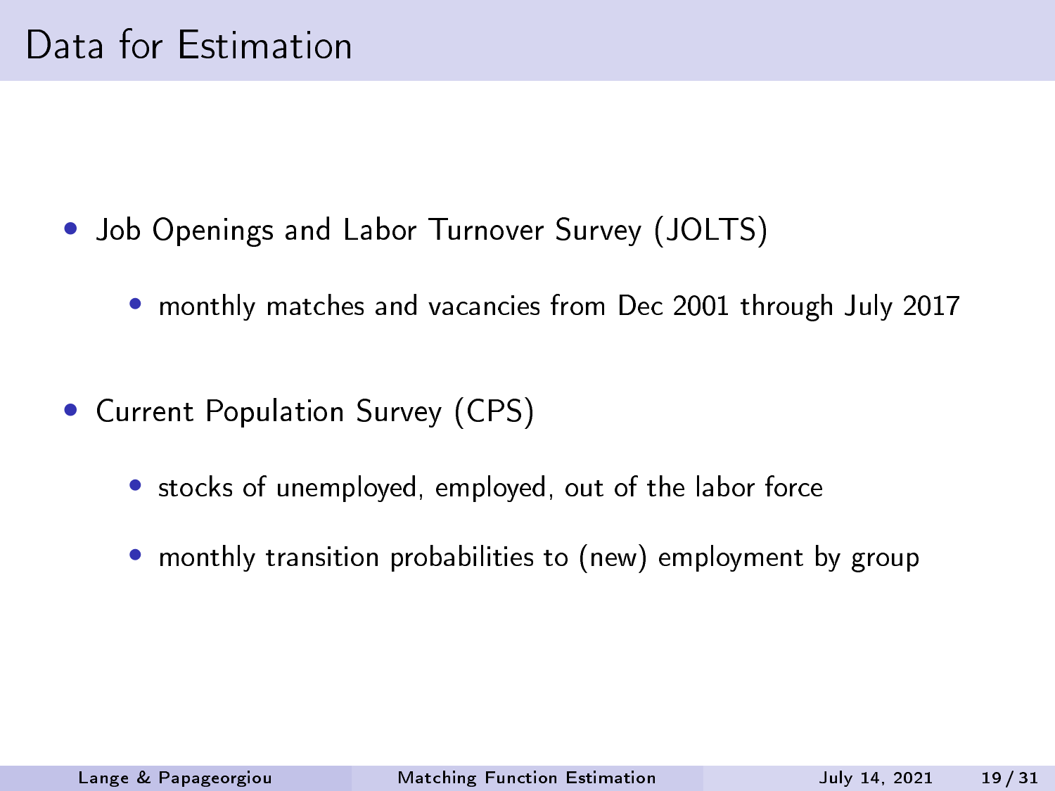# Data for Estimation

- Job Openings and Labor Turnover Survey (JOLTS)
  - monthly matches and vacancies from Dec 2001 through July 2017
- Current Population Survey (CPS)
  - stocks of unemployed, employed, out of the labor force
  - monthly transition probabilities to (new) employment by group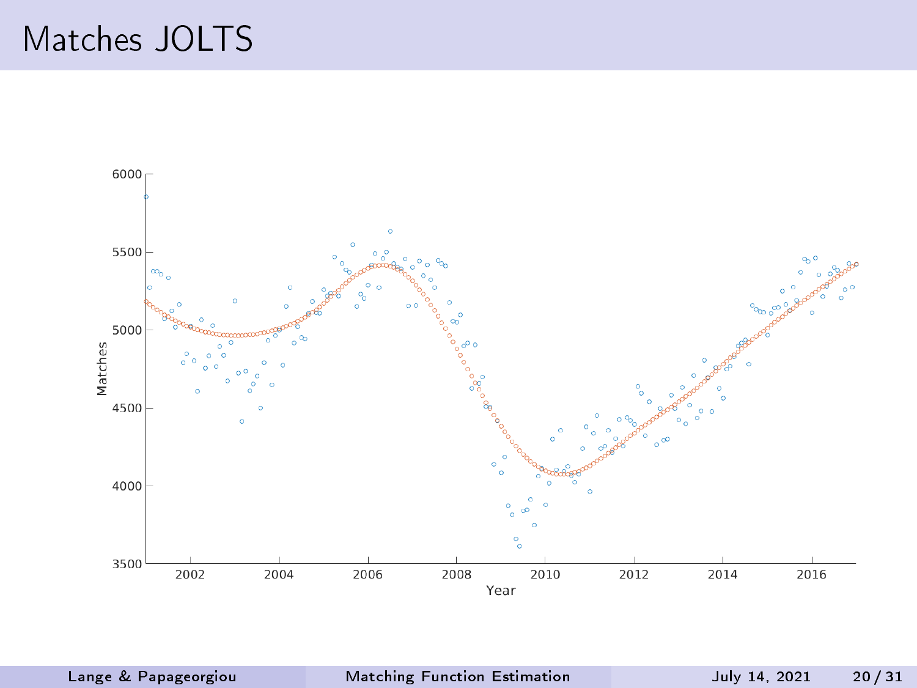# Matches JOLTS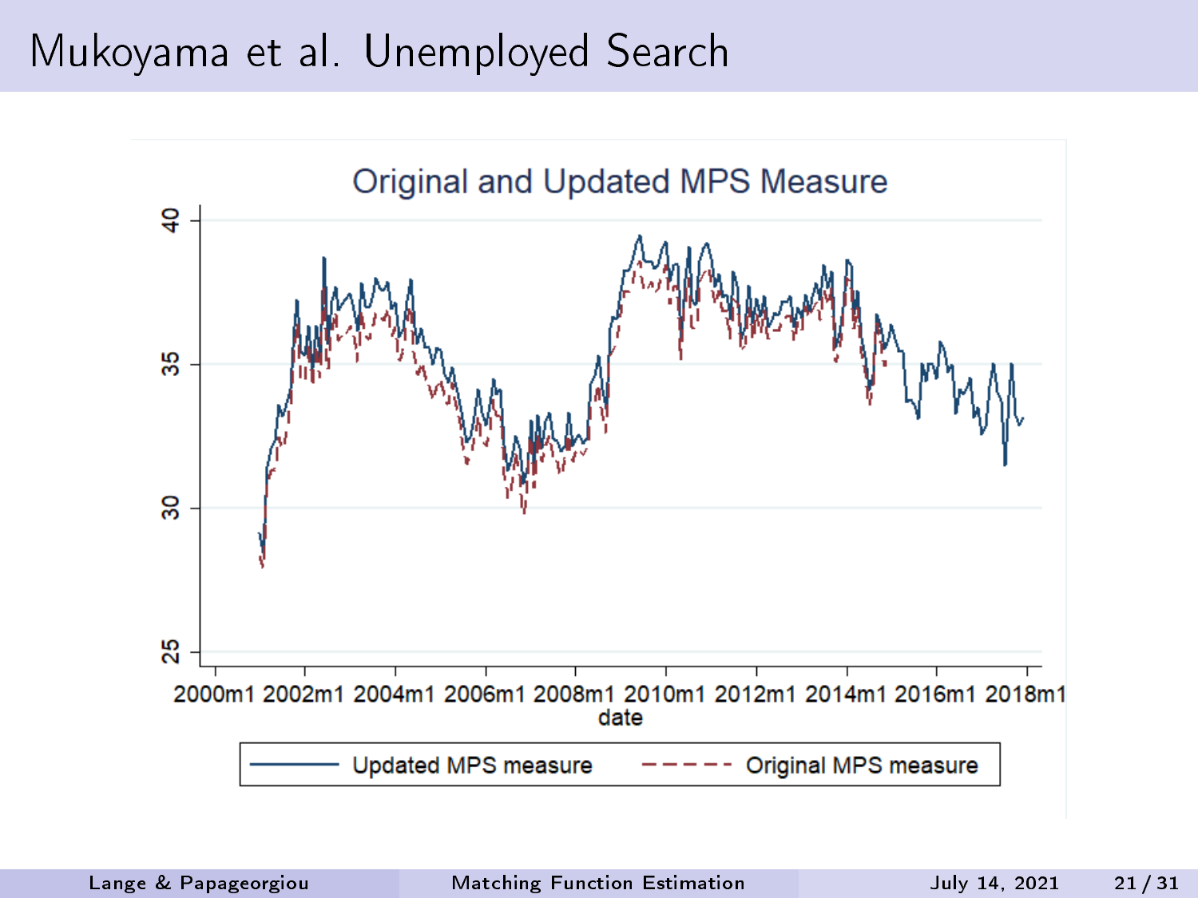# Mukoyama et al. Unemployed Search

Original and Updated MPS Measure

Updated MPS measure — Original MPS measure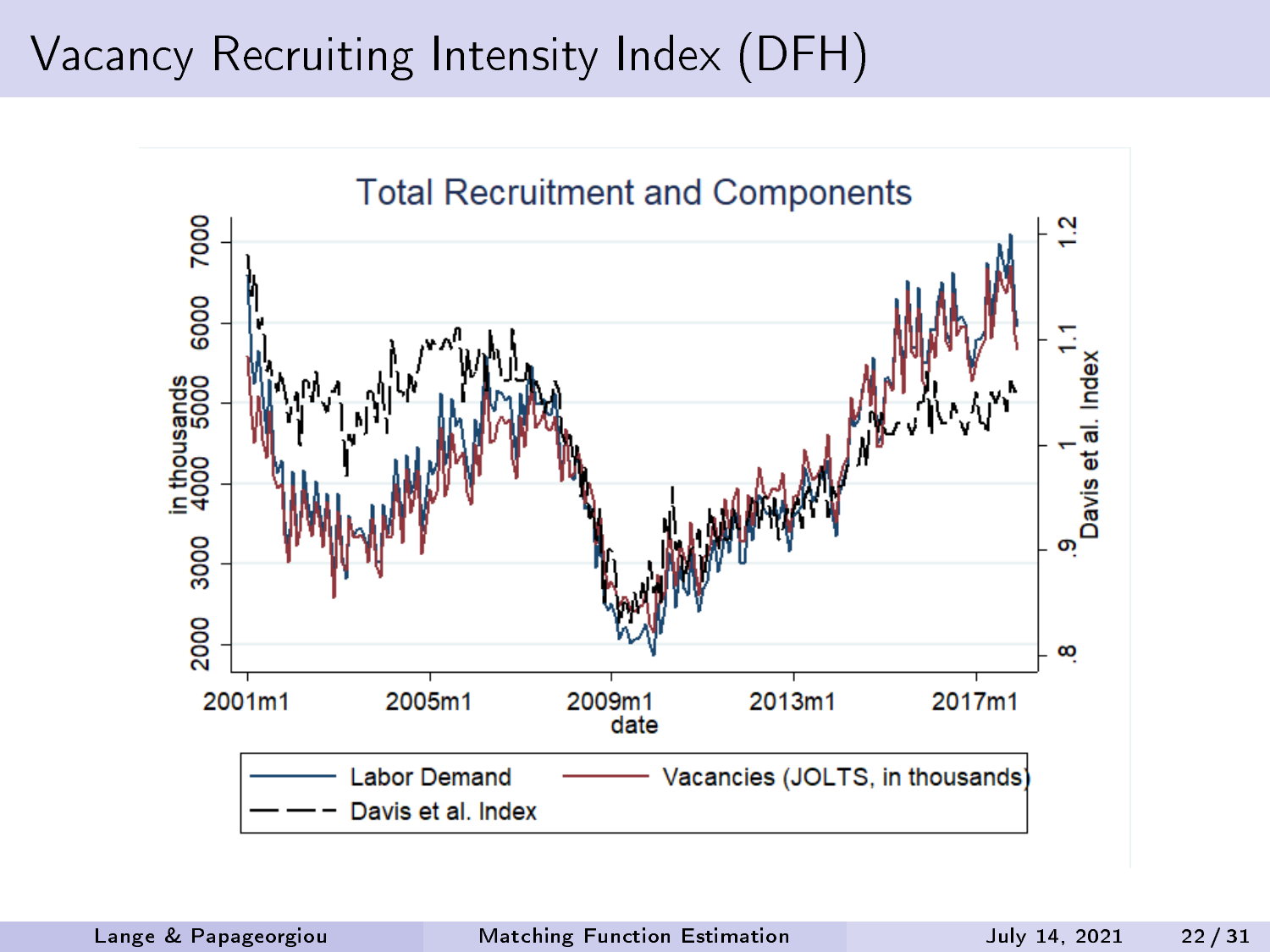# Vacancy Recruiting Intensity Index (DFH)

Total Recruitment and Components

Labor Demand — Vacancies (JOLTS, in thousands) — Davis et al. Index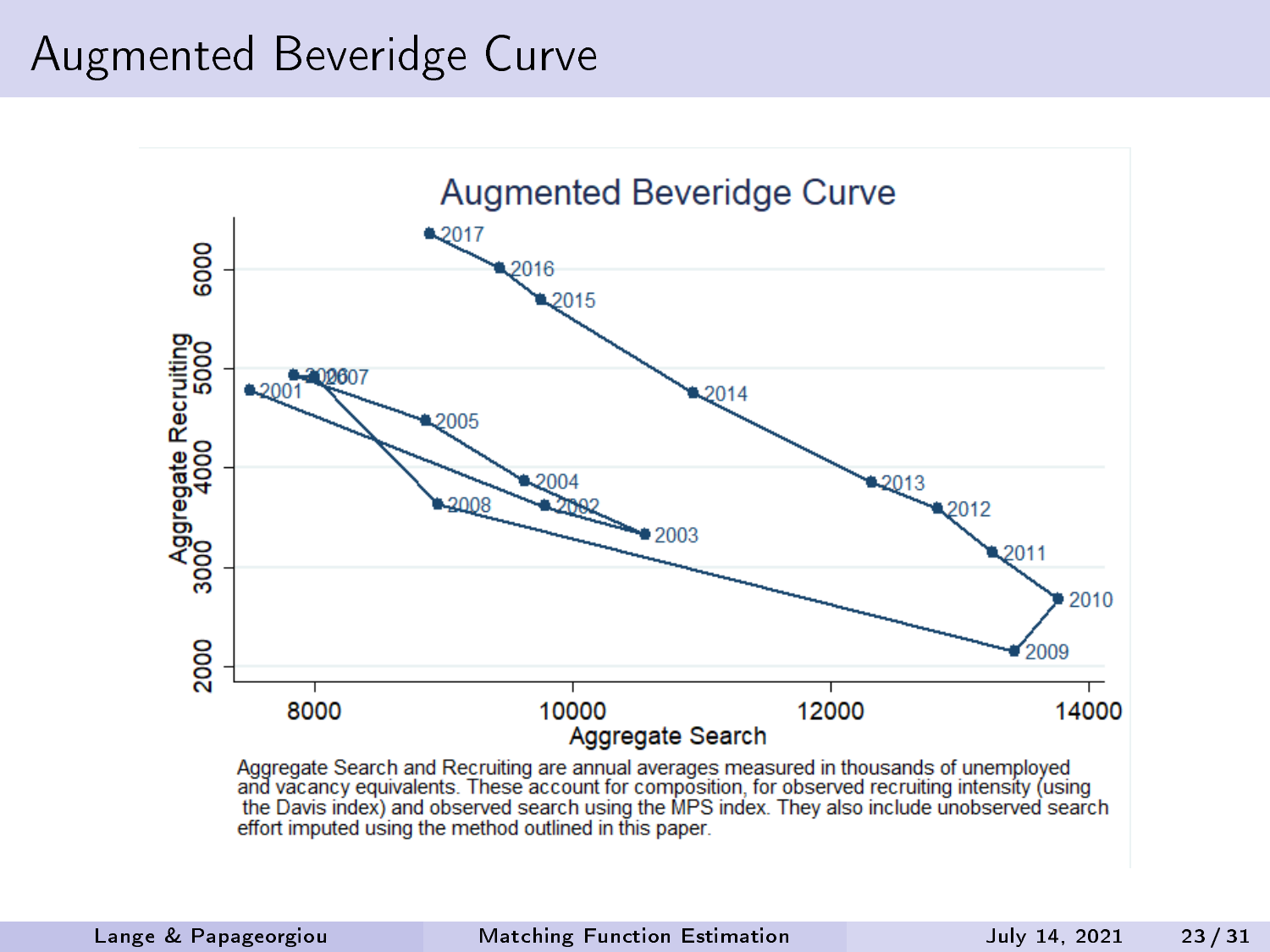# Augmented Beveridge Curve

Aggregate Search and Recruiting are annual averages measured in thousands of unemployed and vacancy equivalents. These account for composition, for observed recruiting intensity (using the Davis index) and observed search using the MPS index. They also include unobserved search effort imputed using the method outlined in this paper.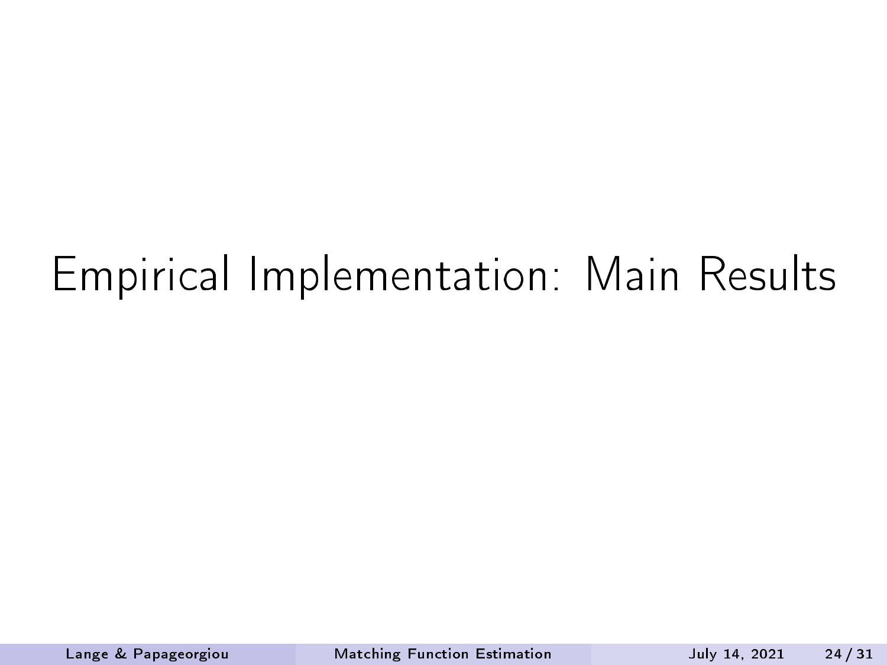# Empirical Implementation: Main Results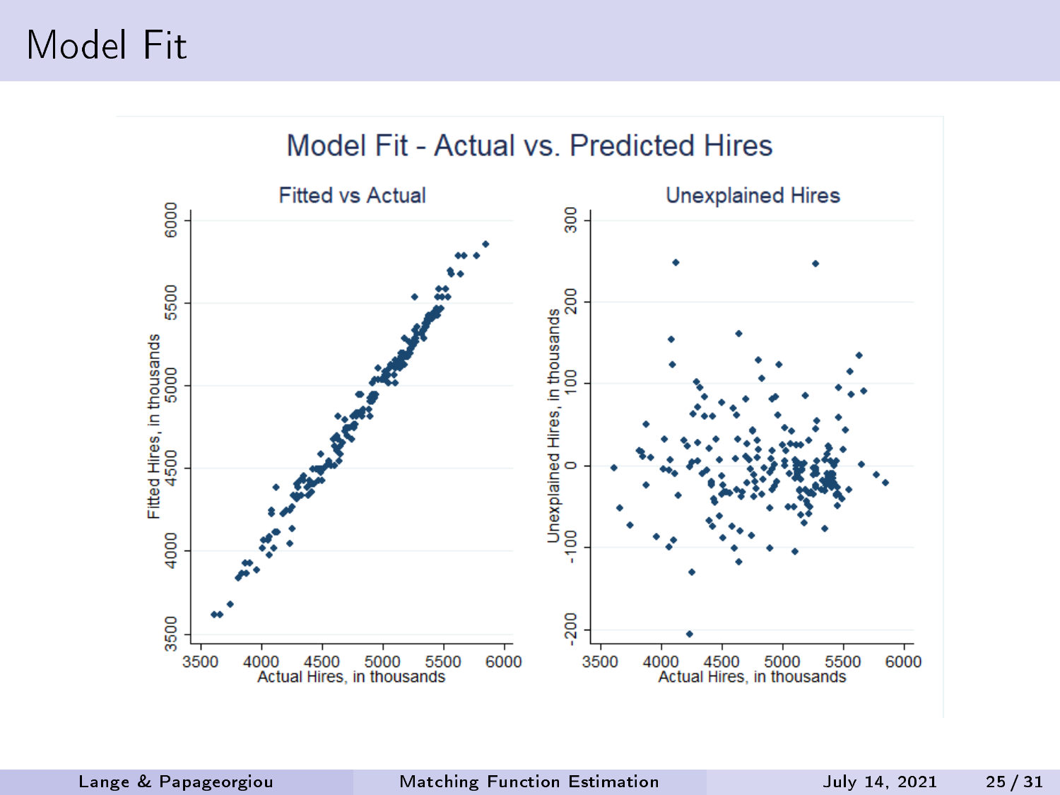# Model Fit

Model Fit - Actual vs. Predicted Hires

Fitted vs Actual

Unexplained Hires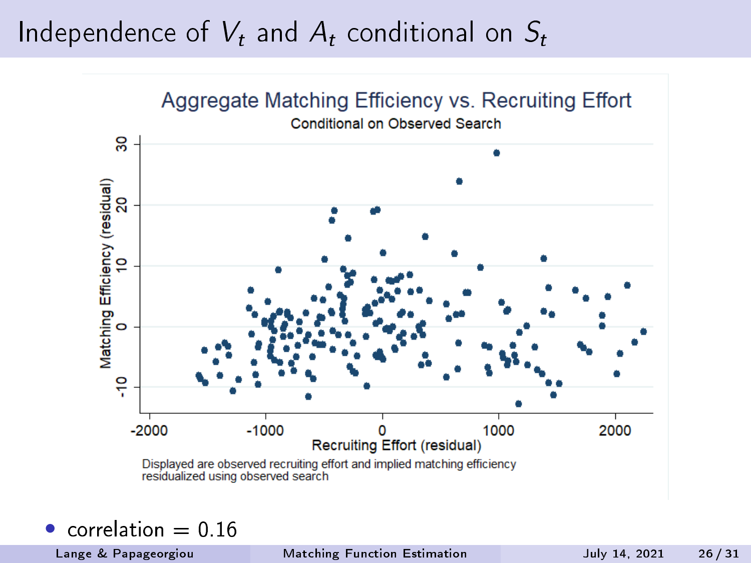# Independence of $V_t$ and $A_t$ conditional on $S_t$

Aggregate Matching Efficiency vs. Recruiting Effort

Conditional on Observed Search

Displayed are observed recruiting effort and implied matching efficiency residualized using observed search

- correlation = 0.16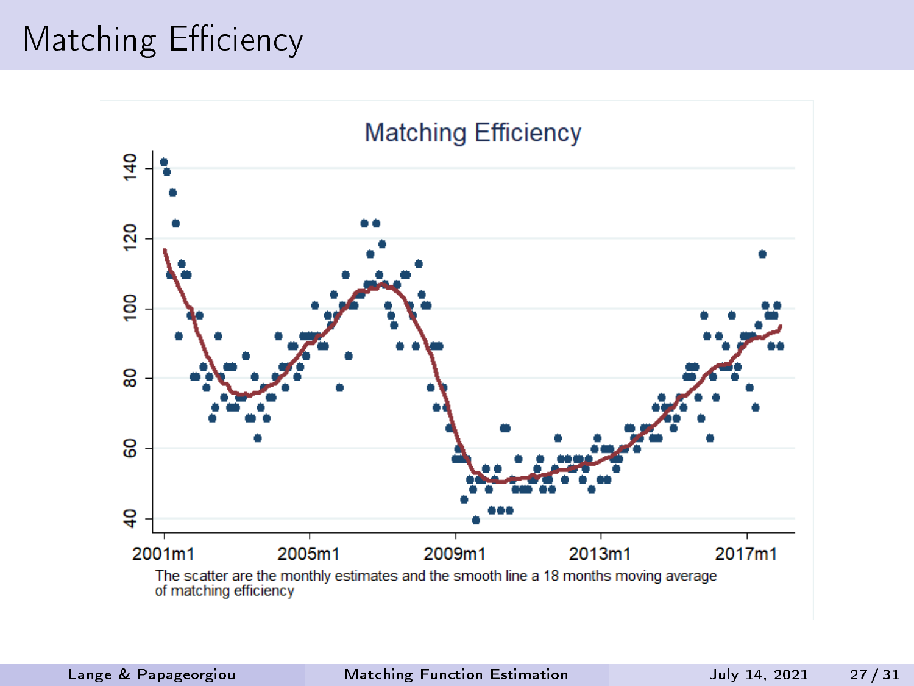# Matching Efficiency

Matching Efficiency

The scatter are the monthly estimates and the smooth line a 18 months moving average of matching efficiency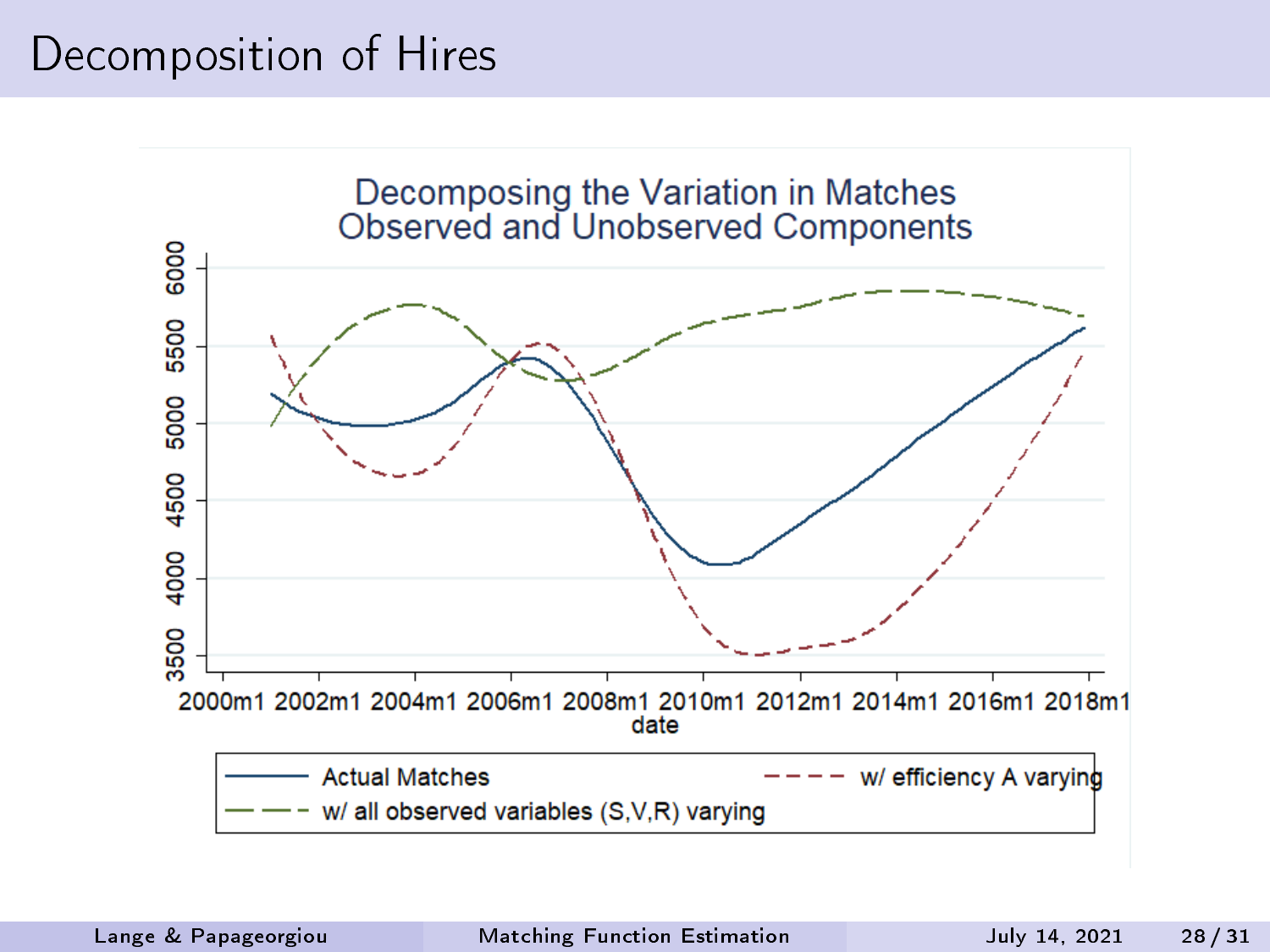# Decomposition of Hires

Decomposing the Variation in Matches
Observed and Unobserved Components

Actual Matches — w/ efficiency A varying — w/ all observed variables (S,V,R) varying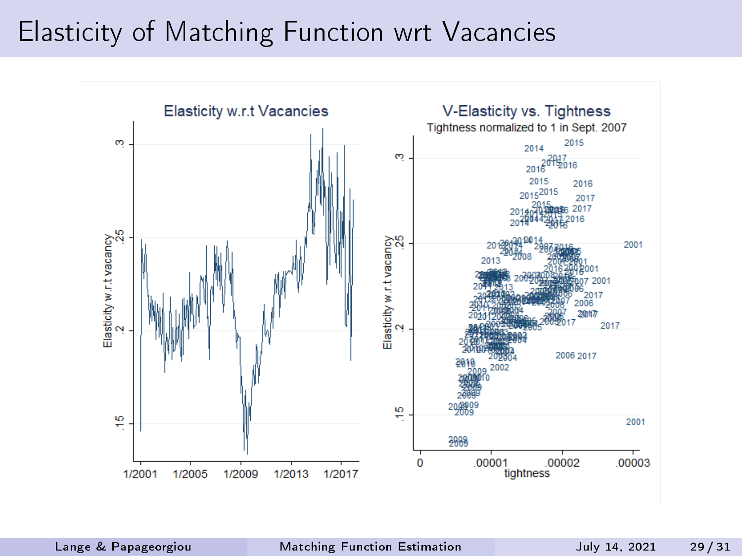# Elasticity of Matching Function wrt Vacancies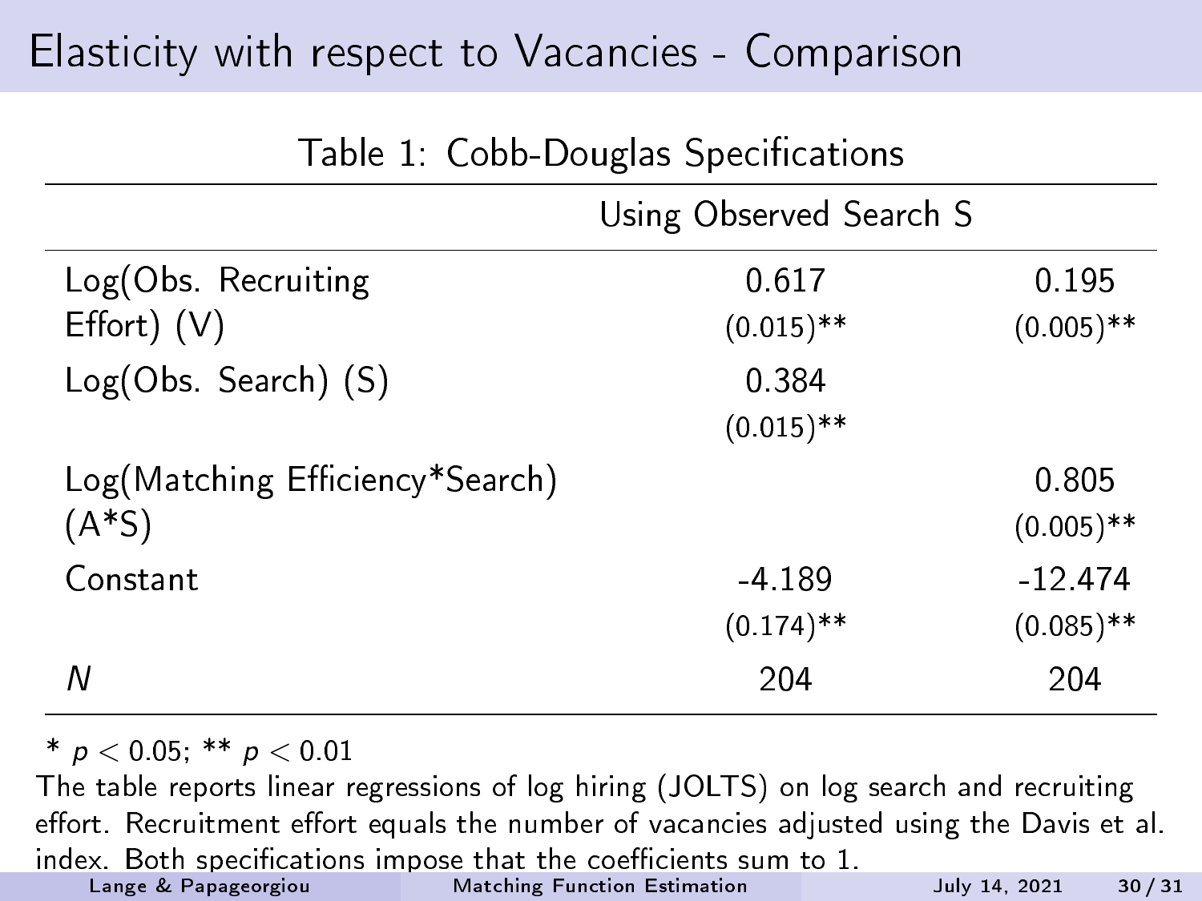# Elasticity with respect to Vacancies - Comparison

Table 1: Cobb-Douglas Specifications

| | Using Observed Search S | |
|---|---|---|
| Log(Obs. Recruiting Effort) (V) | 0.617 | 0.195 |
| | (0.015)** | (0.005)** |
| Log(Obs. Search) (S) | 0.384 | |
| | (0.015)** | |
| Log(Matching Efficiency*Search) (A*S) | | 0.805 |
| | | (0.005)** |
| Constant | -4.189 | -12.474 |
| | (0.174)** | (0.085)** |
| $N$ | 204 | 204 |

\* $p < 0.05$; ** $p < 0.01$

The table reports linear regressions of log hiring (JOLTS) on log search and recruiting effort. Recruitment effort equals the number of vacancies adjusted using the Davis et al. index. Both specifications impose that the coefficients sum to 1.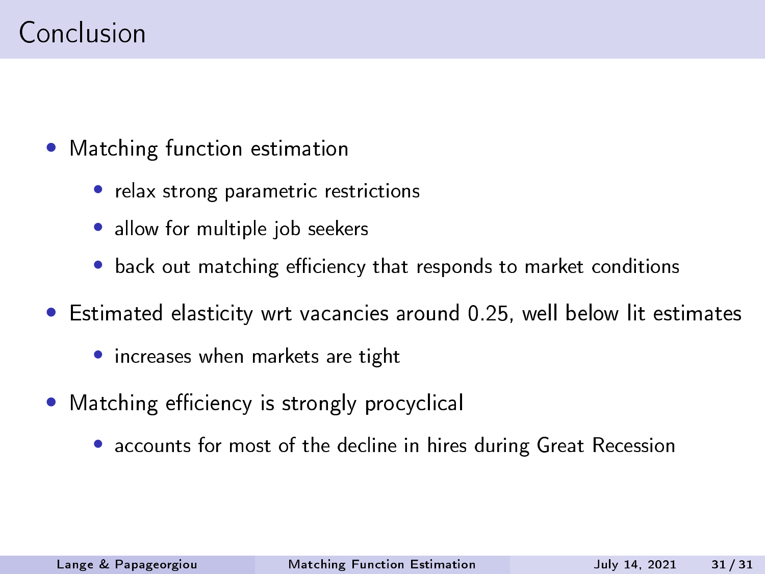# Conclusion

- Matching function estimation
  - relax strong parametric restrictions
  - allow for multiple job seekers
  - back out matching efficiency that responds to market conditions
- Estimated elasticity wrt vacancies around 0.25, well below lit estimates
  - increases when markets are tight
- Matching efficiency is strongly procyclical
  - accounts for most of the decline in hires during Great Recession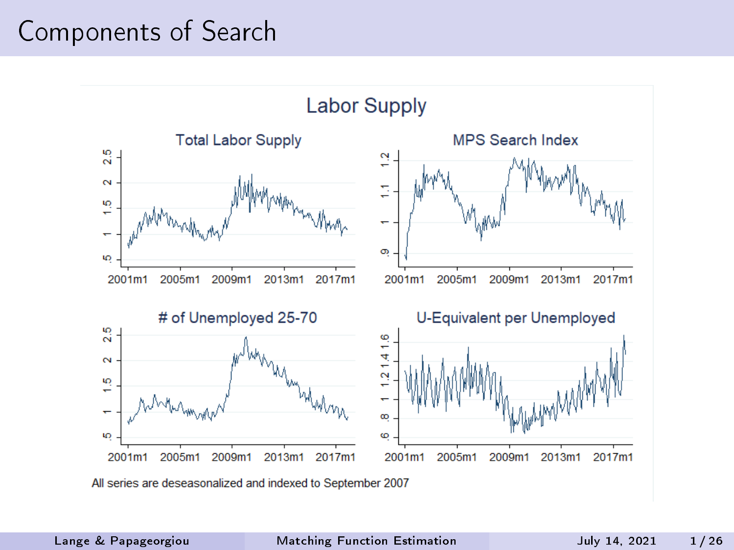# Components of Search

## Labor Supply

### Total Labor Supply

### MPS Search Index

### # of Unemployed 25-70

### U-Equivalent per Unemployed

All series are deseasonalized and indexed to September 2007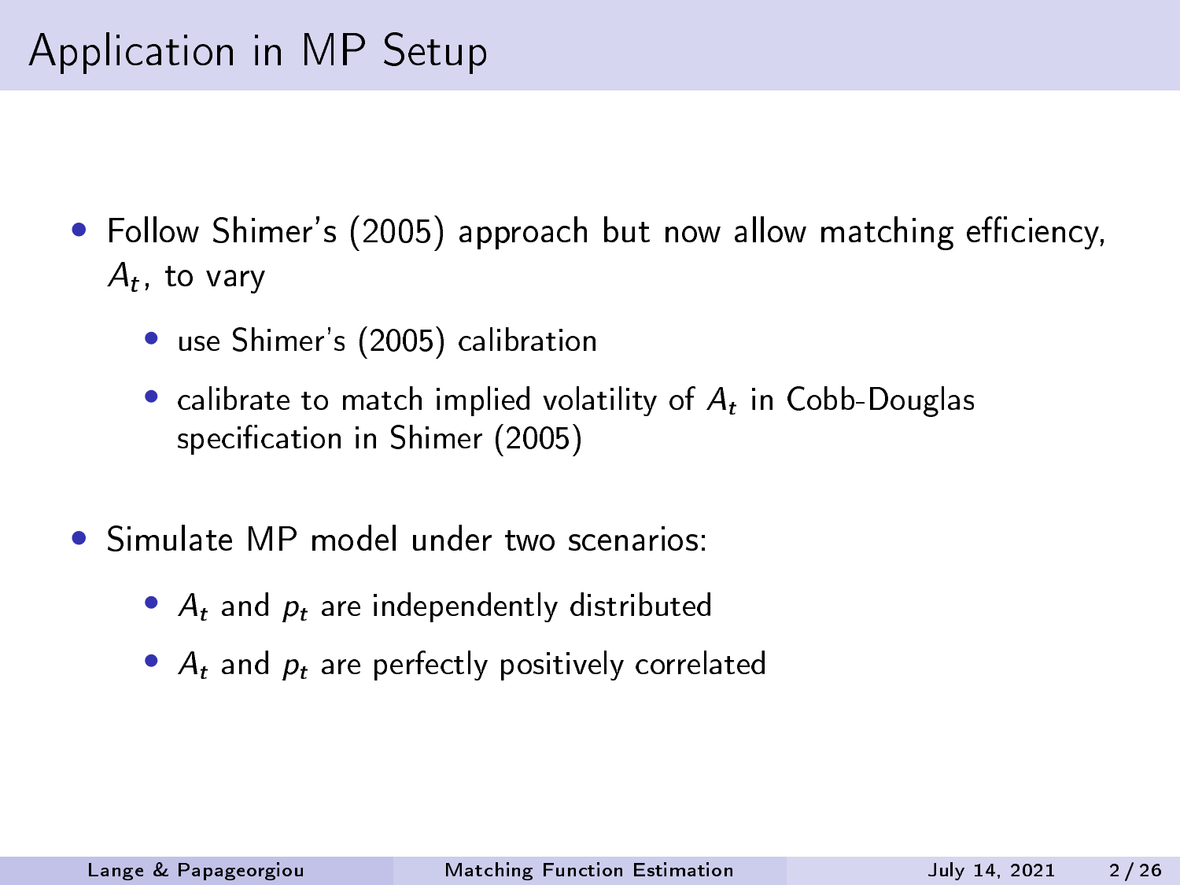# Application in MP Setup

- Follow Shimer's (2005) approach but now allow matching efficiency, $A_t$, to vary
  - use Shimer's (2005) calibration
  - calibrate to match implied volatility of $A_t$ in Cobb-Douglas specification in Shimer (2005)
- Simulate MP model under two scenarios:
  - $A_t$ and $p_t$ are independently distributed
  - $A_t$ and $p_t$ are perfectly positively correlated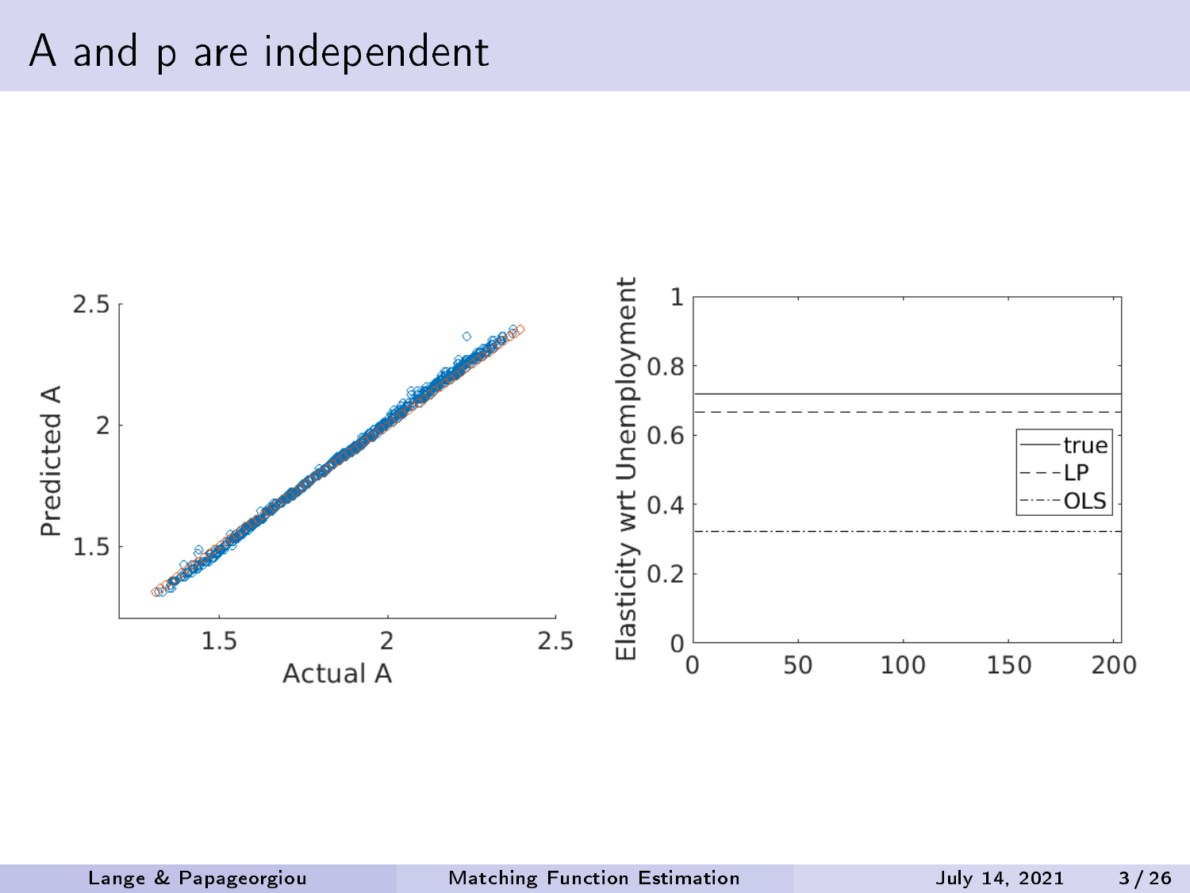# A and p are independent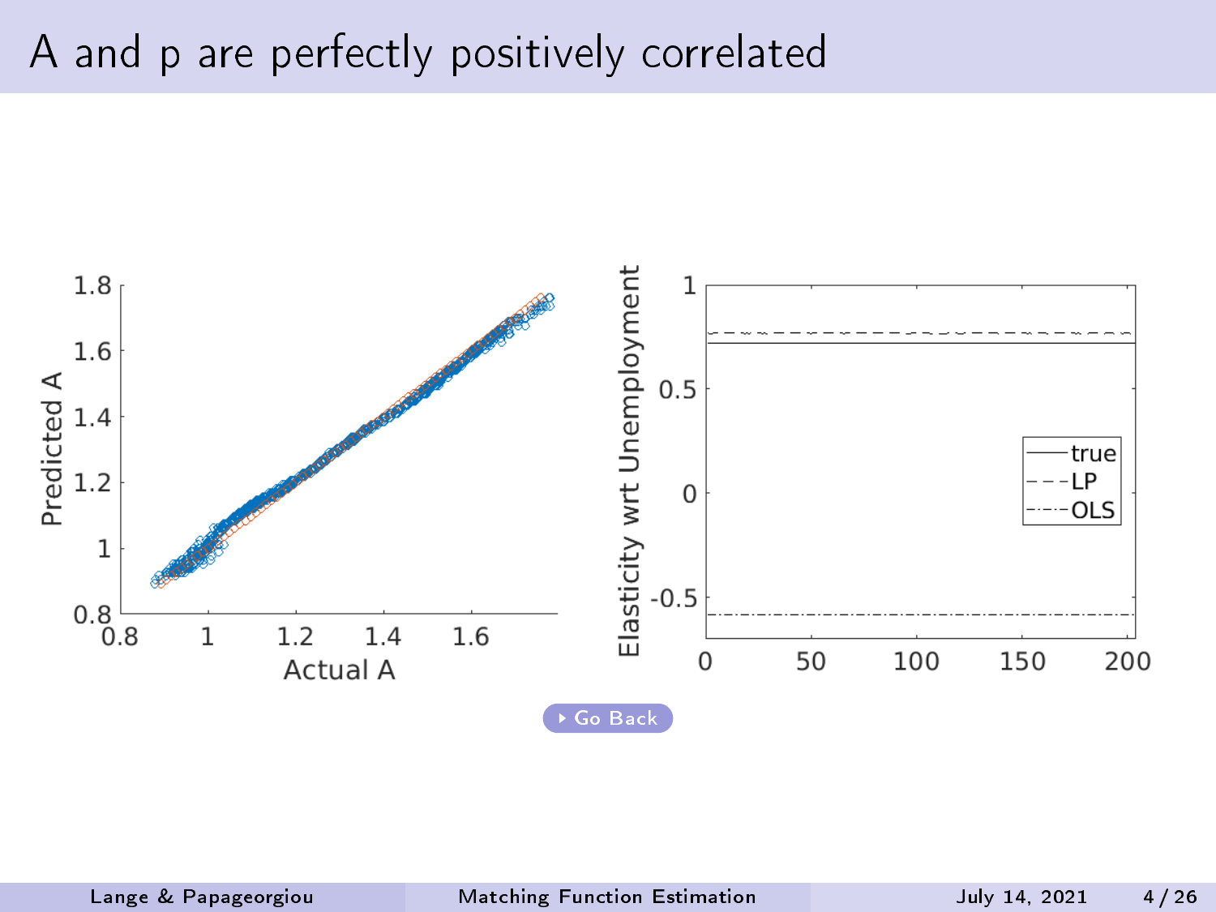# A and p are perfectly positively correlated

Go Back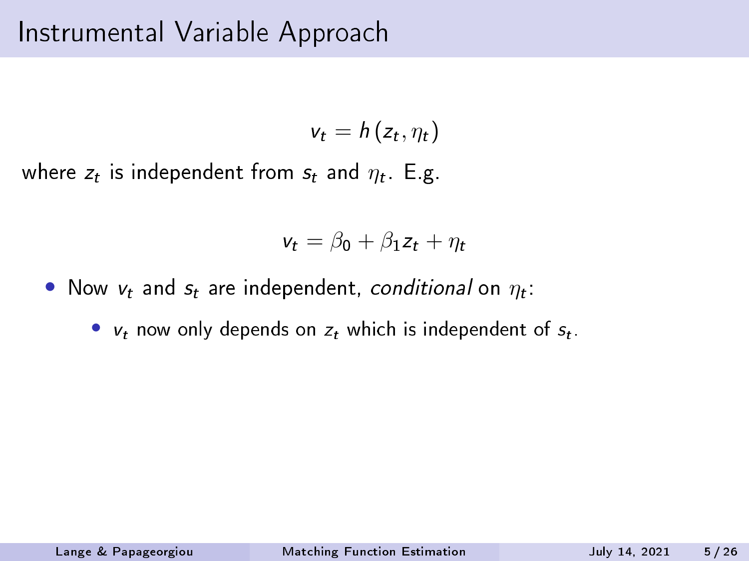# Instrumental Variable Approach

$$v_t = h\left(z_t, \eta_t\right)$$

where $z_t$ is independent from $s_t$ and $\eta_t$. E.g.

$$v_t = \beta_0 + \beta_1 z_t + \eta_t$$

- Now $v_t$ and $s_t$ are independent, *conditional* on $\eta_t$:
  - $v_t$ now only depends on $z_t$ which is independent of $s_t$.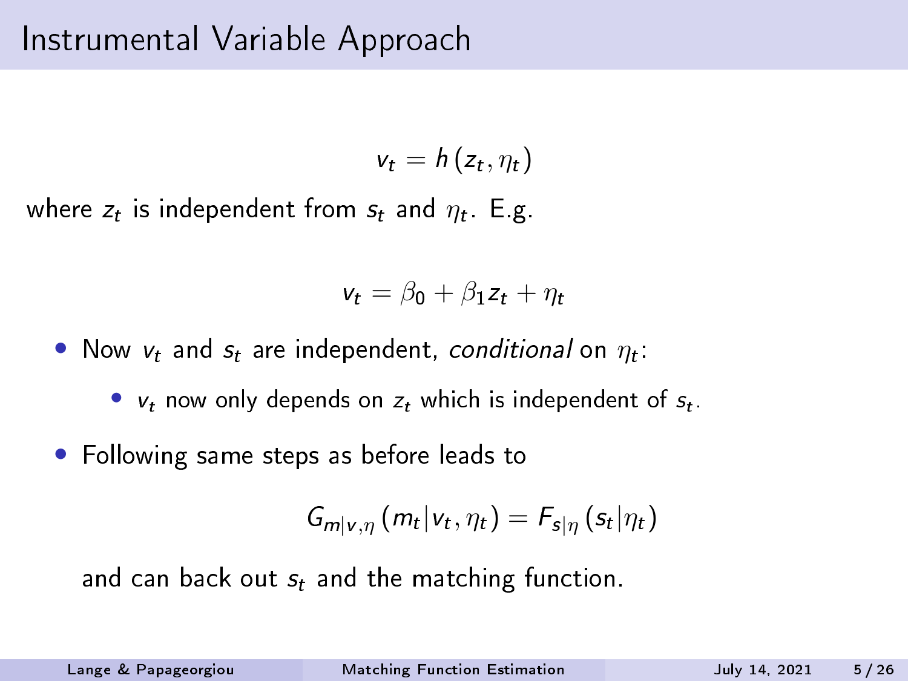# Instrumental Variable Approach

$$v_t = h\left(z_t, \eta_t\right)$$

where $z_t$ is independent from $s_t$ and $\eta_t$. E.g.

$$v_t = \beta_0 + \beta_1 z_t + \eta_t$$

- Now $v_t$ and $s_t$ are independent, *conditional* on $\eta_t$:
  - $v_t$ now only depends on $z_t$ which is independent of $s_t$.
- Following same steps as before leads to

$$G_{m|v,\eta}\left(m_t | v_t, \eta_t\right) = F_{s|\eta}\left(s_t | \eta_t\right)$$

  and can back out $s_t$ and the matching function.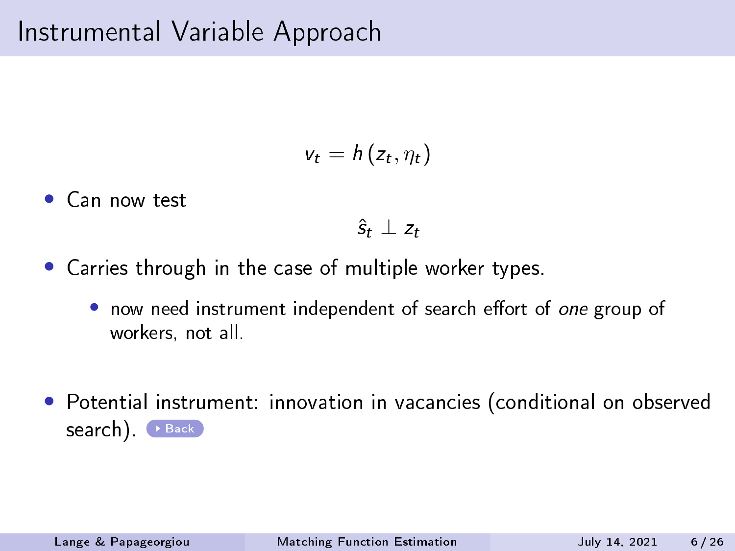# Instrumental Variable Approach

$$v_t = h\left(z_t, \eta_t\right)$$

- Can now test

$$\hat{s}_t \perp z_t$$

- Carries through in the case of multiple worker types.
  - now need instrument independent of search effort of *one* group of workers, not all.

- Potential instrument: innovation in vacancies (conditional on observed search). Back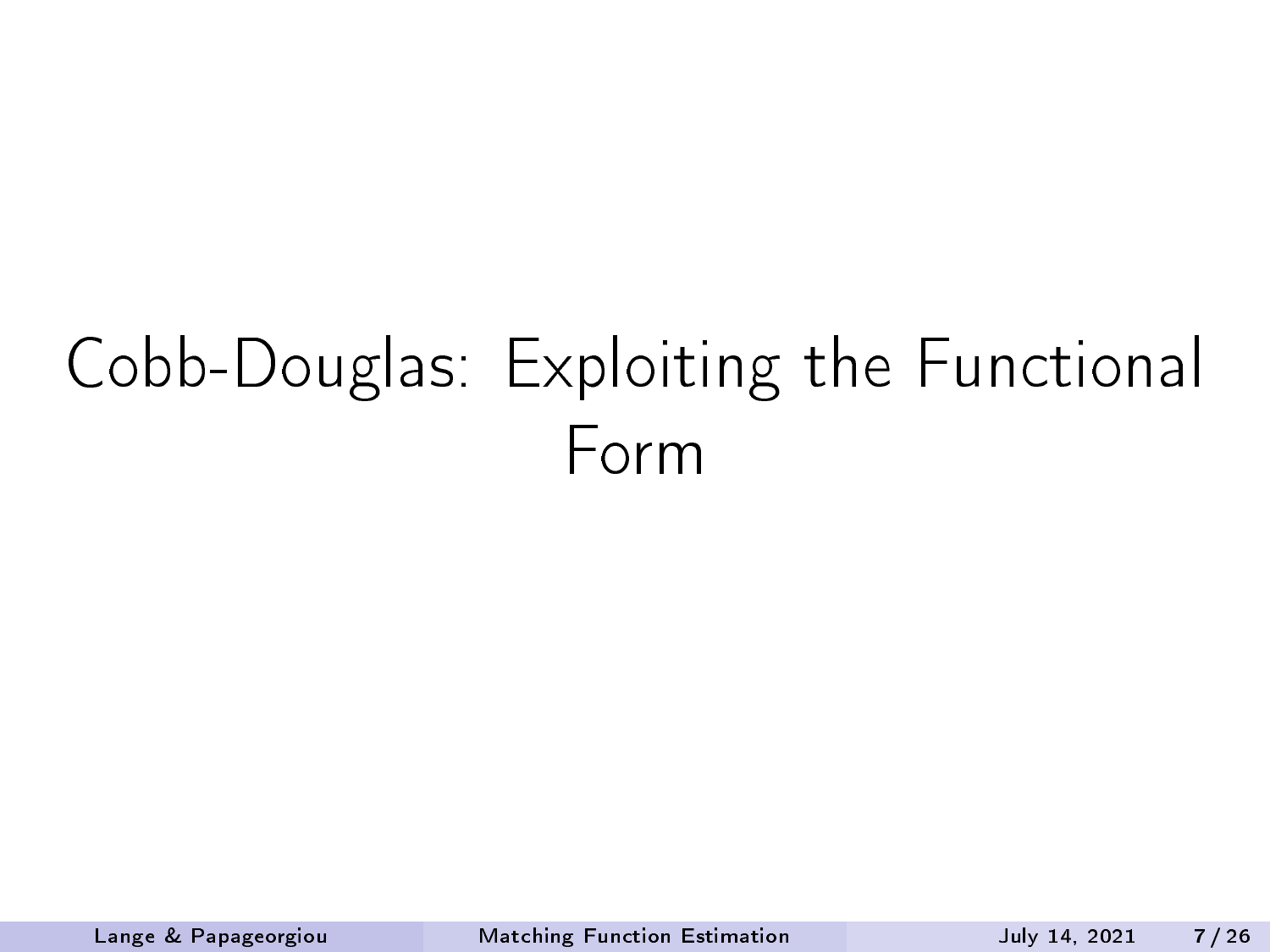# Cobb-Douglas: Exploiting the Functional Form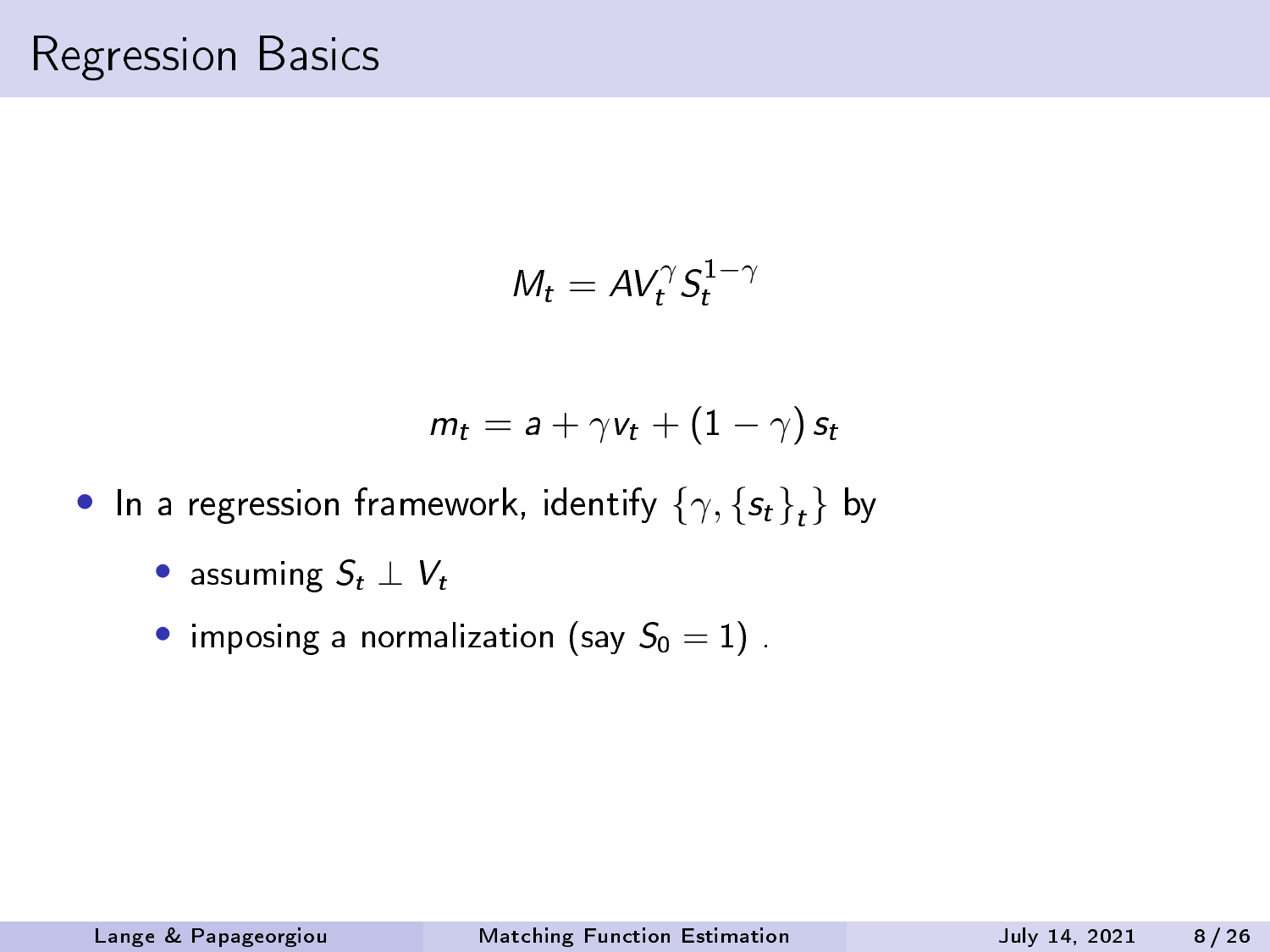# Regression Basics

$$M_t = A V_t^{\gamma} S_t^{1-\gamma}$$

$$m_t = a + \gamma v_t + (1-\gamma) s_t$$

- In a regression framework, identify $\{\gamma, \{s_t\}_t\}$ by
  - assuming $S_t \perp V_t$
  - imposing a normalization (say $S_0 = 1$) .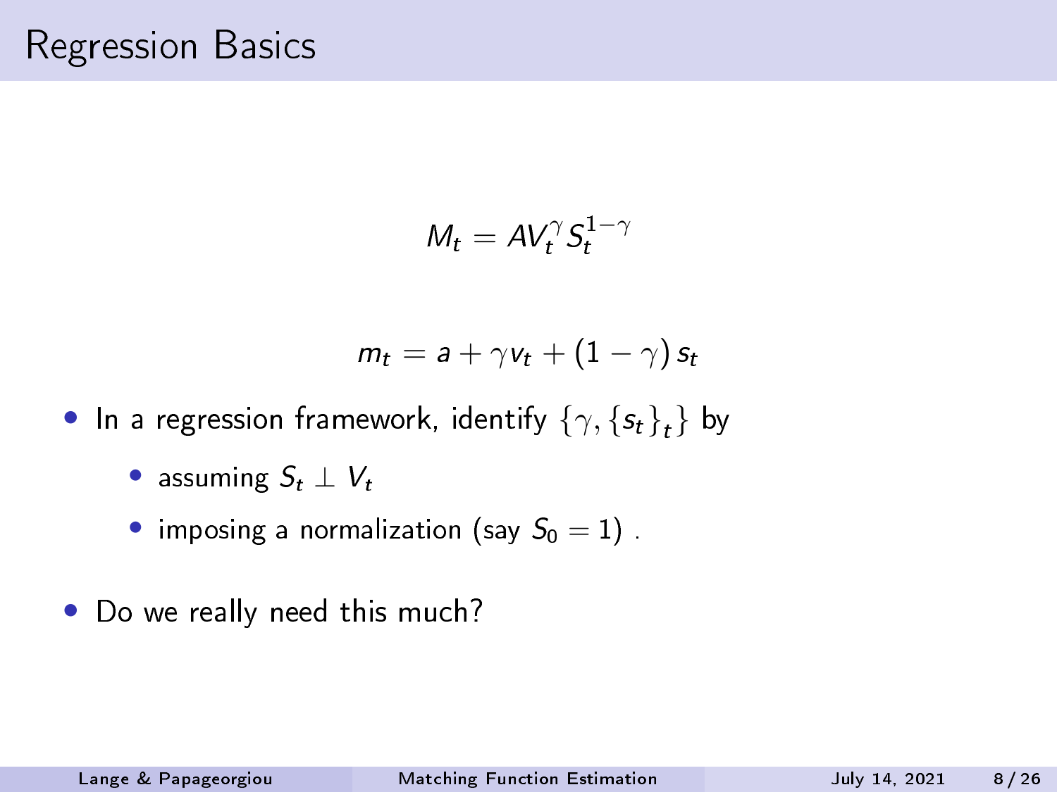# Regression Basics

$$M_t = AV_t^{\gamma} S_t^{1-\gamma}$$

$$m_t = a + \gamma v_t + (1-\gamma) s_t$$

- In a regression framework, identify $\{\gamma, \{s_t\}_t\}$ by
  - assuming $S_t \perp V_t$
  - imposing a normalization (say $S_0 = 1$) .
- Do we really need this much?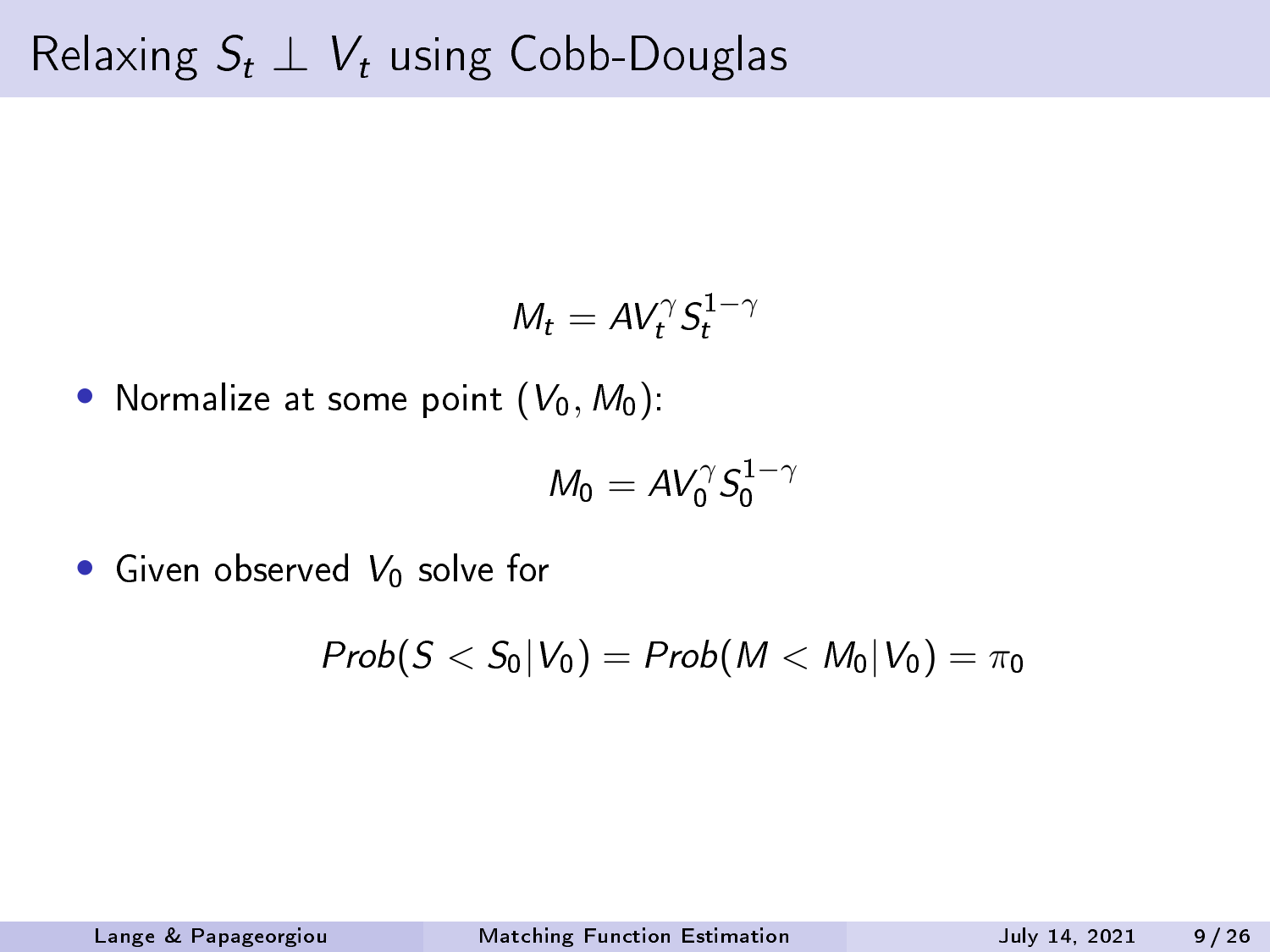# Relaxing $S_t \perp V_t$ using Cobb-Douglas

$$M_t = AV_t^{\gamma} S_t^{1-\gamma}$$

- Normalize at some point $(V_0, M_0)$:

$$M_0 = AV_0^{\gamma} S_0^{1-\gamma}$$

- Given observed $V_0$ solve for

$$Prob(S < S_0 | V_0) = Prob(M < M_0 | V_0) = \pi_0$$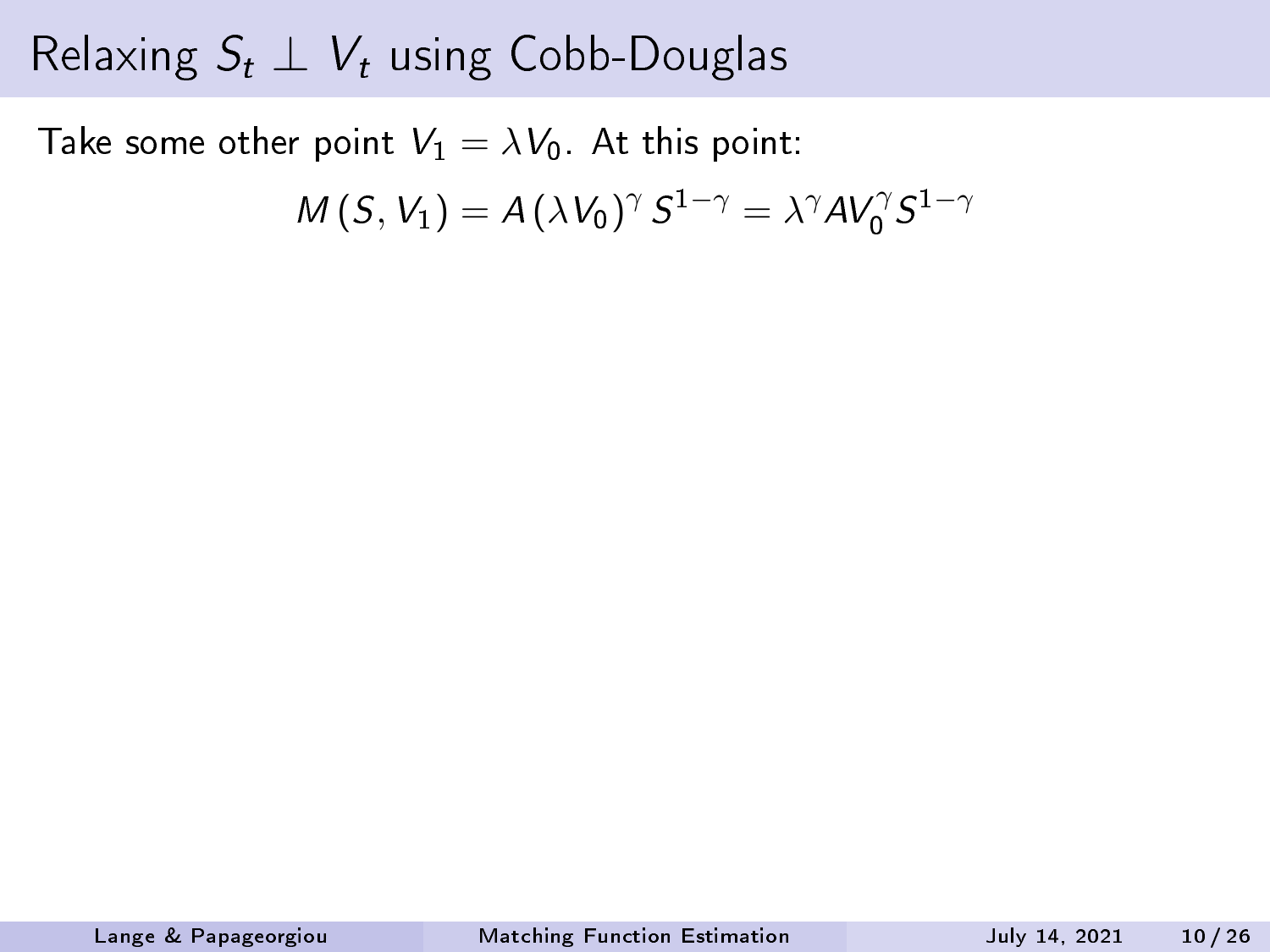# Relaxing $S_t \perp V_t$ using Cobb-Douglas

Take some other point $V_1 = \lambda V_0$. At this point:

$$M(S, V_1) = A(\lambda V_0)^{\gamma} S^{1-\gamma} = \lambda^{\gamma} A V_0^{\gamma} S^{1-\gamma}$$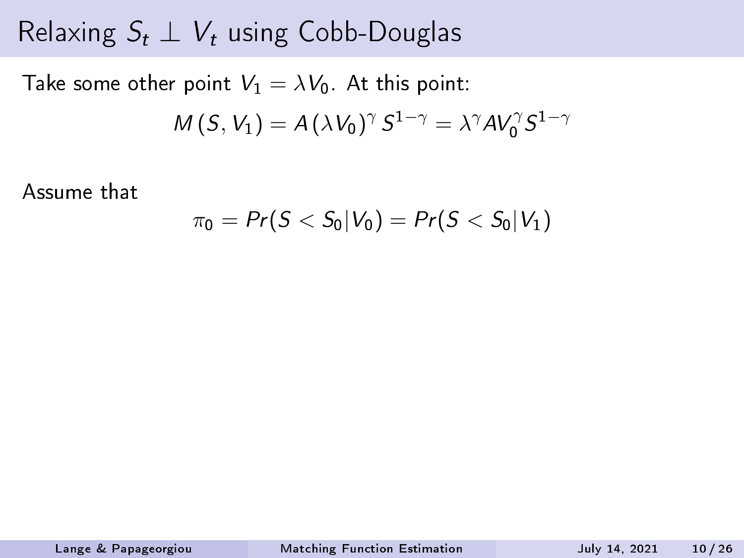# Relaxing $S_t \perp V_t$ using Cobb-Douglas

Take some other point $V_1 = \lambda V_0$. At this point:

$$M(S, V_1) = A(\lambda V_0)^\gamma S^{1-\gamma} = \lambda^\gamma A V_0^\gamma S^{1-\gamma}$$

Assume that

$$\pi_0 = Pr(S < S_0 | V_0) = Pr(S < S_0 | V_1)$$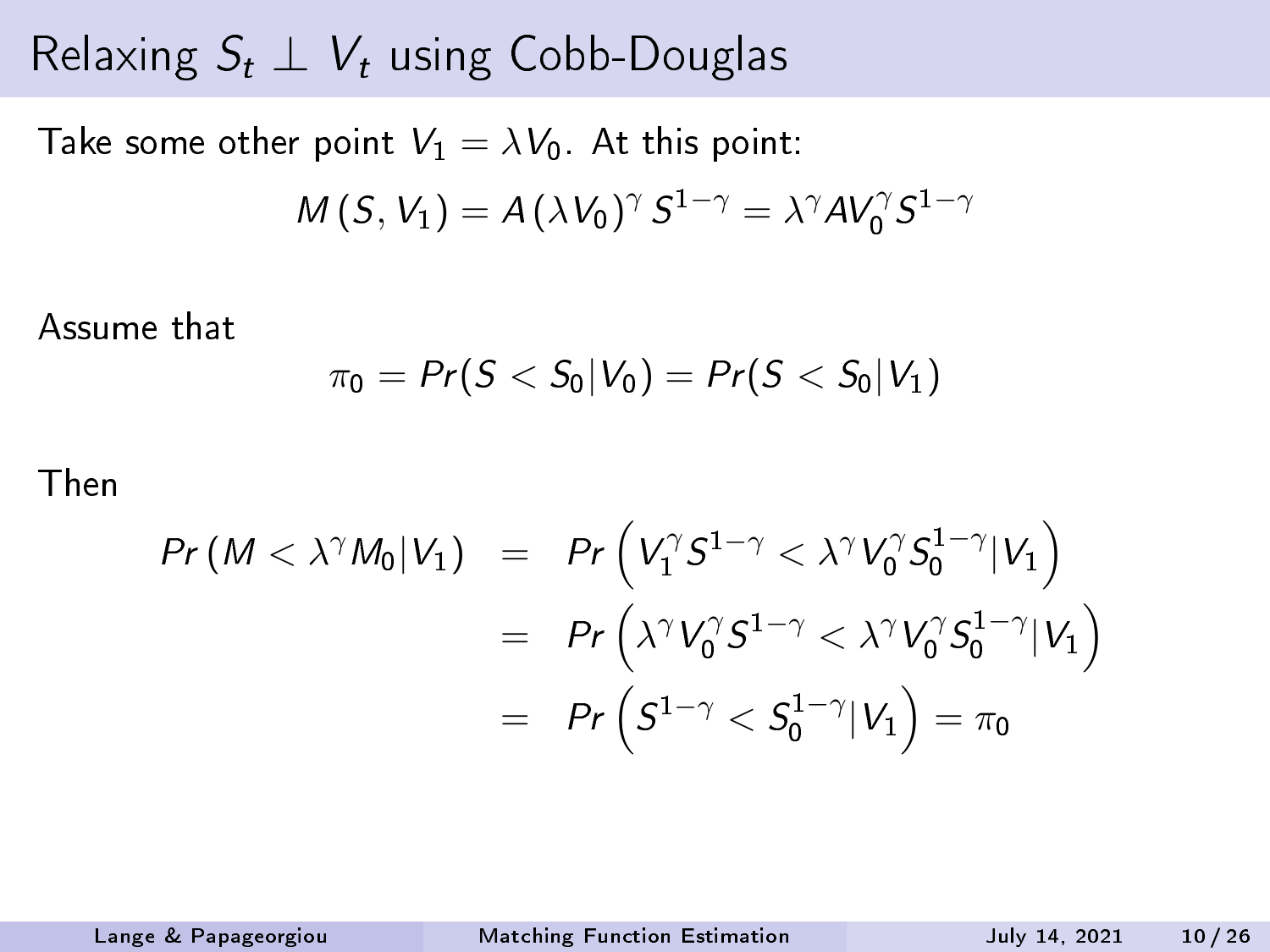# Relaxing $S_t \perp V_t$ using Cobb-Douglas

Take some other point $V_1 = \lambda V_0$. At this point:

$$M(S, V_1) = A(\lambda V_0)^\gamma S^{1-\gamma} = \lambda^\gamma A V_0^\gamma S^{1-\gamma}$$

Assume that

$$\pi_0 = Pr(S < S_0 | V_0) = Pr(S < S_0 | V_1)$$

Then

$$\begin{aligned}
Pr\left(M < \lambda^\gamma M_0 | V_1\right) &= Pr\left(V_1^\gamma S^{1-\gamma} < \lambda^\gamma V_0^\gamma S_0^{1-\gamma} | V_1\right) \\
&= Pr\left(\lambda^\gamma V_0^\gamma S^{1-\gamma} < \lambda^\gamma V_0^\gamma S_0^{1-\gamma} | V_1\right) \\
&= Pr\left(S^{1-\gamma} < S_0^{1-\gamma} | V_1\right) = \pi_0
\end{aligned}$$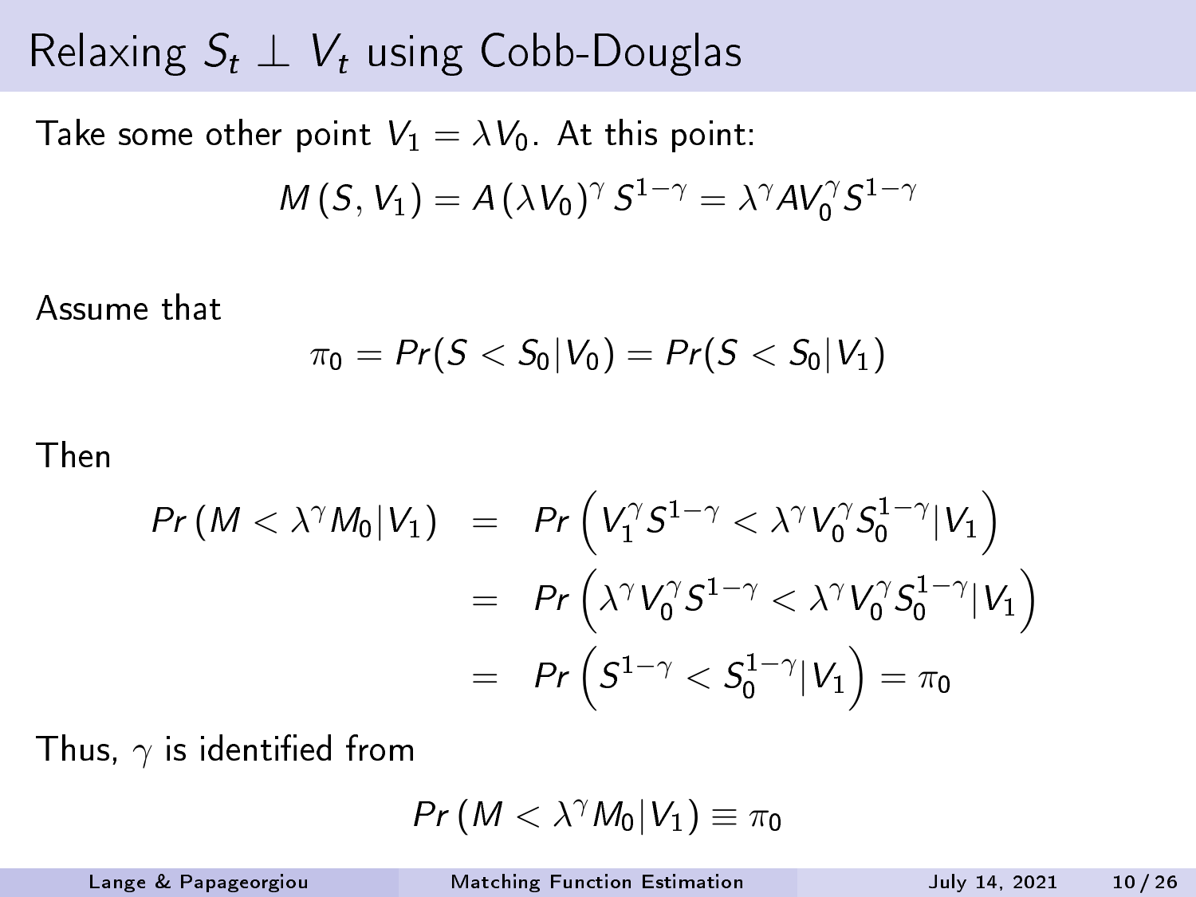# Relaxing $S_t \perp V_t$ using Cobb-Douglas

Take some other point $V_1 = \lambda V_0$. At this point:

$$M(S, V_1) = A(\lambda V_0)^{\gamma} S^{1-\gamma} = \lambda^{\gamma} A V_0^{\gamma} S^{1-\gamma}$$

Assume that

$$\pi_0 = Pr(S < S_0 | V_0) = Pr(S < S_0 | V_1)$$

Then

$$\begin{aligned}
Pr(M < \lambda^{\gamma} M_0 | V_1) &= Pr\left(V_1^{\gamma} S^{1-\gamma} < \lambda^{\gamma} V_0^{\gamma} S_0^{1-\gamma} | V_1\right) \\
&= Pr\left(\lambda^{\gamma} V_0^{\gamma} S^{1-\gamma} < \lambda^{\gamma} V_0^{\gamma} S_0^{1-\gamma} | V_1\right) \\
&= Pr\left(S^{1-\gamma} < S_0^{1-\gamma} | V_1\right) = \pi_0
\end{aligned}$$

Thus, $\gamma$ is identified from

$$Pr(M < \lambda^{\gamma} M_0 | V_1) \equiv \pi_0$$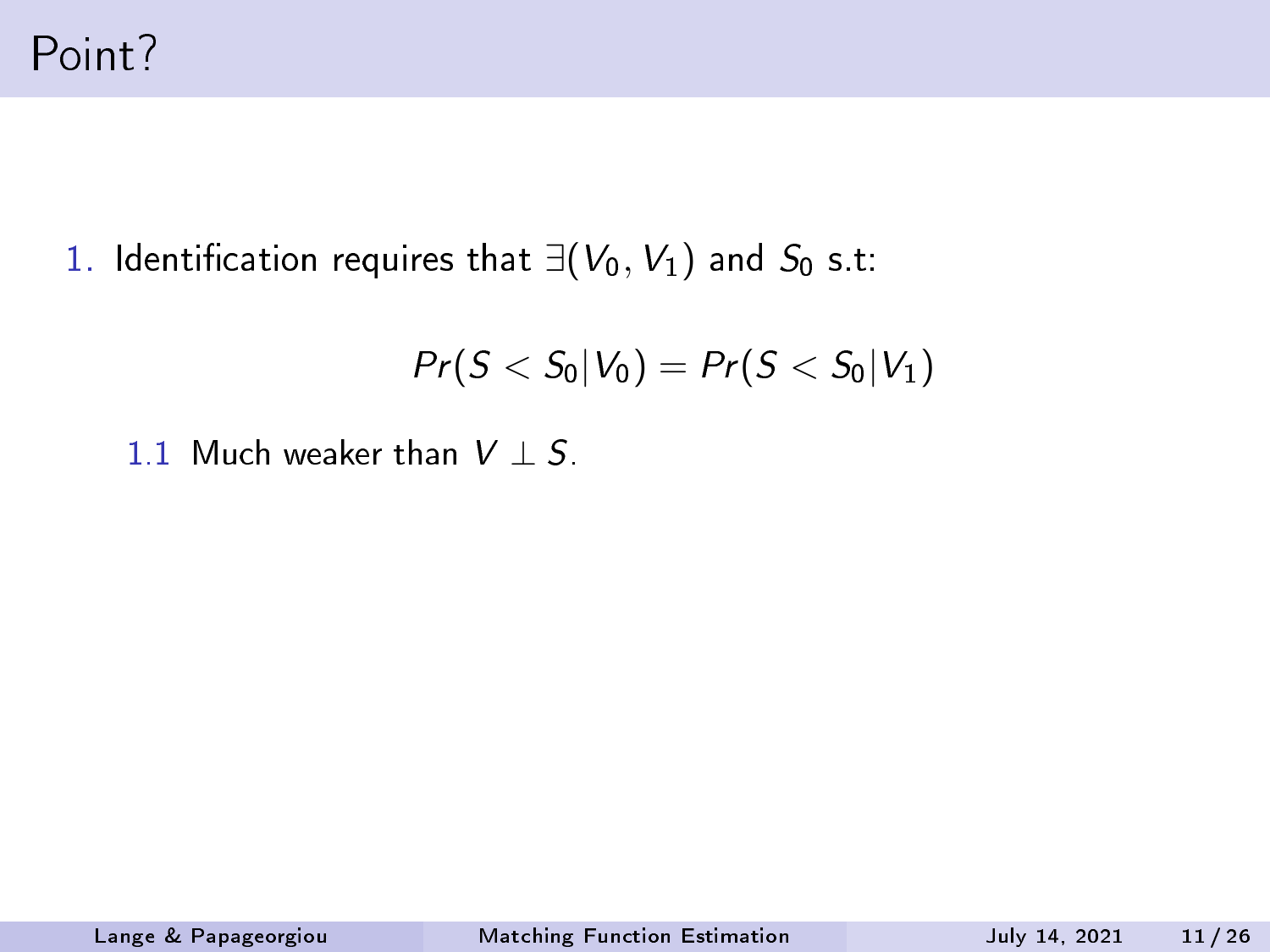# Point?

1. Identification requires that $\exists (V_0, V_1)$ and $S_0$ s.t:

$$Pr(S < S_0 | V_0) = Pr(S < S_0 | V_1)$$

   1.1 Much weaker than $V \perp S$.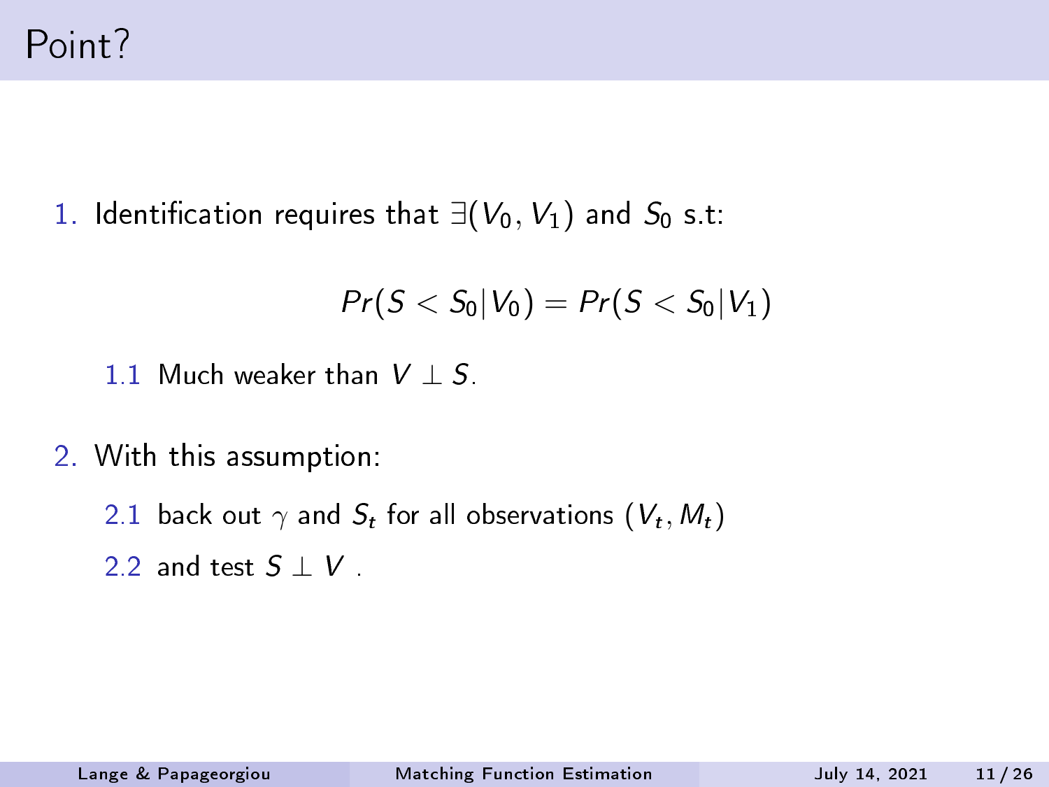# Point?

1. Identification requires that $\exists(V_0, V_1)$ and $S_0$ s.t:

$$Pr(S < S_0 | V_0) = Pr(S < S_0 | V_1)$$

   1.1 Much weaker than $V \perp S$.

2. With this assumption:

   2.1 back out $\gamma$ and $S_t$ for all observations $(V_t, M_t)$

   2.2 and test $S \perp V$ .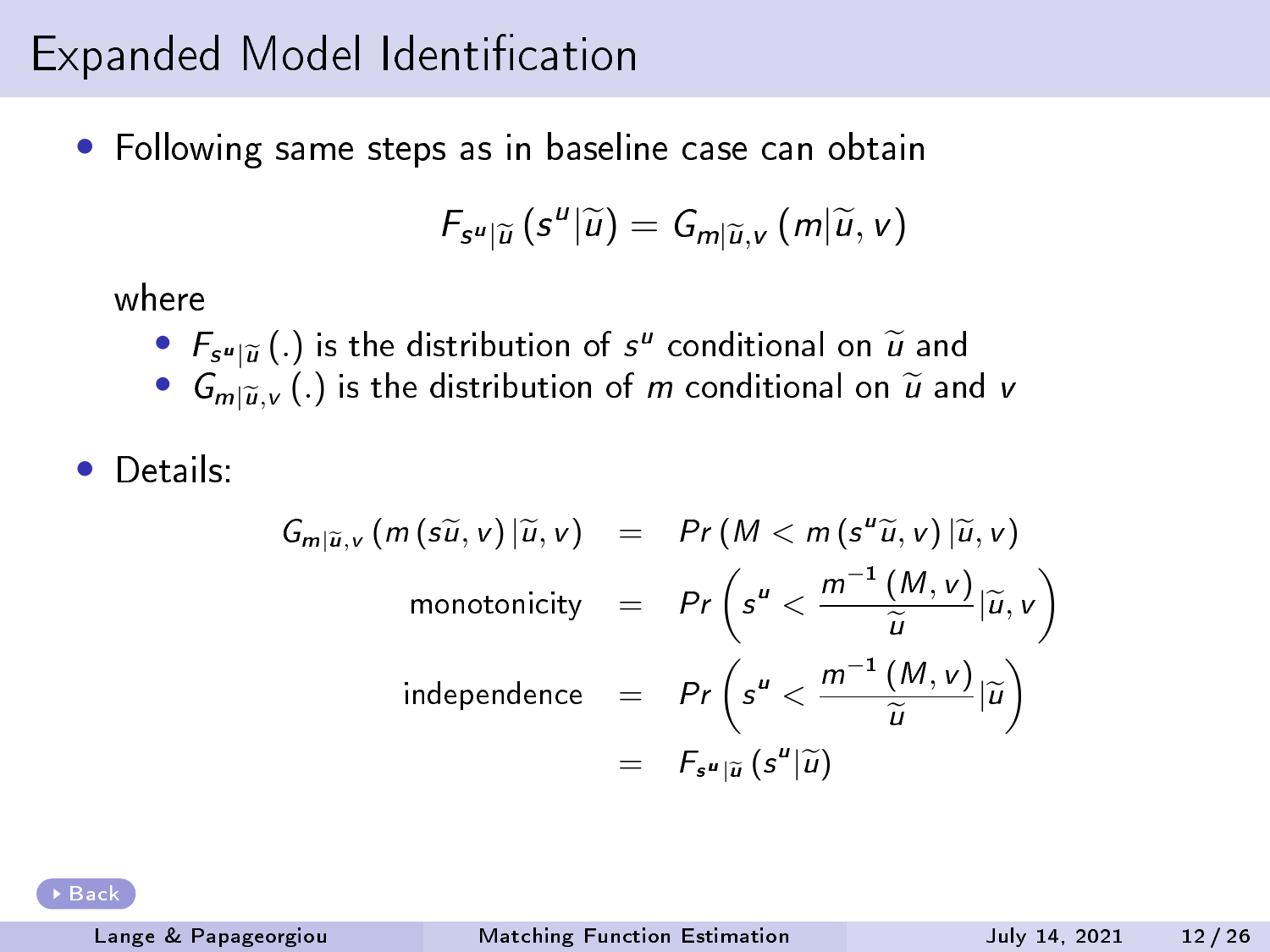# Expanded Model Identification

- Following same steps as in baseline case can obtain

$$F_{s^u|\widetilde{u}}\left(s^u|\widetilde{u}\right) = G_{m|\widetilde{u},v}\left(m|\widetilde{u},v\right)$$

  where
  - $F_{s^u|\widetilde{u}}(.)$ is the distribution of $s^u$ conditional on $\widetilde{u}$ and
  - $G_{m|\widetilde{u},v}(.)$ is the distribution of $m$ conditional on $\widetilde{u}$ and $v$

- Details:

$$\begin{aligned}
G_{m|\widetilde{u},v}\left(m\left(s\widetilde{u},v\right)|\widetilde{u},v\right) &= Pr\left(M < m\left(s^u\widetilde{u},v\right)|\widetilde{u},v\right) \\
\text{monotonicity} &= Pr\left(s^u < \frac{m^{-1}\left(M,v\right)}{\widetilde{u}}|\widetilde{u},v\right) \\
\text{independence} &= Pr\left(s^u < \frac{m^{-1}\left(M,v\right)}{\widetilde{u}}|\widetilde{u}\right) \\
&= F_{s^u|\widetilde{u}}\left(s^u|\widetilde{u}\right)
\end{aligned}$$

Back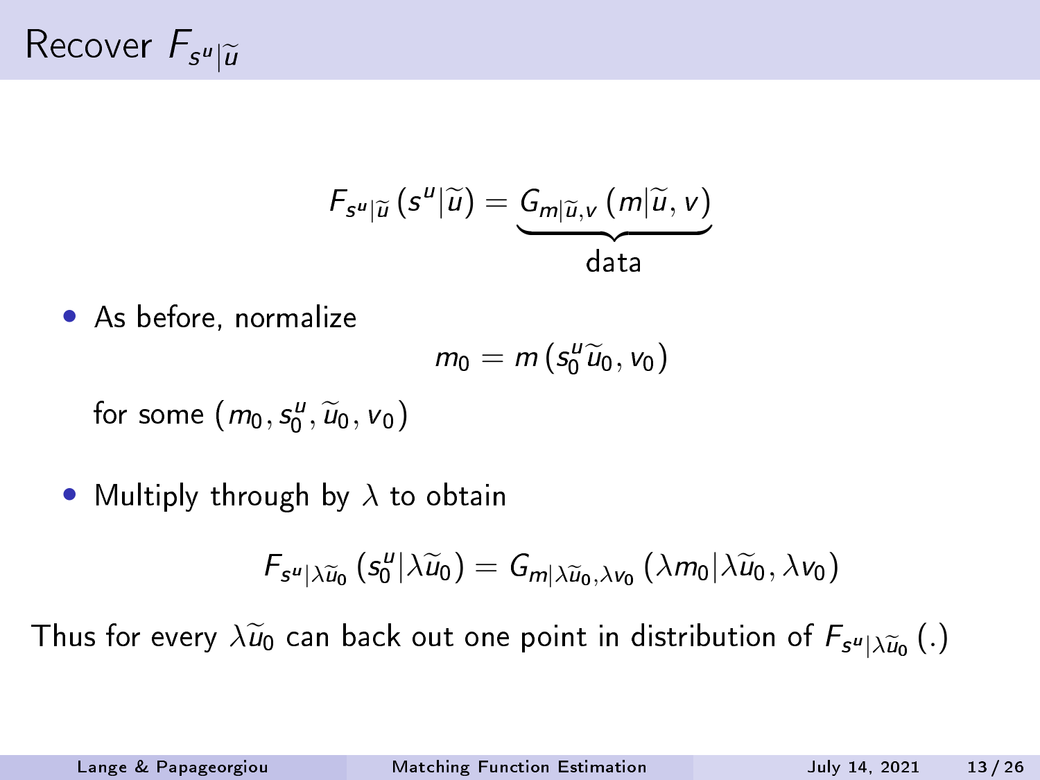# Recover $F_{s^u|\widetilde{u}}$

$$F_{s^u|\widetilde{u}}\left(s^u|\widetilde{u}\right) = \underbrace{G_{m|\widetilde{u},v}\left(m|\widetilde{u},v\right)}_{\text{data}}$$

- As before, normalize

$$m_0 = m\left(s_0^u \widetilde{u}_0, v_0\right)$$

  for some $\left(m_0, s_0^u, \widetilde{u}_0, v_0\right)$

- Multiply through by $\lambda$ to obtain

$$F_{s^u|\lambda\widetilde{u}_0}\left(s_0^u|\lambda\widetilde{u}_0\right) = G_{m|\lambda\widetilde{u}_0,\lambda v_0}\left(\lambda m_0|\lambda\widetilde{u}_0, \lambda v_0\right)$$

Thus for every $\lambda\widetilde{u}_0$ can back out one point in distribution of $F_{s^u|\lambda\widetilde{u}_0}(.)$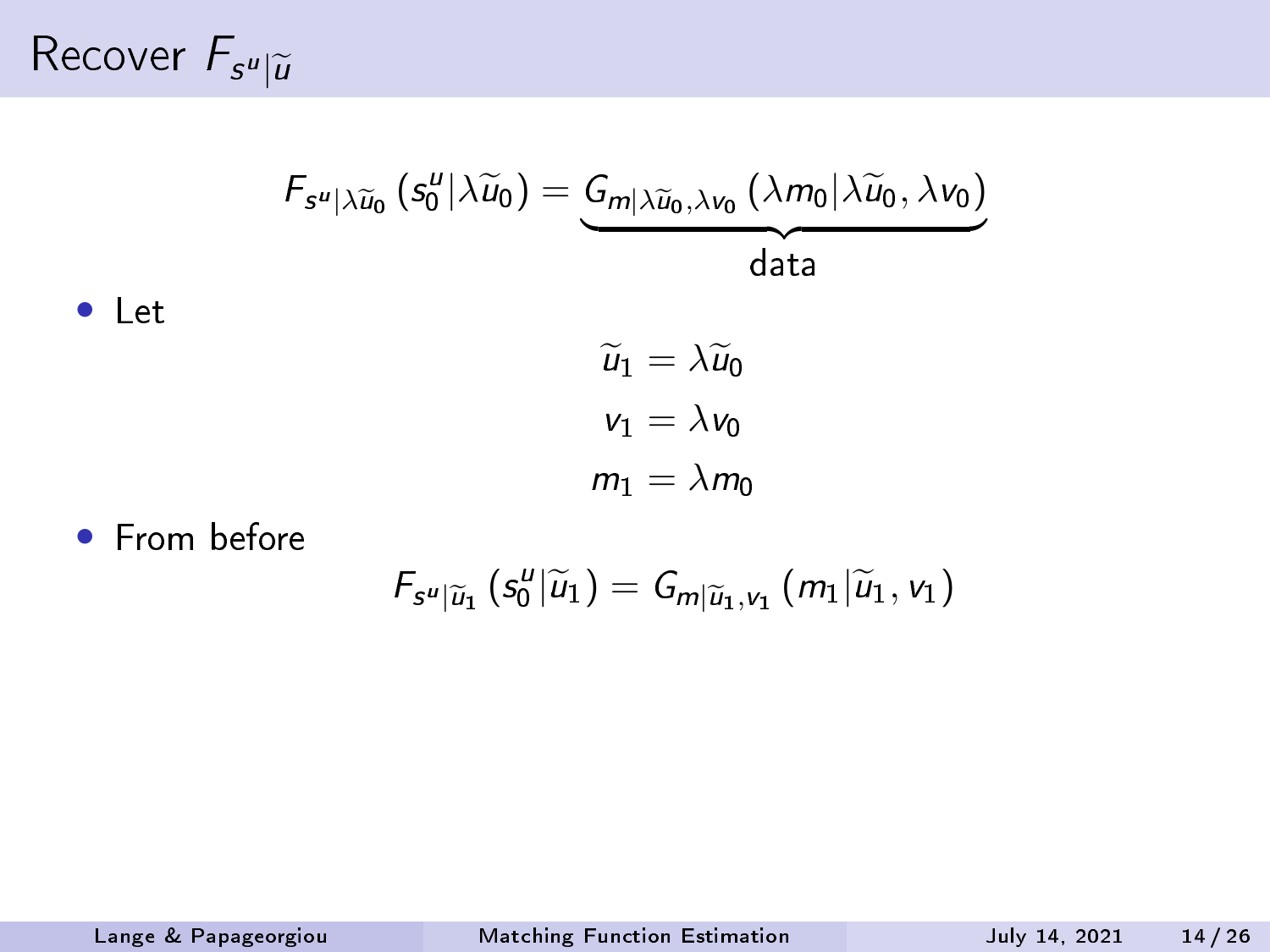# Recover $F_{s^u|\widetilde{u}}$

$$F_{s^u|\lambda\widetilde{u}_0}\left(s_0^u|\lambda\widetilde{u}_0\right) = \underbrace{G_{m|\lambda\widetilde{u}_0,\lambda v_0}\left(\lambda m_0|\lambda\widetilde{u}_0,\lambda v_0\right)}_{\text{data}}$$

- Let

$$\widetilde{u}_1 = \lambda\widetilde{u}_0$$

$$v_1 = \lambda v_0$$

$$m_1 = \lambda m_0$$

- From before

$$F_{s^u|\widetilde{u}_1}\left(s_0^u|\widetilde{u}_1\right) = G_{m|\widetilde{u}_1,v_1}\left(m_1|\widetilde{u}_1,v_1\right)$$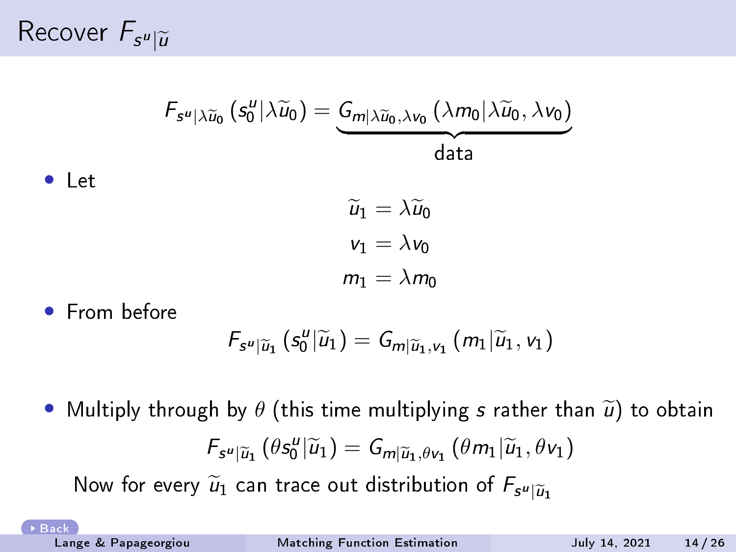# Recover $F_{s^u|\widetilde{u}}$

$$F_{s^u|\lambda\widetilde{u}_0}\left(s_0^u|\lambda\widetilde{u}_0\right) = \underbrace{G_{m|\lambda\widetilde{u}_0,\lambda v_0}\left(\lambda m_0|\lambda\widetilde{u}_0,\lambda v_0\right)}_{\text{data}}$$

- Let

$$\widetilde{u}_1 = \lambda\widetilde{u}_0$$
$$v_1 = \lambda v_0$$
$$m_1 = \lambda m_0$$

- From before

$$F_{s^u|\widetilde{u}_1}\left(s_0^u|\widetilde{u}_1\right) = G_{m|\widetilde{u}_1,v_1}\left(m_1|\widetilde{u}_1,v_1\right)$$

- Multiply through by $\theta$ (this time multiplying $s$ rather than $\widetilde{u}$) to obtain

$$F_{s^u|\widetilde{u}_1}\left(\theta s_0^u|\widetilde{u}_1\right) = G_{m|\widetilde{u}_1,\theta v_1}\left(\theta m_1|\widetilde{u}_1,\theta v_1\right)$$

Now for every $\widetilde{u}_1$ can trace out distribution of $F_{s^u|\widetilde{u}_1}$

Back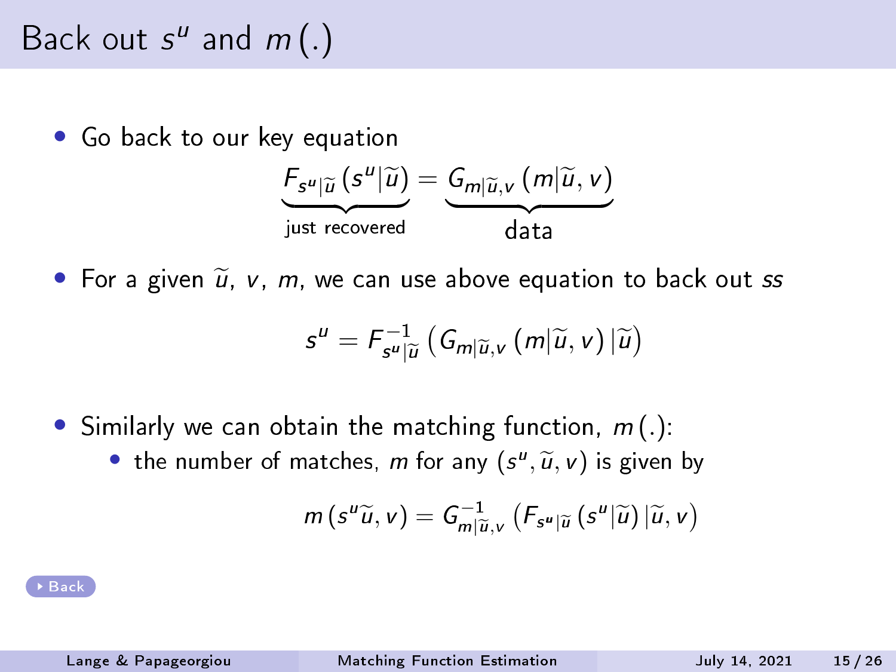# Back out $s^u$ and $m(.)$

- Go back to our key equation

$$\underbrace{F_{s^u|\widetilde{u}}\left(s^u|\widetilde{u}\right)}_{\text{just recovered}} = \underbrace{G_{m|\widetilde{u},v}\left(m|\widetilde{u},v\right)}_{\text{data}}$$

- For a given $\widetilde{u}$, $v$, $m$, we can use above equation to back out *ss*

$$s^u = F^{-1}_{s^u|\widetilde{u}}\left(G_{m|\widetilde{u},v}\left(m|\widetilde{u},v\right)|\widetilde{u}\right)$$

- Similarly we can obtain the matching function, $m(.)$:
  - the number of matches, $m$ for any $(s^u, \widetilde{u}, v)$ is given by

$$m\left(s^u\widetilde{u},v\right) = G^{-1}_{m|\widetilde{u},v}\left(F_{s^u|\widetilde{u}}\left(s^u|\widetilde{u}\right)|\widetilde{u},v\right)$$

Back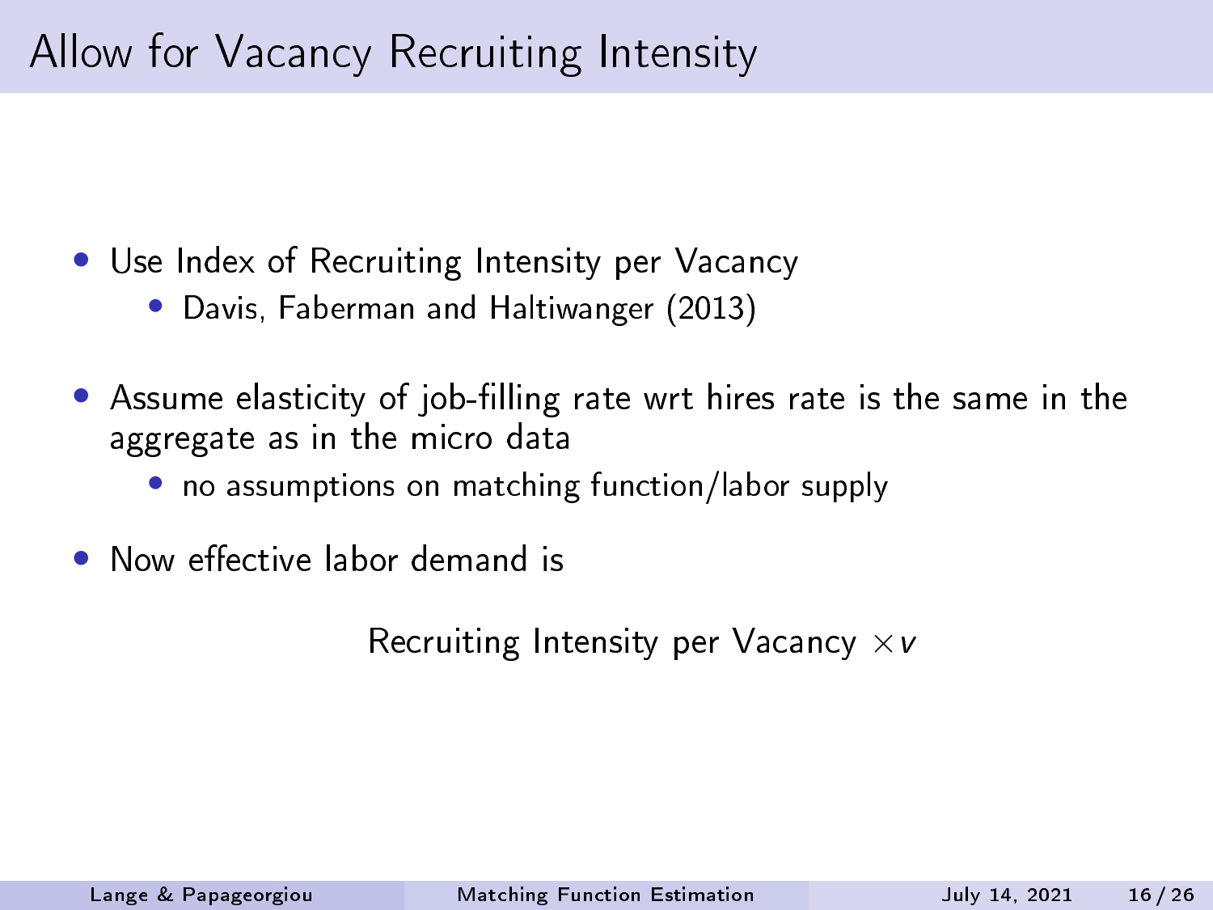# Allow for Vacancy Recruiting Intensity

- Use Index of Recruiting Intensity per Vacancy
  - Davis, Faberman and Haltiwanger (2013)
- Assume elasticity of job-filling rate wrt hires rate is the same in the aggregate as in the micro data
  - no assumptions on matching function/labor supply
- Now effective labor demand is

$$\text{Recruiting Intensity per Vacancy} \times v$$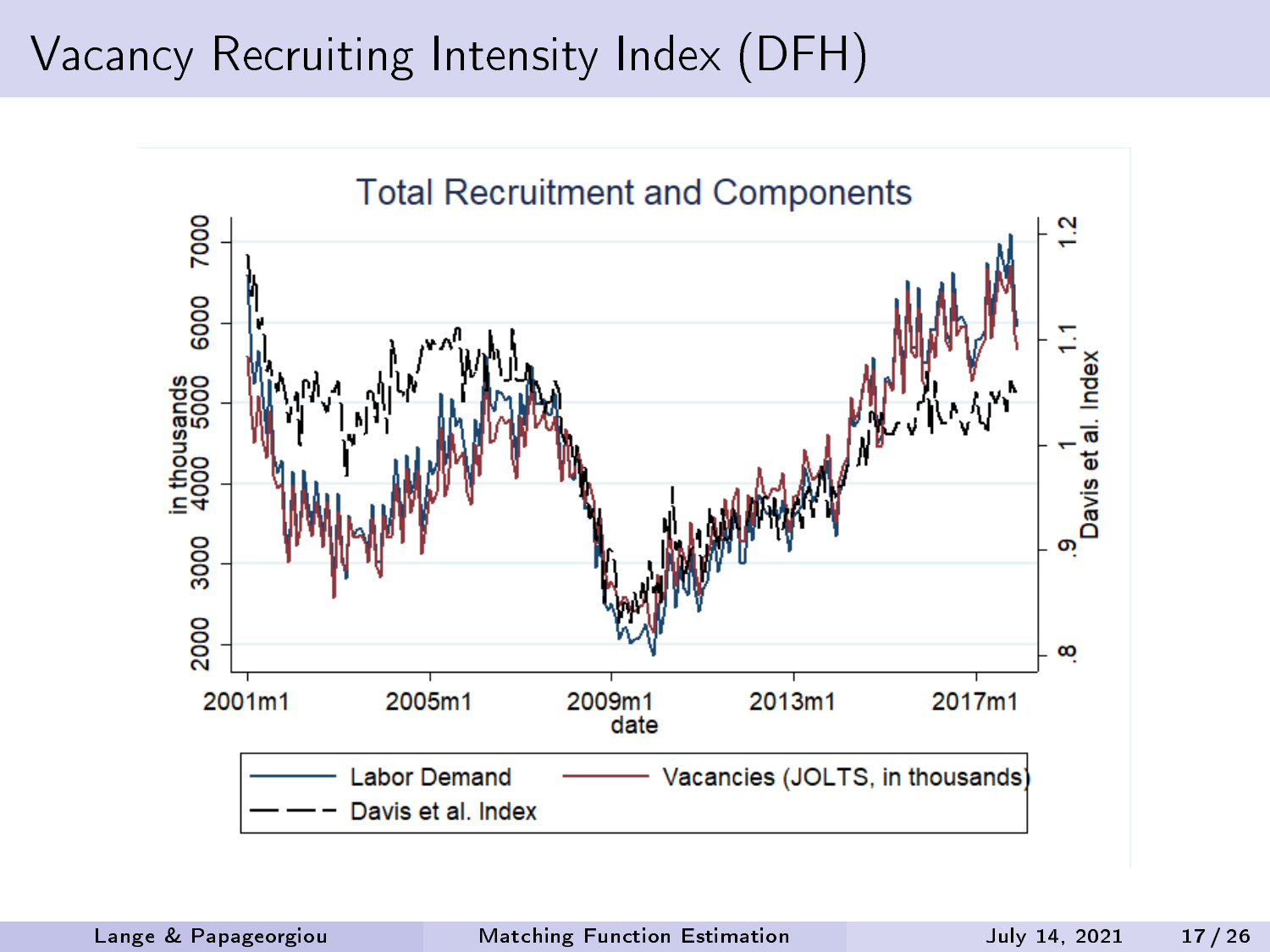# Vacancy Recruiting Intensity Index (DFH)

Total Recruitment and Components

Labor Demand — Vacancies (JOLTS, in thousands) — Davis et al. Index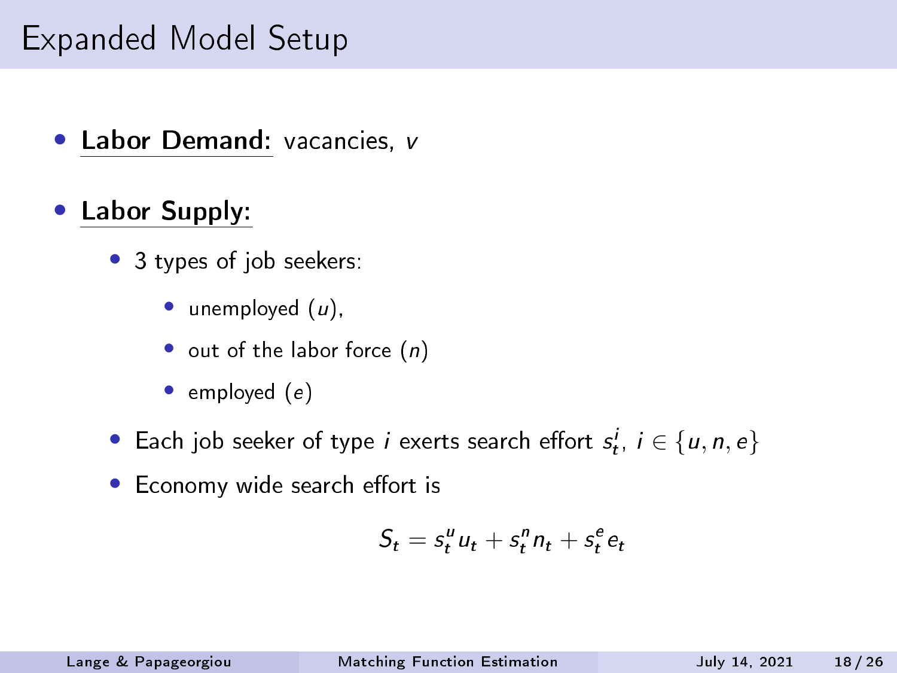# Expanded Model Setup

- **Labor Demand:** vacancies, $v$
- **Labor Supply:**
  - 3 types of job seekers:
    - unemployed ($u$),
    - out of the labor force ($n$)
    - employed ($e$)
  - Each job seeker of type $i$ exerts search effort $s_t^i$, $i \in \{u, n, e\}$
  - Economy wide search effort is

$$S_t = s_t^u u_t + s_t^n n_t + s_t^e e_t$$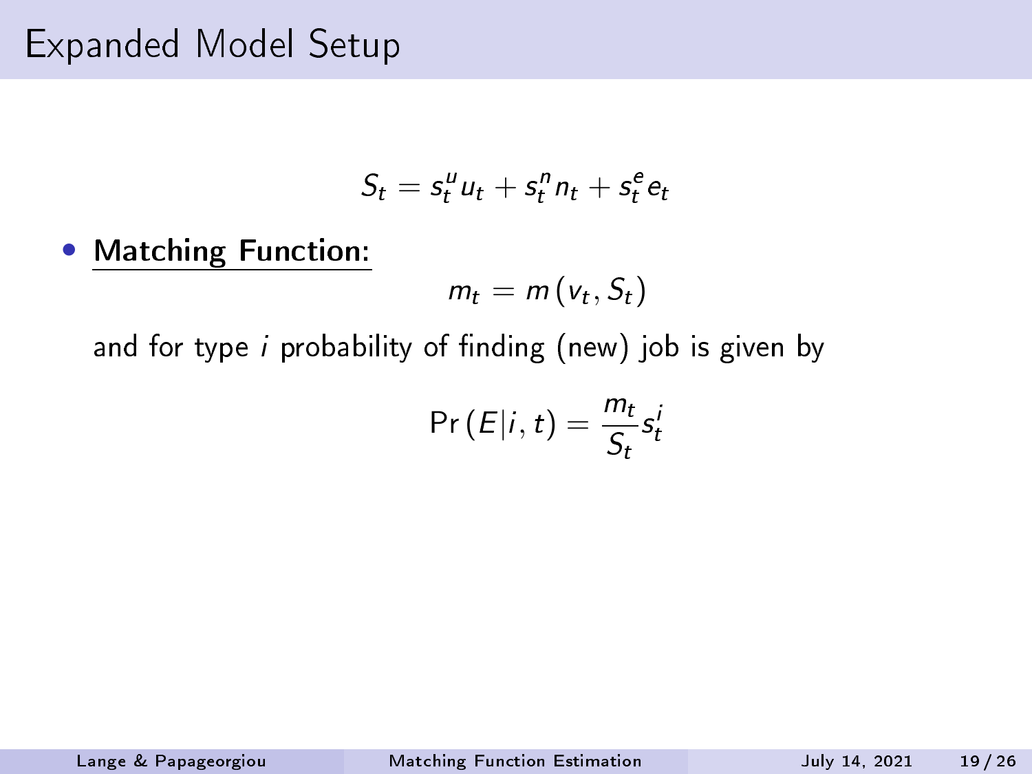# Expanded Model Setup

$$S_t = s_t^u u_t + s_t^n n_t + s_t^e e_t$$

- **Matching Function:**

$$m_t = m\left(v_t, S_t\right)$$

and for type $i$ probability of finding (new) job is given by

$$\Pr\left(E|i, t\right) = \frac{m_t}{S_t} s_t^i$$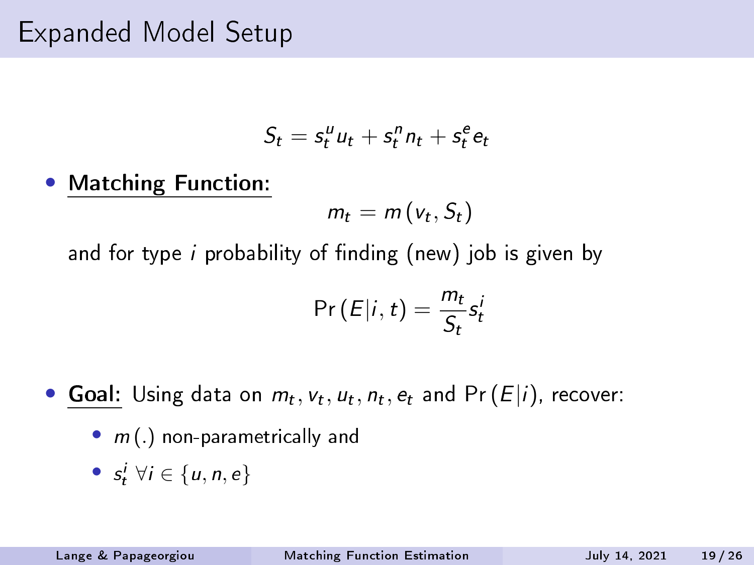# Expanded Model Setup

$$S_t = s_t^u u_t + s_t^n n_t + s_t^e e_t$$

- **Matching Function:**

$$m_t = m(v_t, S_t)$$

and for type $i$ probability of finding (new) job is given by

$$\Pr(E|i,t) = \frac{m_t}{S_t} s_t^i$$

- **Goal:** Using data on $m_t, v_t, u_t, n_t, e_t$ and $\Pr(E|i)$, recover:
  - $m(.)$ non-parametrically and
  - $s_t^i$ $\forall i \in \{u, n, e\}$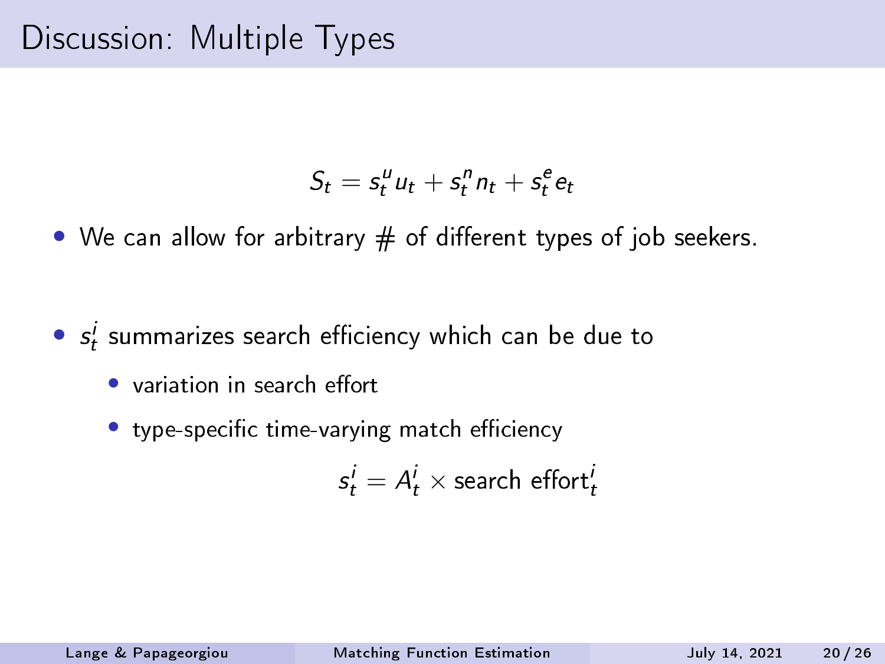# Discussion: Multiple Types

$$S_t = s_t^u u_t + s_t^n n_t + s_t^e e_t$$

- We can allow for arbitrary # of different types of job seekers.
- $s_t^i$ summarizes search efficiency which can be due to
  - variation in search effort
  - type-specific time-varying match efficiency

$$s_t^i = A_t^i \times \text{search effort}_t^i$$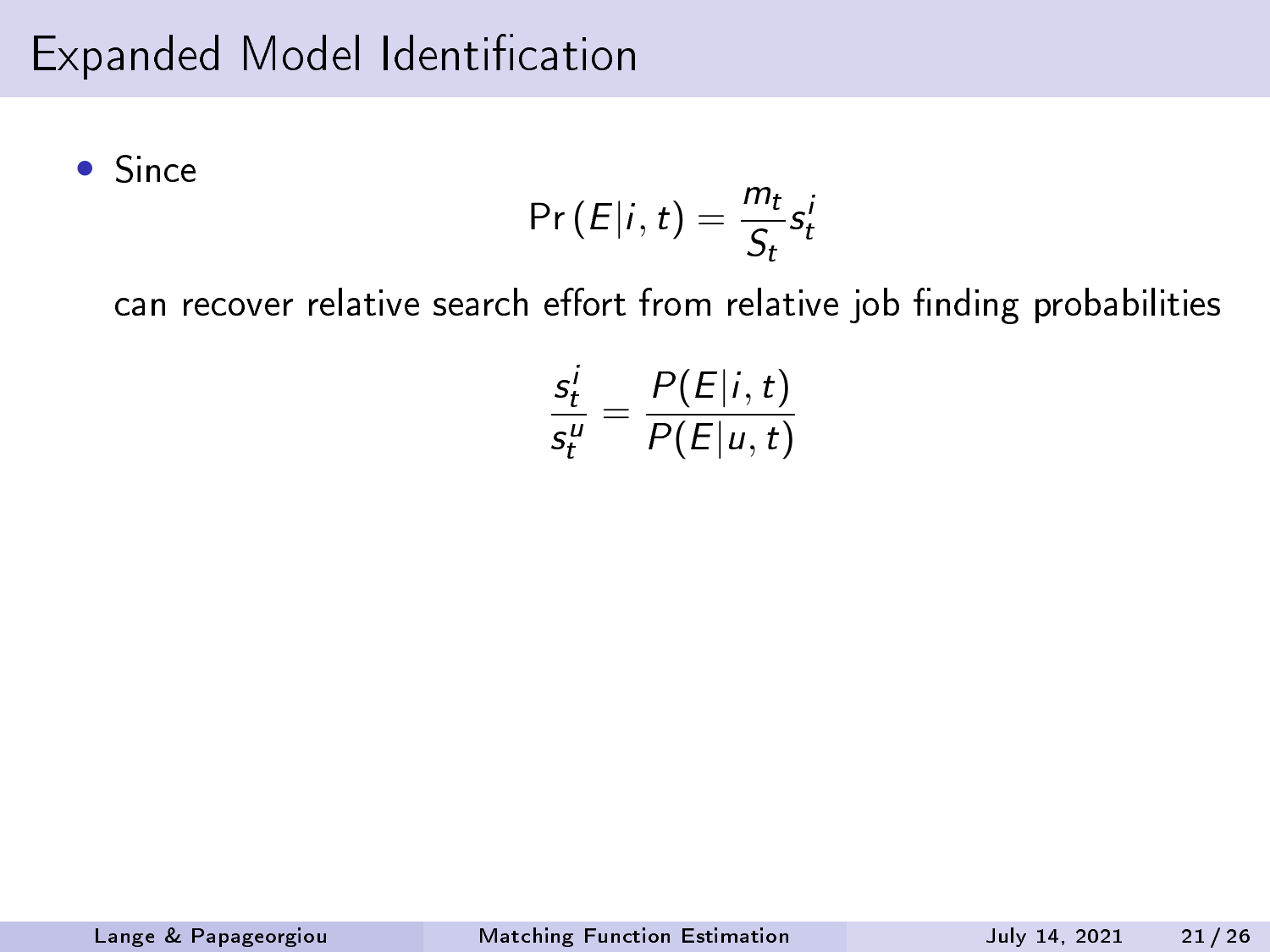# Expanded Model Identification

- Since

$$\Pr\left(E|i,t\right) = \frac{m_t}{S_t} s_t^i$$

can recover relative search effort from relative job finding probabilities

$$\frac{s_t^i}{s_t^u} = \frac{P(E|i,t)}{P(E|u,t)}$$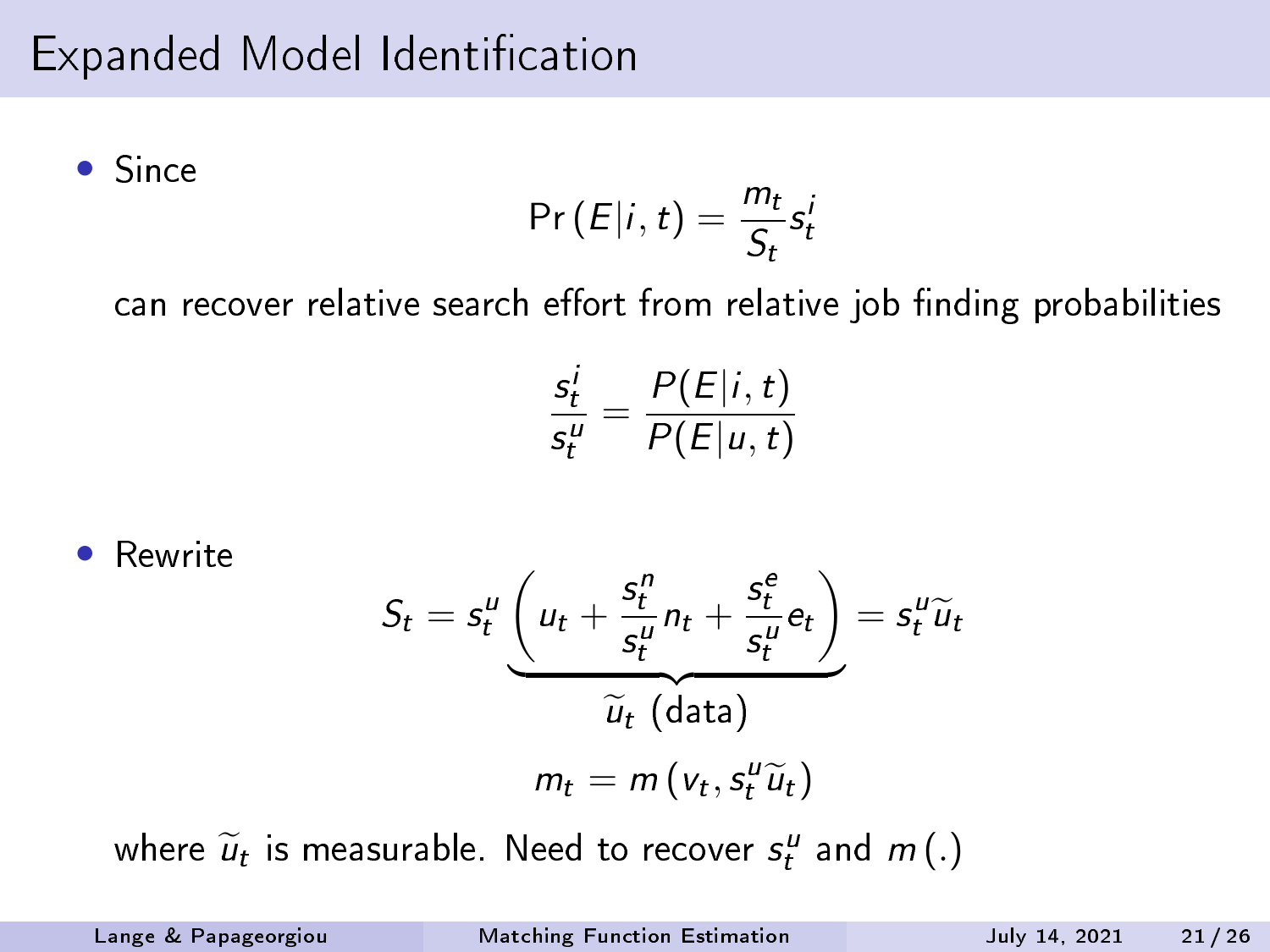# Expanded Model Identification

- Since

$$\Pr\left(E|i,t\right) = \frac{m_t}{S_t} s_t^i$$

can recover relative search effort from relative job finding probabilities

$$\frac{s_t^i}{s_t^u} = \frac{P(E|i,t)}{P(E|u,t)}$$

- Rewrite

$$S_t = s_t^u \underbrace{\left(u_t + \frac{s_t^n}{s_t^u} n_t + \frac{s_t^e}{s_t^u} e_t\right)}_{\widetilde{u}_t \text{ (data)}} = s_t^u \widetilde{u}_t$$

$$m_t = m\left(v_t, s_t^u \widetilde{u}_t\right)$$

where $\widetilde{u}_t$ is measurable. Need to recover $s_t^u$ and $m\left(.\right)$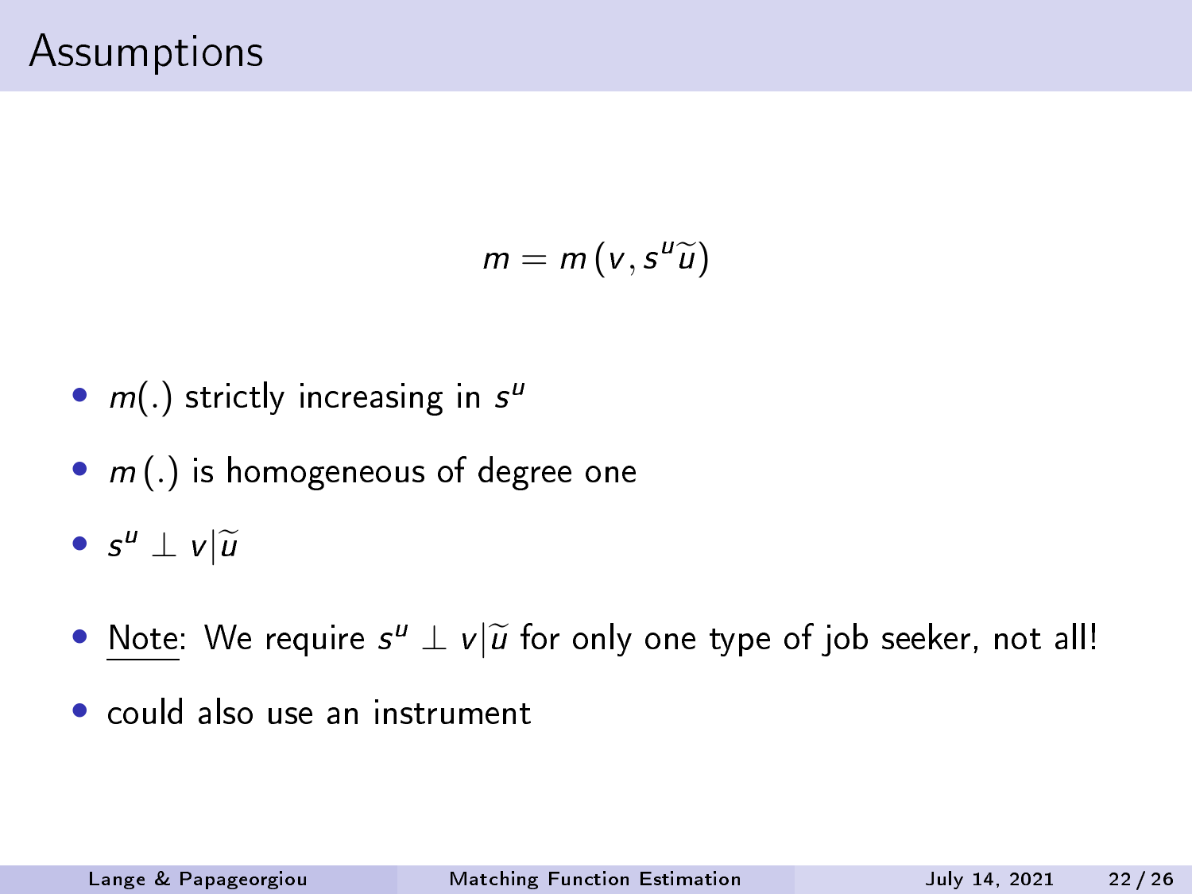# Assumptions

$$m = m\left(v, s^u \widetilde{u}\right)$$

- $m(.)$ strictly increasing in $s^u$
- $m\left(.\right)$ is homogeneous of degree one
- $s^u \perp v|\widetilde{u}$
- Note: We require $s^u \perp v|\widetilde{u}$ for only one type of job seeker, not all!
- could also use an instrument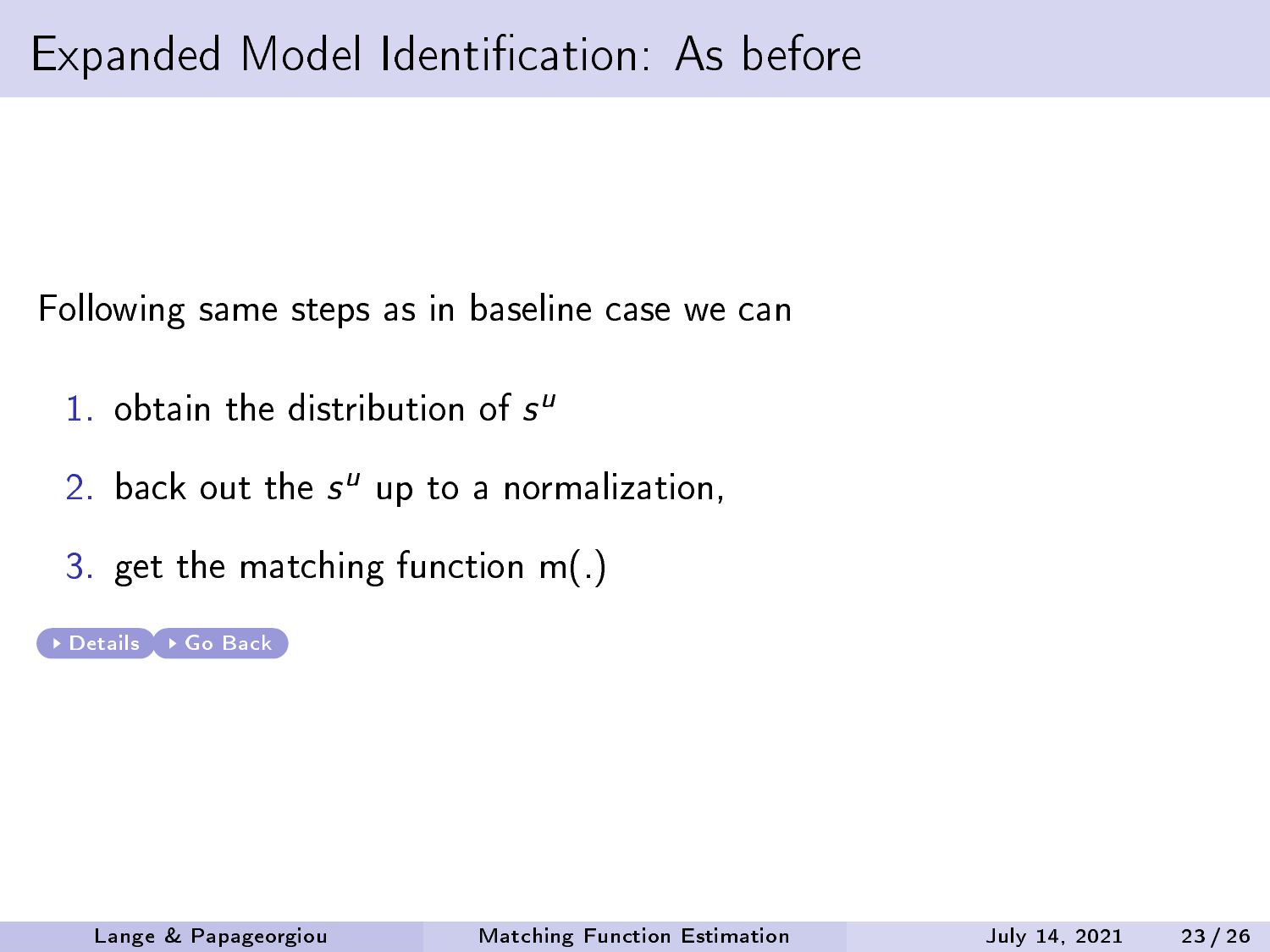# Expanded Model Identification: As before

Following same steps as in baseline case we can

1. obtain the distribution of $s^u$
2. back out the $s^u$ up to a normalization,
3. get the matching function m(.)

Details Go Back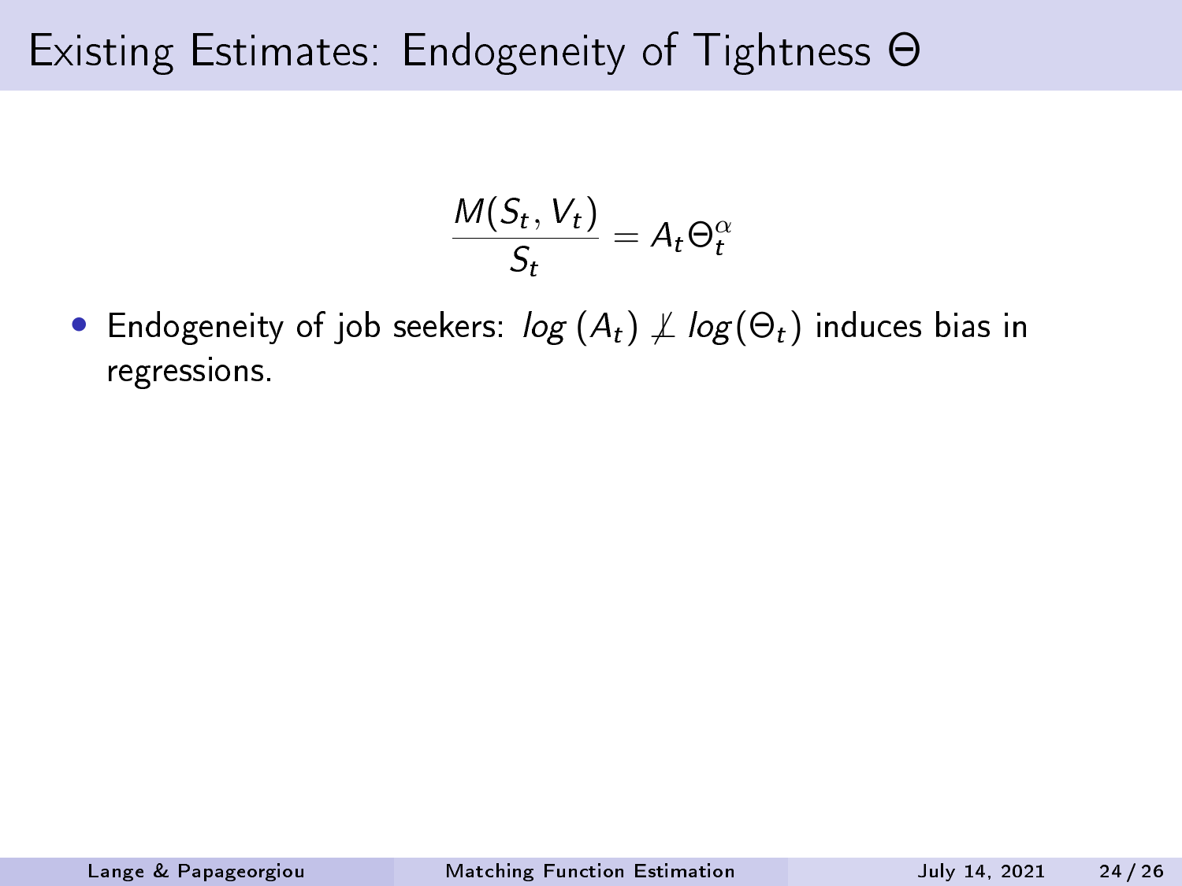# Existing Estimates: Endogeneity of Tightness $\Theta$

$$\frac{M(S_t, V_t)}{S_t} = A_t \Theta_t^{\alpha}$$

- Endogeneity of job seekers: $log\,(A_t) \not\perp log(\Theta_t)$ induces bias in regressions.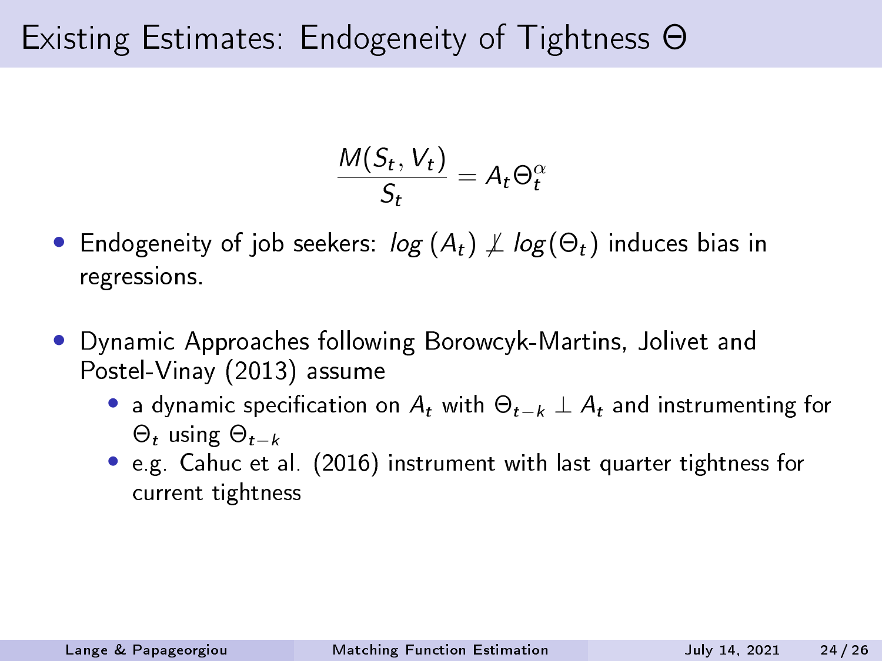# Existing Estimates: Endogeneity of Tightness $\Theta$

$$\frac{M(S_t, V_t)}{S_t} = A_t \Theta_t^{\alpha}$$

- Endogeneity of job seekers: $log\,(A_t) \not\perp log(\Theta_t)$ induces bias in regressions.
- Dynamic Approaches following Borowcyk-Martins, Jolivet and Postel-Vinay (2013) assume
  - a dynamic specification on $A_t$ with $\Theta_{t-k} \perp A_t$ and instrumenting for $\Theta_t$ using $\Theta_{t-k}$
  - e.g. Cahuc et al. (2016) instrument with last quarter tightness for current tightness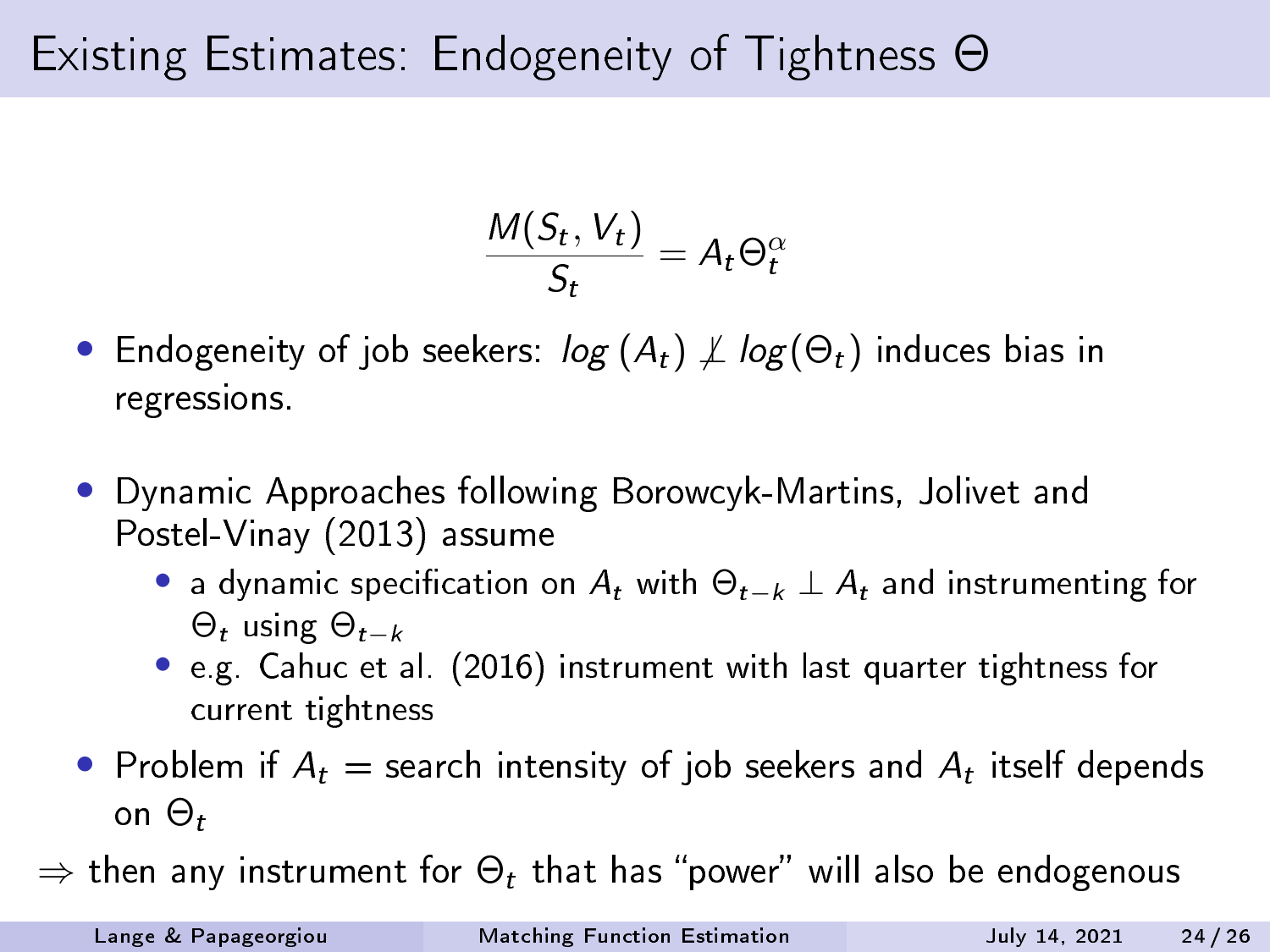# Existing Estimates: Endogeneity of Tightness $\Theta$

$$\frac{M(S_t, V_t)}{S_t} = A_t \Theta_t^{\alpha}$$

- Endogeneity of job seekers: $log\,(A_t) \not\perp log(\Theta_t)$ induces bias in regressions.
- Dynamic Approaches following Borowcyk-Martins, Jolivet and Postel-Vinay (2013) assume
  - a dynamic specification on $A_t$ with $\Theta_{t-k} \perp A_t$ and instrumenting for $\Theta_t$ using $\Theta_{t-k}$
  - e.g. Cahuc et al. (2016) instrument with last quarter tightness for current tightness
- Problem if $A_t$ = search intensity of job seekers and $A_t$ itself depends on $\Theta_t$

$\Rightarrow$ then any instrument for $\Theta_t$ that has "power" will also be endogenous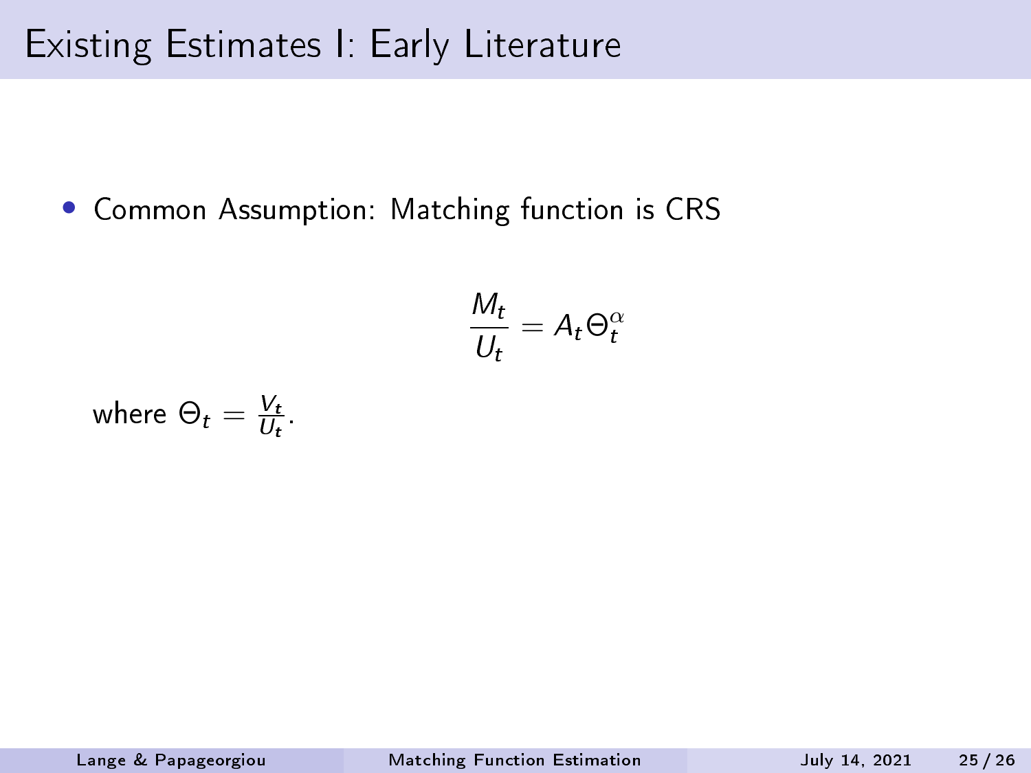# Existing Estimates I: Early Literature

- Common Assumption: Matching function is CRS

$$\frac{M_t}{U_t} = A_t \Theta_t^{\alpha}$$

where $\Theta_t = \frac{V_t}{U_t}$.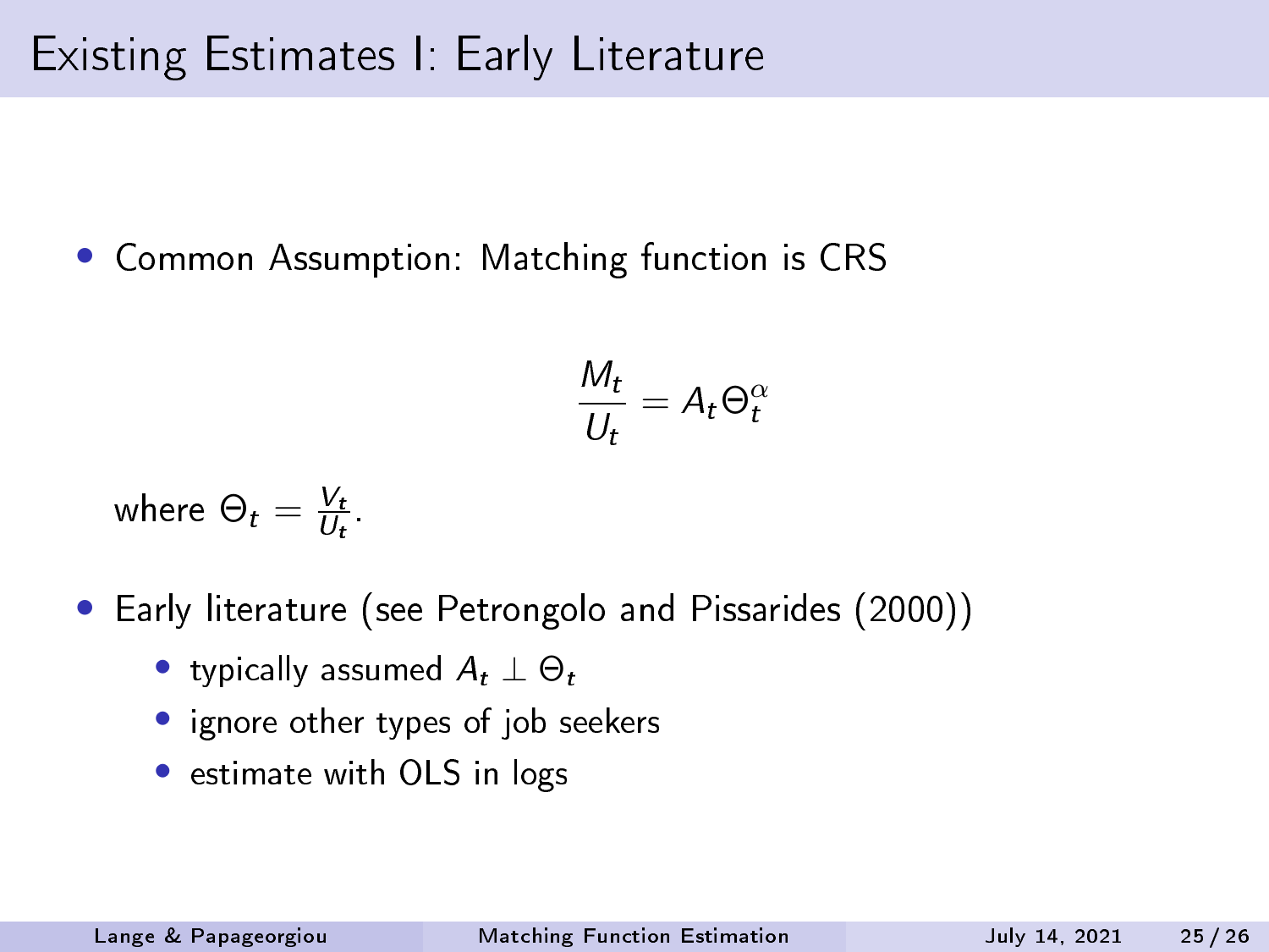# Existing Estimates I: Early Literature

- Common Assumption: Matching function is CRS

$$\frac{M_t}{U_t} = A_t \Theta_t^{\alpha}$$

where $\Theta_t = \frac{V_t}{U_t}$.

- Early literature (see Petrongolo and Pissarides (2000))
  - typically assumed $A_t \perp \Theta_t$
  - ignore other types of job seekers
  - estimate with OLS in logs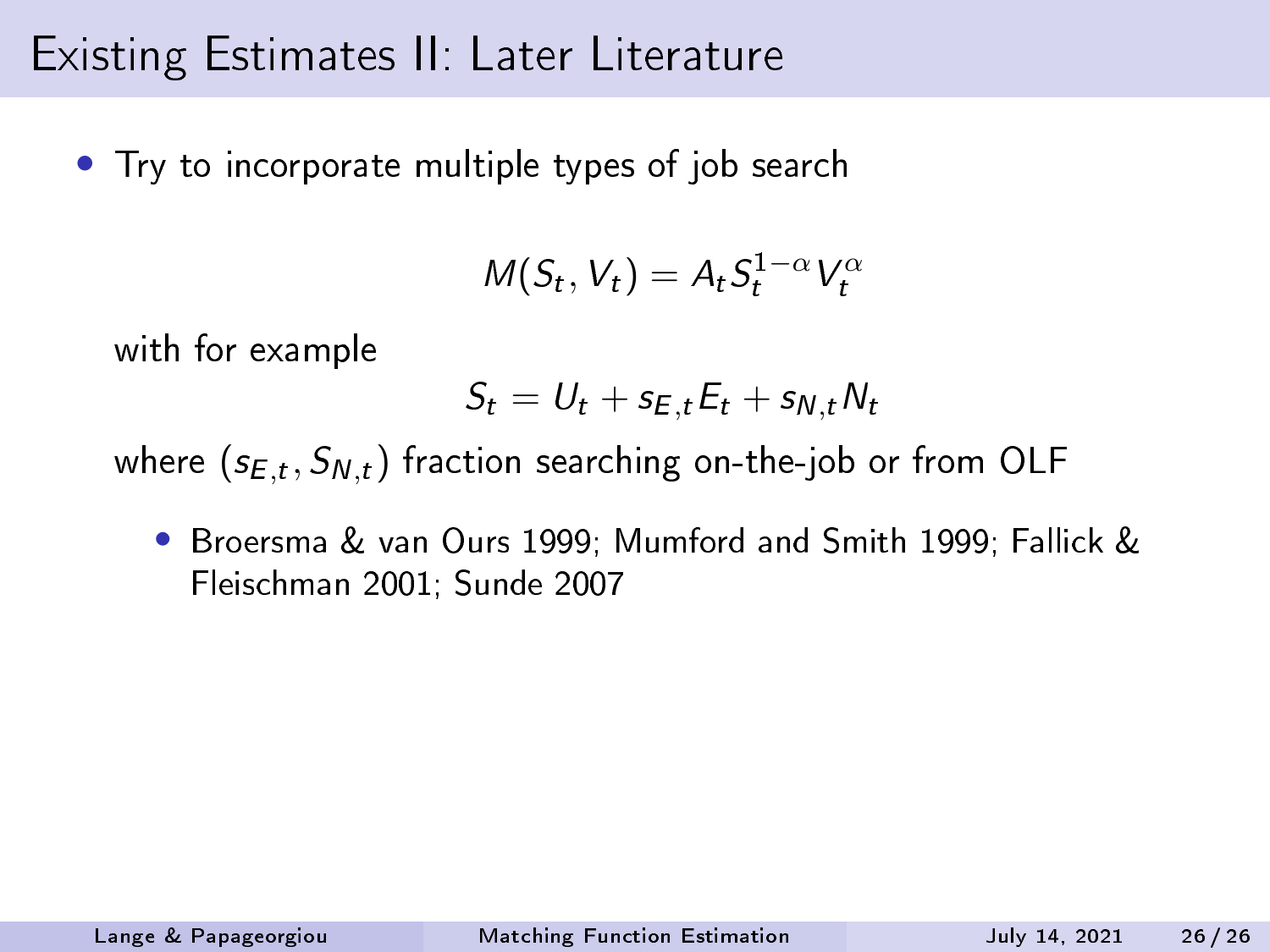# Existing Estimates II: Later Literature

- Try to incorporate multiple types of job search

$$M(S_t, V_t) = A_t S_t^{1-\alpha} V_t^{\alpha}$$

with for example

$$S_t = U_t + s_{E,t} E_t + s_{N,t} N_t$$

where $(s_{E,t}, S_{N,t})$ fraction searching on-the-job or from OLF

  - Broersma & van Ours 1999; Mumford and Smith 1999; Fallick & Fleischman 2001; Sunde 2007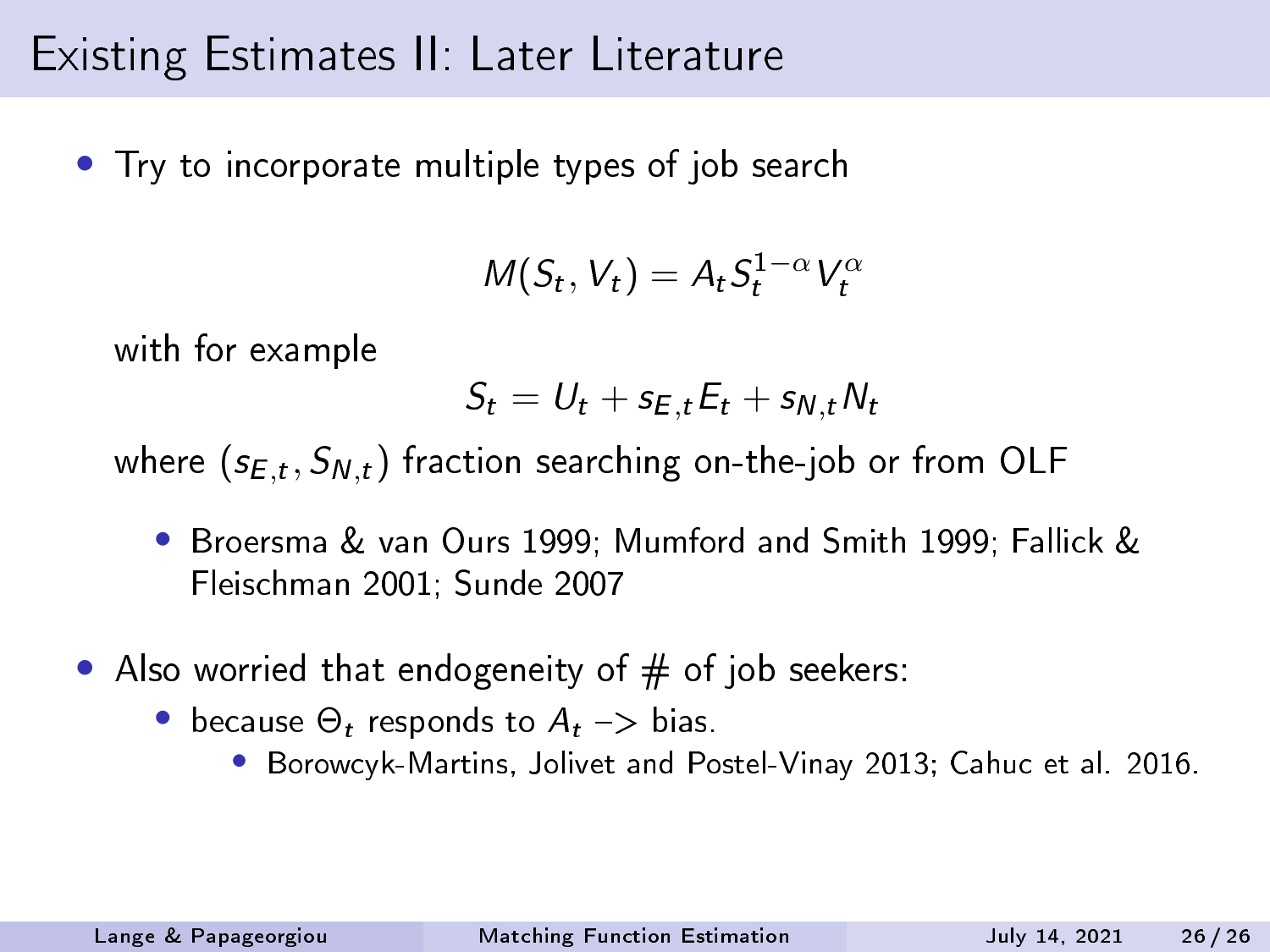# Existing Estimates II: Later Literature

- Try to incorporate multiple types of job search

$$M(S_t, V_t) = A_t S_t^{1-\alpha} V_t^{\alpha}$$

with for example

$$S_t = U_t + s_{E,t} E_t + s_{N,t} N_t$$

where $(s_{E,t}, S_{N,t})$ fraction searching on-the-job or from OLF

- Broersma & van Ours 1999; Mumford and Smith 1999; Fallick & Fleischman 2001; Sunde 2007

- Also worried that endogeneity of # of job seekers:
  - because $\Theta_t$ responds to $A_t$ –> bias.
    - Borowcyk-Martins, Jolivet and Postel-Vinay 2013; Cahuc et al. 2016.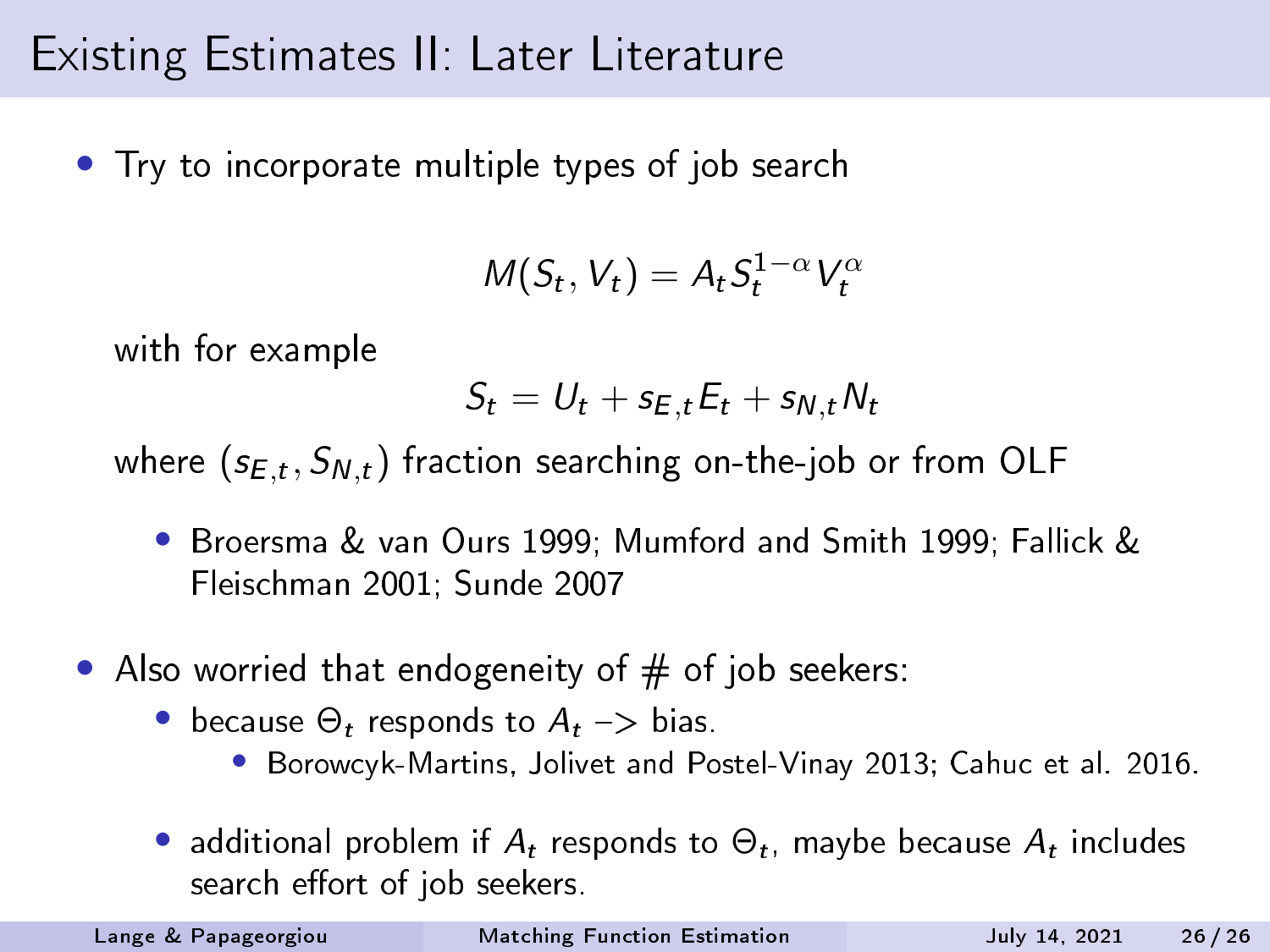# Existing Estimates II: Later Literature

- Try to incorporate multiple types of job search

$$M(S_t, V_t) = A_t S_t^{1-\alpha} V_t^{\alpha}$$

with for example

$$S_t = U_t + s_{E,t} E_t + s_{N,t} N_t$$

where $(s_{E,t}, S_{N,t})$ fraction searching on-the-job or from OLF

  - Broersma & van Ours 1999; Mumford and Smith 1999; Fallick & Fleischman 2001; Sunde 2007

- Also worried that endogeneity of # of job seekers:
  - because $\Theta_t$ responds to $A_t$ −> bias.
    - Borowcyk-Martins, Jolivet and Postel-Vinay 2013; Cahuc et al. 2016.
  - additional problem if $A_t$ responds to $\Theta_t$, maybe because $A_t$ includes search effort of job seekers.